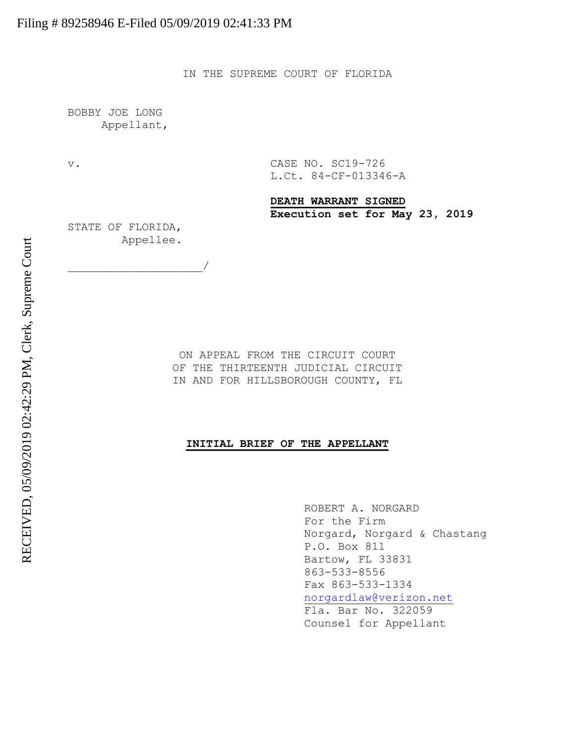Filing # 89258946 E-Filed 05/09/2019 02:41:33 PM

RECEIVED, 05/09/2019 02:42:29 PM, Clerk, Supreme Court

IN THE SUPREME COURT OF FLORIDA

BOBBY JOE LONG
Appellant,

v.

CASE NO. SC19-726
L.Ct. 84-CF-013346-A

**DEATH WARRANT SIGNED**
**Execution set for May 23, 2019**

STATE OF FLORIDA,
Appellee.

____________________/

ON APPEAL FROM THE CIRCUIT COURT
OF THE THIRTEENTH JUDICIAL CIRCUIT
IN AND FOR HILLSBOROUGH COUNTY, FL

**INITIAL BRIEF OF THE APPELLANT**

ROBERT A. NORGARD
For the Firm
Norgard, Norgard & Chastang
P.O. Box 811
Bartow, FL 33831
863-533-8556
Fax 863-533-1334
norgardlaw@verizon.net
Fla. Bar No. 322059
Counsel for Appellant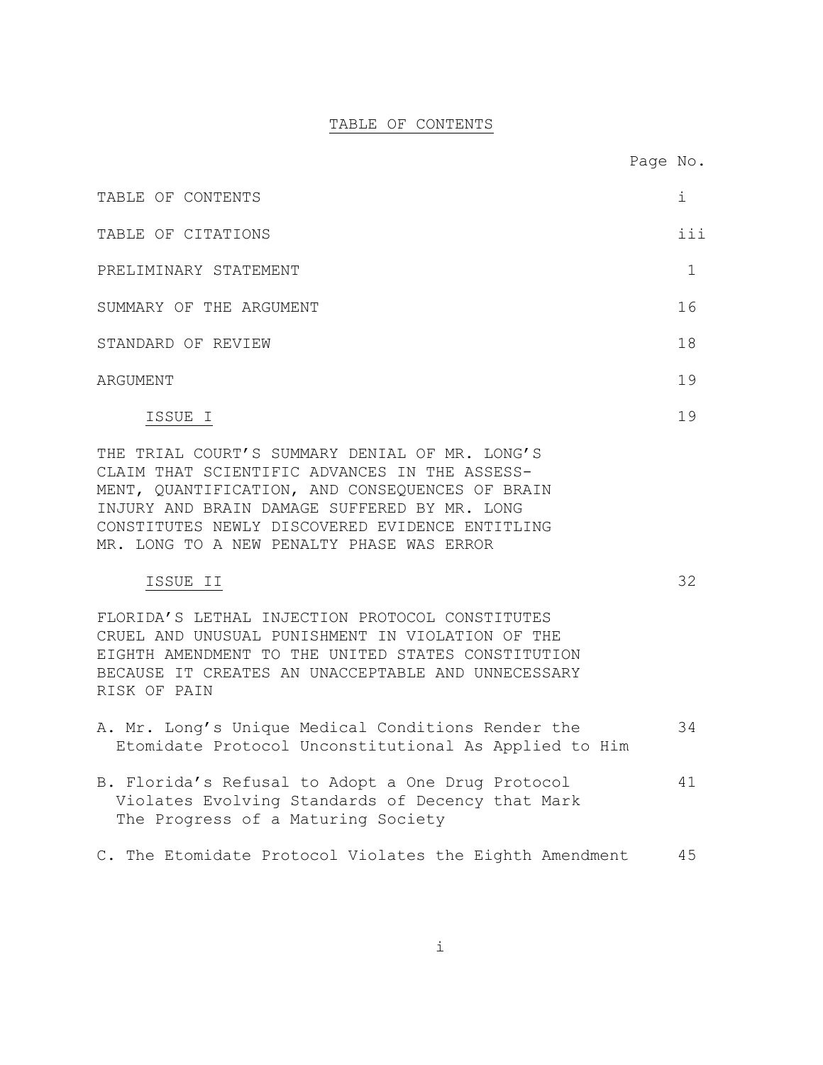# TABLE OF CONTENTS

| | Page No. |
|---|---|
| TABLE OF CONTENTS | i |
| TABLE OF CITATIONS | iii |
| PRELIMINARY STATEMENT | 1 |
| SUMMARY OF THE ARGUMENT | 16 |
| STANDARD OF REVIEW | 18 |
| ARGUMENT | 19 |
| ISSUE I | 19 |
| THE TRIAL COURT'S SUMMARY DENIAL OF MR. LONG'S CLAIM THAT SCIENTIFIC ADVANCES IN THE ASSESS-MENT, QUANTIFICATION, AND CONSEQUENCES OF BRAIN INJURY AND BRAIN DAMAGE SUFFERED BY MR. LONG CONSTITUTES NEWLY DISCOVERED EVIDENCE ENTITLING MR. LONG TO A NEW PENALTY PHASE WAS ERROR | |
| ISSUE II | 32 |
| FLORIDA'S LETHAL INJECTION PROTOCOL CONSTITUTES CRUEL AND UNUSUAL PUNISHMENT IN VIOLATION OF THE EIGHTH AMENDMENT TO THE UNITED STATES CONSTITUTION BECAUSE IT CREATES AN UNACCEPTABLE AND UNNECESSARY RISK OF PAIN | |
| A. Mr. Long's Unique Medical Conditions Render the Etomidate Protocol Unconstitutional As Applied to Him | 34 |
| B. Florida's Refusal to Adopt a One Drug Protocol Violates Evolving Standards of Decency that Mark The Progress of a Maturing Society | 41 |
| C. The Etomidate Protocol Violates the Eighth Amendment | 45 |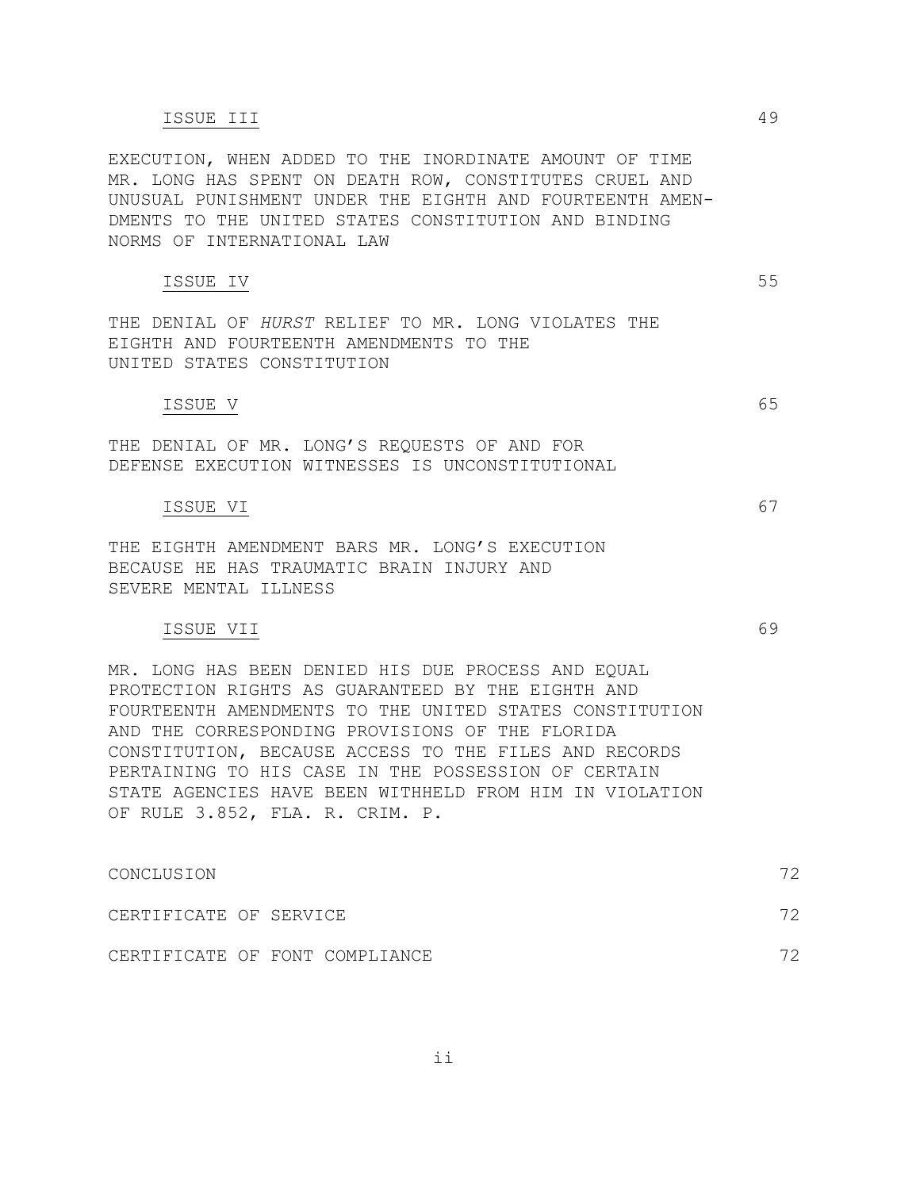<u>ISSUE III</u> 49

EXECUTION, WHEN ADDED TO THE INORDINATE AMOUNT OF TIME MR. LONG HAS SPENT ON DEATH ROW, CONSTITUTES CRUEL AND UNUSUAL PUNISHMENT UNDER THE EIGHTH AND FOURTEENTH AMENDMENTS TO THE UNITED STATES CONSTITUTION AND BINDING NORMS OF INTERNATIONAL LAW

<u>ISSUE IV</u> 55

THE DENIAL OF *HURST* RELIEF TO MR. LONG VIOLATES THE EIGHTH AND FOURTEENTH AMENDMENTS TO THE UNITED STATES CONSTITUTION

<u>ISSUE V</u> 65

THE DENIAL OF MR. LONG'S REQUESTS OF AND FOR DEFENSE EXECUTION WITNESSES IS UNCONSTITUTIONAL

<u>ISSUE VI</u> 67

THE EIGHTH AMENDMENT BARS MR. LONG'S EXECUTION BECAUSE HE HAS TRAUMATIC BRAIN INJURY AND SEVERE MENTAL ILLNESS

<u>ISSUE VII</u> 69

MR. LONG HAS BEEN DENIED HIS DUE PROCESS AND EQUAL PROTECTION RIGHTS AS GUARANTEED BY THE EIGHTH AND FOURTEENTH AMENDMENTS TO THE UNITED STATES CONSTITUTION AND THE CORRESPONDING PROVISIONS OF THE FLORIDA CONSTITUTION, BECAUSE ACCESS TO THE FILES AND RECORDS PERTAINING TO HIS CASE IN THE POSSESSION OF CERTAIN STATE AGENCIES HAVE BEEN WITHHELD FROM HIM IN VIOLATION OF RULE 3.852, FLA. R. CRIM. P.

CONCLUSION 72

CERTIFICATE OF SERVICE 72

CERTIFICATE OF FONT COMPLIANCE 72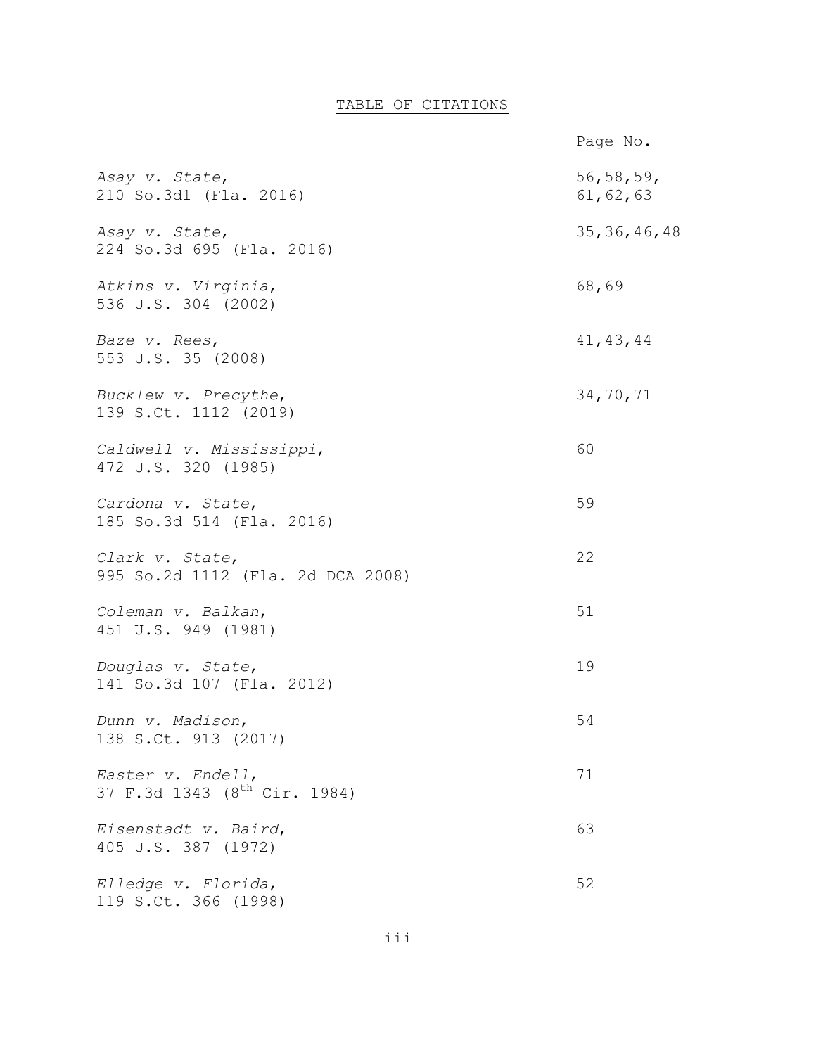# TABLE OF CITATIONS

| | Page No. |
|---|---|
| *Asay v. State*, 210 So.3d1 (Fla. 2016) | 56,58,59, 61,62,63 |
| *Asay v. State*, 224 So.3d 695 (Fla. 2016) | 35,36,46,48 |
| *Atkins v. Virginia*, 536 U.S. 304 (2002) | 68,69 |
| *Baze v. Rees*, 553 U.S. 35 (2008) | 41,43,44 |
| *Bucklew v. Precythe*, 139 S.Ct. 1112 (2019) | 34,70,71 |
| *Caldwell v. Mississippi*, 472 U.S. 320 (1985) | 60 |
| *Cardona v. State*, 185 So.3d 514 (Fla. 2016) | 59 |
| *Clark v. State*, 995 So.2d 1112 (Fla. 2d DCA 2008) | 22 |
| *Coleman v. Balkan*, 451 U.S. 949 (1981) | 51 |
| *Douglas v. State*, 141 So.3d 107 (Fla. 2012) | 19 |
| *Dunn v. Madison*, 138 S.Ct. 913 (2017) | 54 |
| *Easter v. Endell*, 37 F.3d 1343 (8th Cir. 1984) | 71 |
| *Eisenstadt v. Baird*, 405 U.S. 387 (1972) | 63 |
| *Elledge v. Florida*, 119 S.Ct. 366 (1998) | 52 |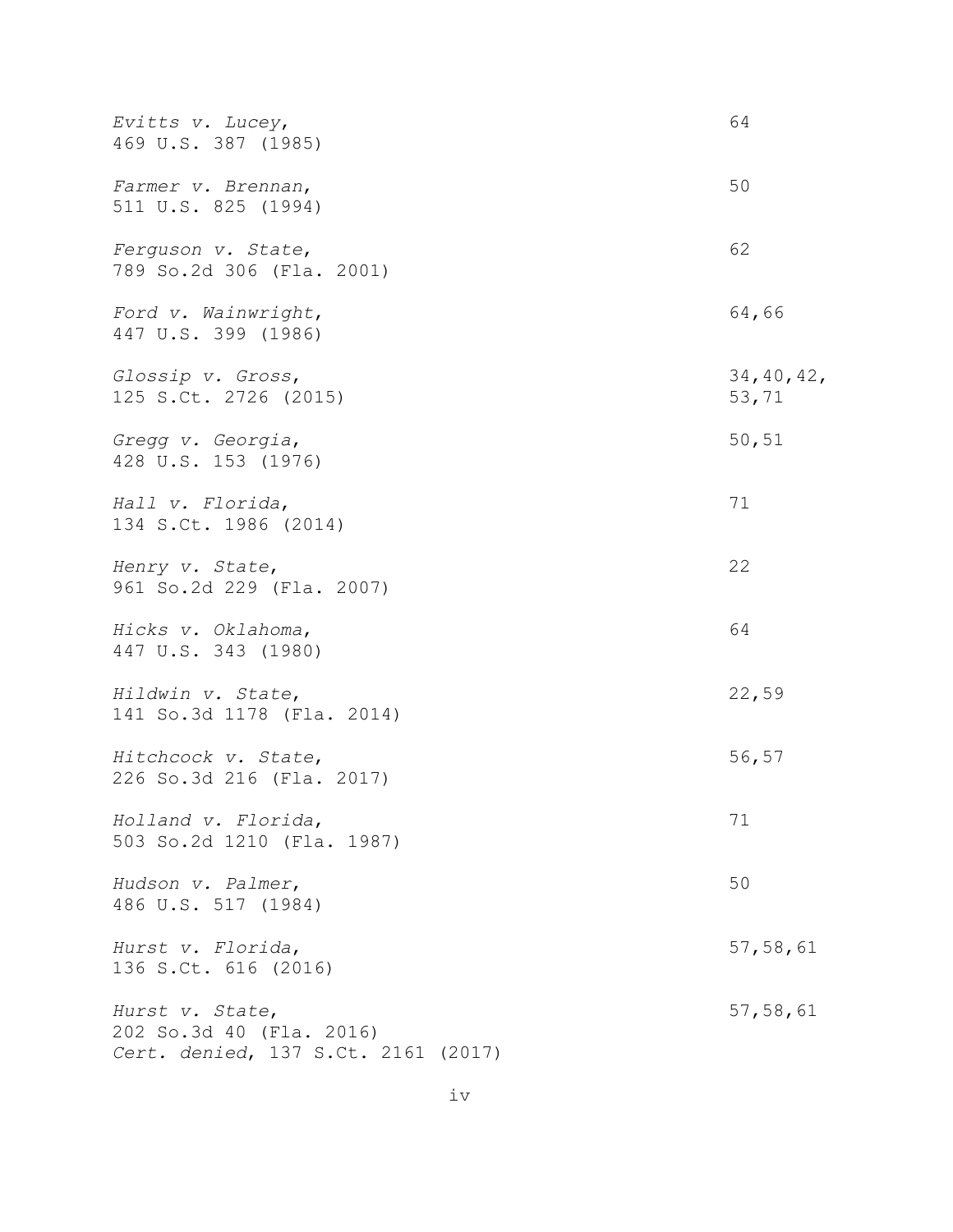| | |
|---|---|
| *Evitts v. Lucey*,<br>469 U.S. 387 (1985) | 64 |
| *Farmer v. Brennan*,<br>511 U.S. 825 (1994) | 50 |
| *Ferguson v. State*,<br>789 So.2d 306 (Fla. 2001) | 62 |
| *Ford v. Wainwright*,<br>447 U.S. 399 (1986) | 64,66 |
| *Glossip v. Gross*,<br>125 S.Ct. 2726 (2015) | 34,40,42,<br>53,71 |
| *Gregg v. Georgia*,<br>428 U.S. 153 (1976) | 50,51 |
| *Hall v. Florida*,<br>134 S.Ct. 1986 (2014) | 71 |
| *Henry v. State*,<br>961 So.2d 229 (Fla. 2007) | 22 |
| *Hicks v. Oklahoma*,<br>447 U.S. 343 (1980) | 64 |
| *Hildwin v. State*,<br>141 So.3d 1178 (Fla. 2014) | 22,59 |
| *Hitchcock v. State*,<br>226 So.3d 216 (Fla. 2017) | 56,57 |
| *Holland v. Florida*,<br>503 So.2d 1210 (Fla. 1987) | 71 |
| *Hudson v. Palmer*,<br>486 U.S. 517 (1984) | 50 |
| *Hurst v. Florida*,<br>136 S.Ct. 616 (2016) | 57,58,61 |
| *Hurst v. State*,<br>202 So.3d 40 (Fla. 2016)<br>*Cert. denied*, 137 S.Ct. 2161 (2017) | 57,58,61 |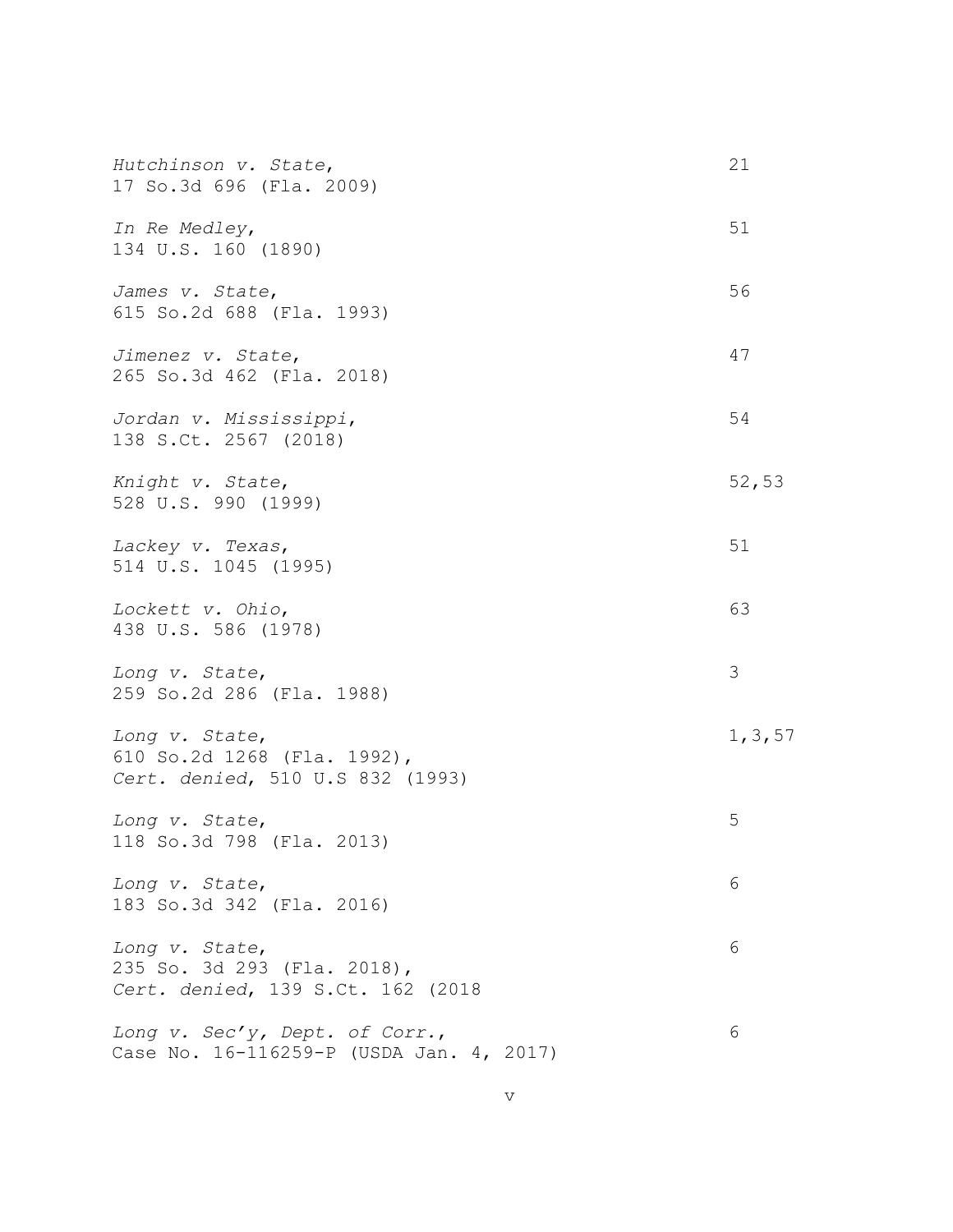| | |
|---|---|
| *Hutchinson v. State*,<br>17 So.3d 696 (Fla. 2009) | 21 |
| *In Re Medley*,<br>134 U.S. 160 (1890) | 51 |
| *James v. State*,<br>615 So.2d 688 (Fla. 1993) | 56 |
| *Jimenez v. State*,<br>265 So.3d 462 (Fla. 2018) | 47 |
| *Jordan v. Mississippi*,<br>138 S.Ct. 2567 (2018) | 54 |
| *Knight v. State*,<br>528 U.S. 990 (1999) | 52,53 |
| *Lackey v. Texas*,<br>514 U.S. 1045 (1995) | 51 |
| *Lockett v. Ohio*,<br>438 U.S. 586 (1978) | 63 |
| *Long v. State*,<br>259 So.2d 286 (Fla. 1988) | 3 |
| *Long v. State*,<br>610 So.2d 1268 (Fla. 1992),<br>*Cert. denied*, 510 U.S 832 (1993) | 1,3,57 |
| *Long v. State*,<br>118 So.3d 798 (Fla. 2013) | 5 |
| *Long v. State*,<br>183 So.3d 342 (Fla. 2016) | 6 |
| *Long v. State*,<br>235 So. 3d 293 (Fla. 2018),<br>*Cert. denied*, 139 S.Ct. 162 (2018 | 6 |
| *Long v. Sec'y, Dept. of Corr.*,<br>Case No. 16-116259-P (USDA Jan. 4, 2017) | 6 |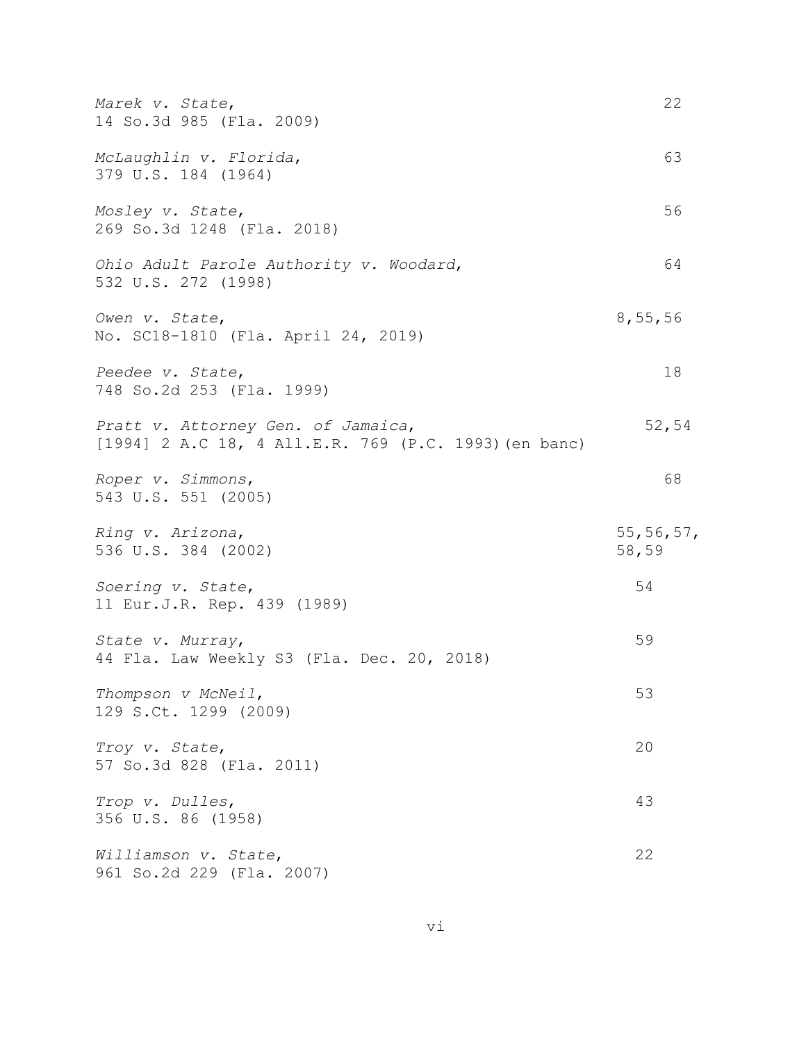*Marek v. State*,
14 So.3d 985 (Fla. 2009) 22

*McLaughlin v. Florida*,
379 U.S. 184 (1964) 63

*Mosley v. State*,
269 So.3d 1248 (Fla. 2018) 56

*Ohio Adult Parole Authority v. Woodard*,
532 U.S. 272 (1998) 64

*Owen v. State*,
No. SC18-1810 (Fla. April 24, 2019) 8,55,56

*Peedee v. State*,
748 So.2d 253 (Fla. 1999) 18

*Pratt v. Attorney Gen. of Jamaica*,
[1994] 2 A.C 18, 4 All.E.R. 769 (P.C. 1993)(en banc) 52,54

*Roper v. Simmons*,
543 U.S. 551 (2005) 68

*Ring v. Arizona*,
536 U.S. 384 (2002) 55,56,57,58,59

*Soering v. State*,
11 Eur.J.R. Rep. 439 (1989) 54

*State v. Murray*,
44 Fla. Law Weekly S3 (Fla. Dec. 20, 2018) 59

*Thompson v McNeil*,
129 S.Ct. 1299 (2009) 53

*Troy v. State*,
57 So.3d 828 (Fla. 2011) 20

*Trop v. Dulles*,
356 U.S. 86 (1958) 43

*Williamson v. State*,
961 So.2d 229 (Fla. 2007) 22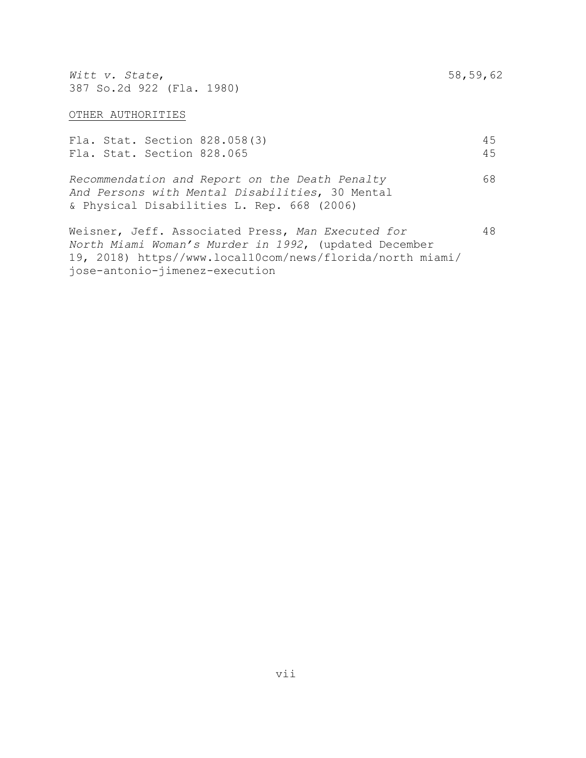*Witt v. State*, 387 So.2d 922 (Fla. 1980) — 58,59,62

OTHER AUTHORITIES

Fla. Stat. Section 828.058(3) — 45

Fla. Stat. Section 828.065 — 45

*Recommendation and Report on the Death Penalty And Persons with Mental Disabilities*, 30 Mental & Physical Disabilities L. Rep. 668 (2006) — 68

Weisner, Jeff. Associated Press, *Man Executed for North Miami Woman's Murder in 1992*, (updated December 19, 2018) https//www.local10com/news/florida/north miami/ jose-antonio-jimenez-execution — 48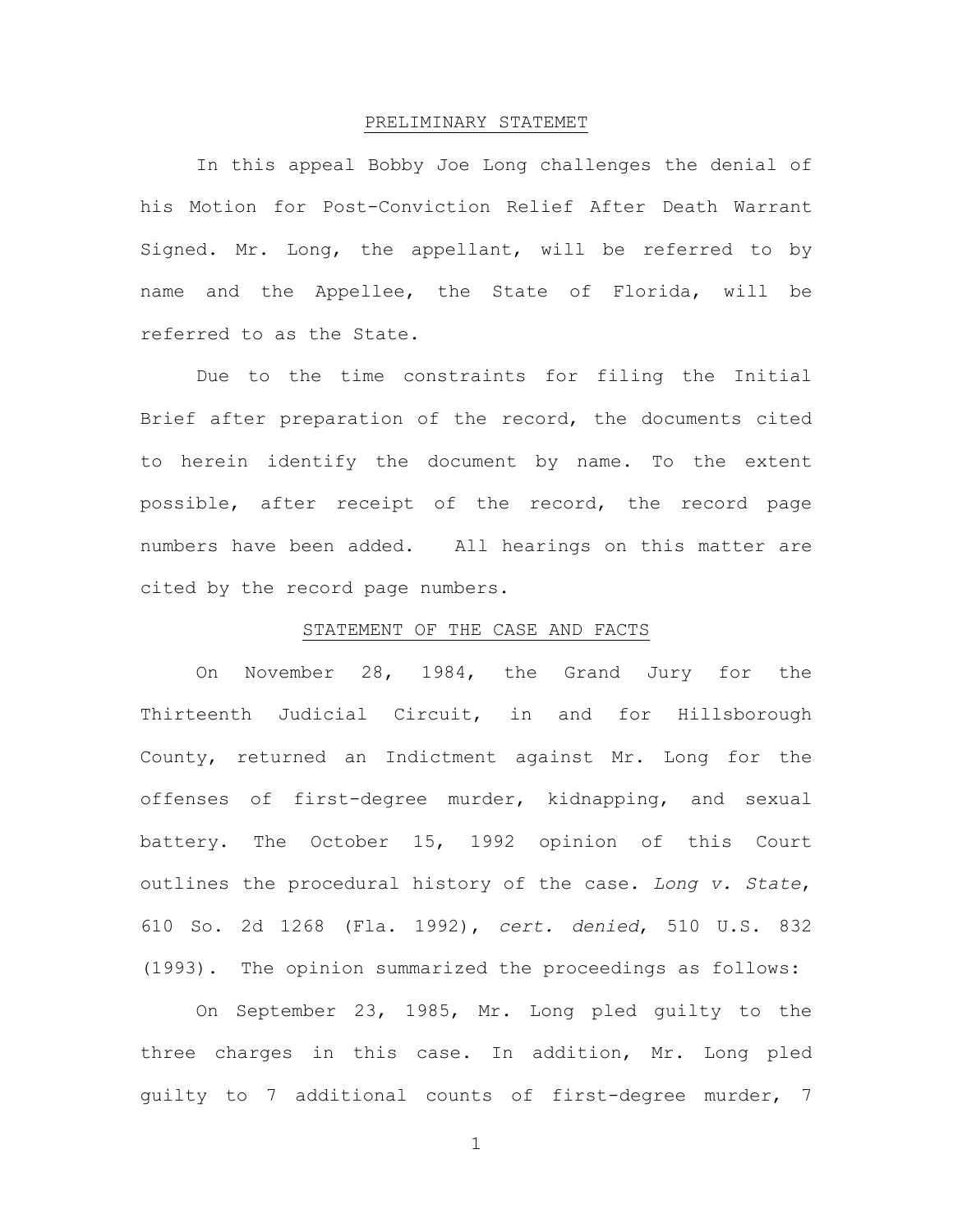## PRELIMINARY STATEMET

In this appeal Bobby Joe Long challenges the denial of his Motion for Post-Conviction Relief After Death Warrant Signed. Mr. Long, the appellant, will be referred to by name and the Appellee, the State of Florida, will be referred to as the State.

Due to the time constraints for filing the Initial Brief after preparation of the record, the documents cited to herein identify the document by name. To the extent possible, after receipt of the record, the record page numbers have been added. All hearings on this matter are cited by the record page numbers.

## STATEMENT OF THE CASE AND FACTS

On November 28, 1984, the Grand Jury for the Thirteenth Judicial Circuit, in and for Hillsborough County, returned an Indictment against Mr. Long for the offenses of first-degree murder, kidnapping, and sexual battery. The October 15, 1992 opinion of this Court outlines the procedural history of the case. *Long v. State*, 610 So. 2d 1268 (Fla. 1992), *cert. denied*, 510 U.S. 832 (1993). The opinion summarized the proceedings as follows:

On September 23, 1985, Mr. Long pled guilty to the three charges in this case. In addition, Mr. Long pled guilty to 7 additional counts of first-degree murder, 7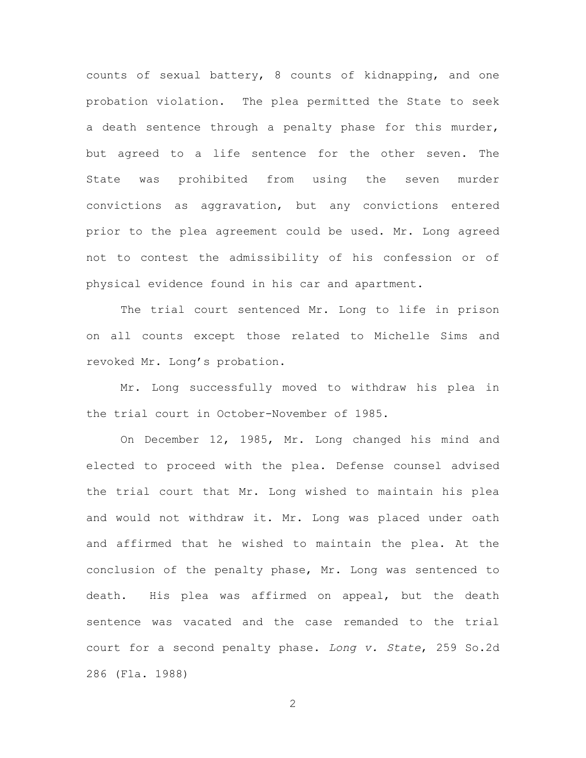counts of sexual battery, 8 counts of kidnapping, and one probation violation. The plea permitted the State to seek a death sentence through a penalty phase for this murder, but agreed to a life sentence for the other seven. The State was prohibited from using the seven murder convictions as aggravation, but any convictions entered prior to the plea agreement could be used. Mr. Long agreed not to contest the admissibility of his confession or of physical evidence found in his car and apartment.

The trial court sentenced Mr. Long to life in prison on all counts except those related to Michelle Sims and revoked Mr. Long's probation.

Mr. Long successfully moved to withdraw his plea in the trial court in October-November of 1985.

On December 12, 1985, Mr. Long changed his mind and elected to proceed with the plea. Defense counsel advised the trial court that Mr. Long wished to maintain his plea and would not withdraw it. Mr. Long was placed under oath and affirmed that he wished to maintain the plea. At the conclusion of the penalty phase, Mr. Long was sentenced to death. His plea was affirmed on appeal, but the death sentence was vacated and the case remanded to the trial court for a second penalty phase. *Long v. State*, 259 So.2d 286 (Fla. 1988)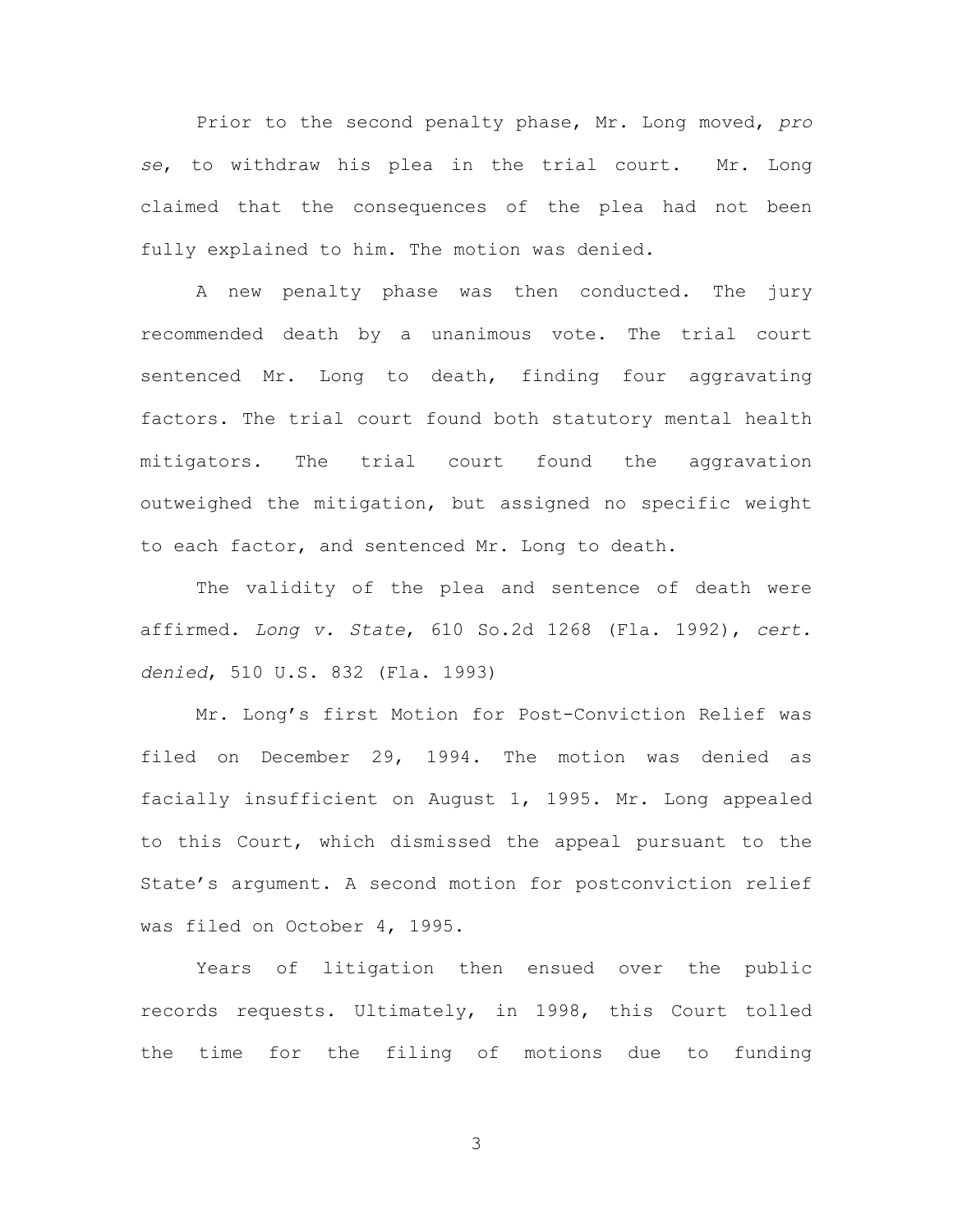Prior to the second penalty phase, Mr. Long moved, *pro se*, to withdraw his plea in the trial court. Mr. Long claimed that the consequences of the plea had not been fully explained to him. The motion was denied.

A new penalty phase was then conducted. The jury recommended death by a unanimous vote. The trial court sentenced Mr. Long to death, finding four aggravating factors. The trial court found both statutory mental health mitigators. The trial court found the aggravation outweighed the mitigation, but assigned no specific weight to each factor, and sentenced Mr. Long to death.

The validity of the plea and sentence of death were affirmed. *Long v. State*, 610 So.2d 1268 (Fla. 1992), *cert. denied*, 510 U.S. 832 (Fla. 1993)

Mr. Long's first Motion for Post-Conviction Relief was filed on December 29, 1994. The motion was denied as facially insufficient on August 1, 1995. Mr. Long appealed to this Court, which dismissed the appeal pursuant to the State's argument. A second motion for postconviction relief was filed on October 4, 1995.

Years of litigation then ensued over the public records requests. Ultimately, in 1998, this Court tolled the time for the filing of motions due to funding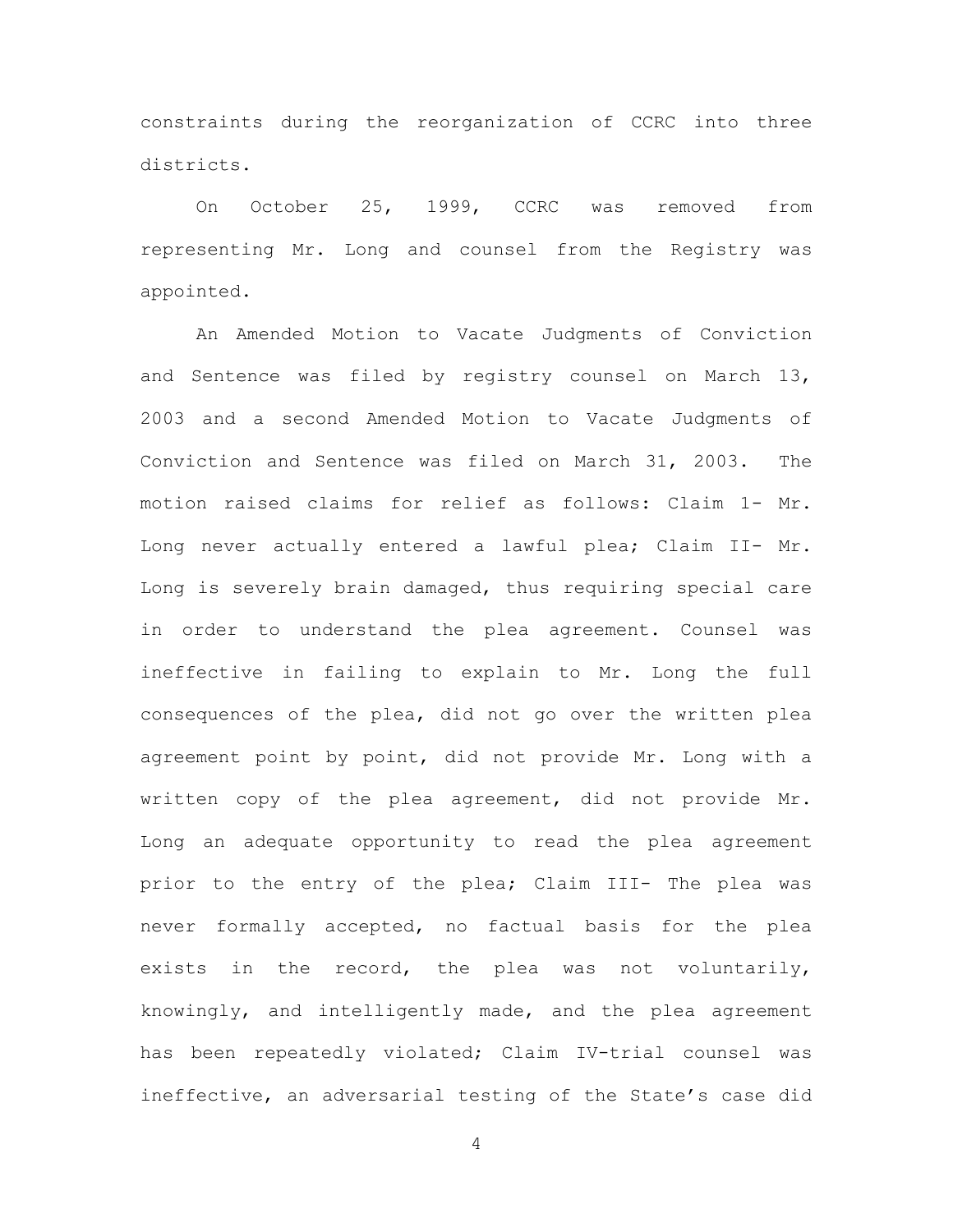constraints during the reorganization of CCRC into three districts.

On October 25, 1999, CCRC was removed from representing Mr. Long and counsel from the Registry was appointed.

An Amended Motion to Vacate Judgments of Conviction and Sentence was filed by registry counsel on March 13, 2003 and a second Amended Motion to Vacate Judgments of Conviction and Sentence was filed on March 31, 2003. The motion raised claims for relief as follows: Claim 1- Mr. Long never actually entered a lawful plea; Claim II- Mr. Long is severely brain damaged, thus requiring special care in order to understand the plea agreement. Counsel was ineffective in failing to explain to Mr. Long the full consequences of the plea, did not go over the written plea agreement point by point, did not provide Mr. Long with a written copy of the plea agreement, did not provide Mr. Long an adequate opportunity to read the plea agreement prior to the entry of the plea; Claim III- The plea was never formally accepted, no factual basis for the plea exists in the record, the plea was not voluntarily, knowingly, and intelligently made, and the plea agreement has been repeatedly violated; Claim IV-trial counsel was ineffective, an adversarial testing of the State's case did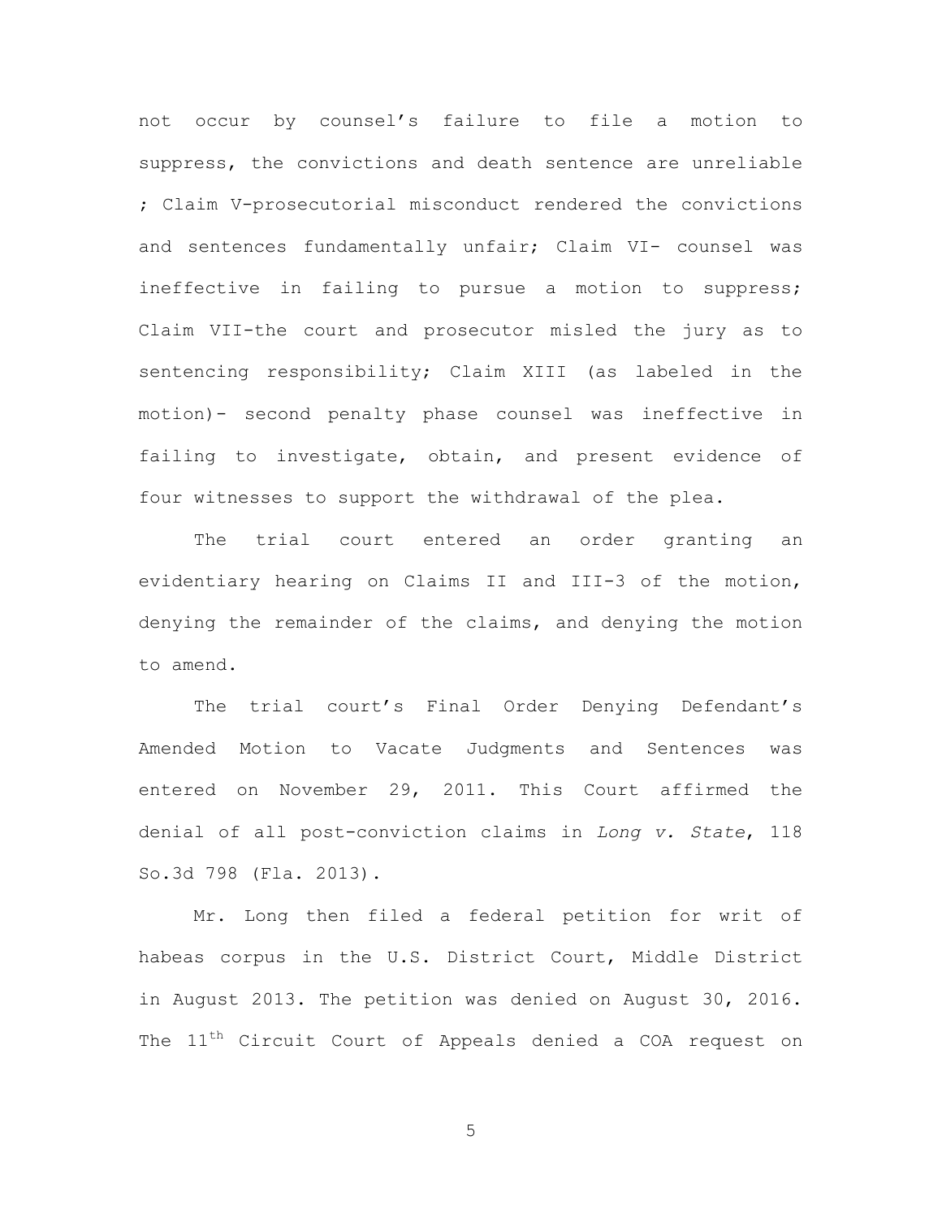not occur by counsel's failure to file a motion to suppress, the convictions and death sentence are unreliable ; Claim V-prosecutorial misconduct rendered the convictions and sentences fundamentally unfair; Claim VI- counsel was ineffective in failing to pursue a motion to suppress; Claim VII-the court and prosecutor misled the jury as to sentencing responsibility; Claim XIII (as labeled in the motion)- second penalty phase counsel was ineffective in failing to investigate, obtain, and present evidence of four witnesses to support the withdrawal of the plea.

The trial court entered an order granting an evidentiary hearing on Claims II and III-3 of the motion, denying the remainder of the claims, and denying the motion to amend.

The trial court's Final Order Denying Defendant's Amended Motion to Vacate Judgments and Sentences was entered on November 29, 2011. This Court affirmed the denial of all post-conviction claims in *Long v. State*, 118 So.3d 798 (Fla. 2013).

Mr. Long then filed a federal petition for writ of habeas corpus in the U.S. District Court, Middle District in August 2013. The petition was denied on August 30, 2016. The 11th Circuit Court of Appeals denied a COA request on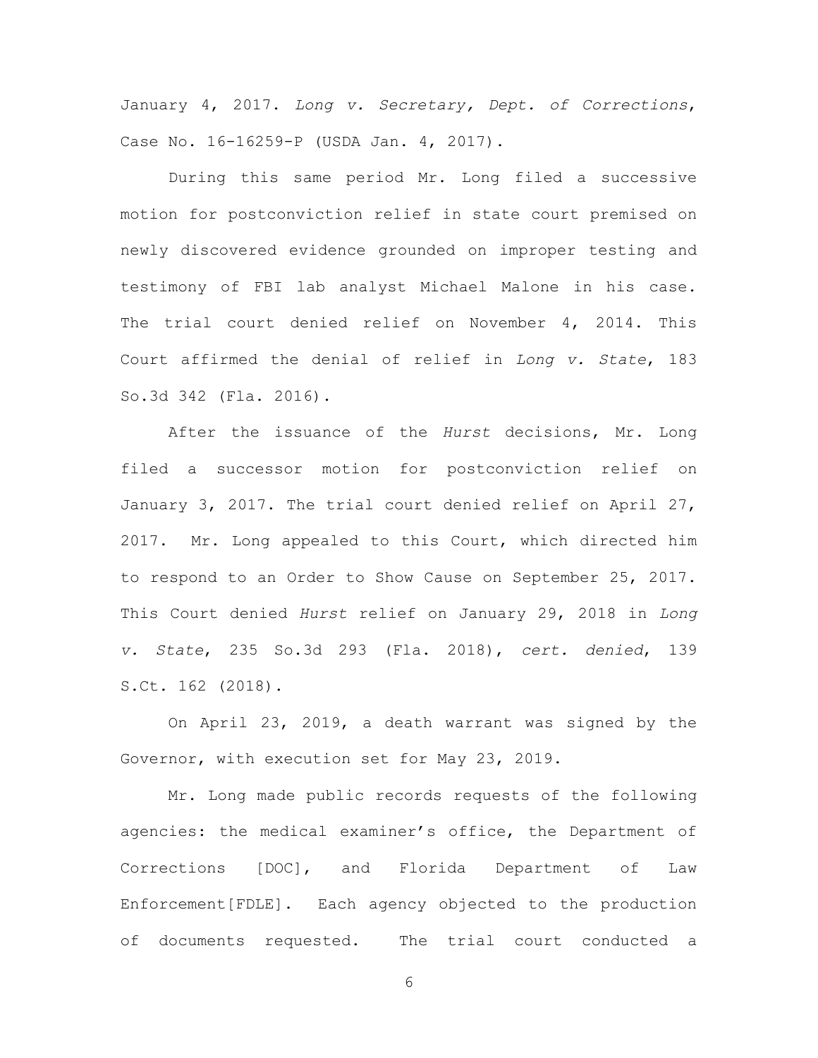January 4, 2017. *Long v. Secretary, Dept. of Corrections*, Case No. 16-16259-P (USDA Jan. 4, 2017).

During this same period Mr. Long filed a successive motion for postconviction relief in state court premised on newly discovered evidence grounded on improper testing and testimony of FBI lab analyst Michael Malone in his case. The trial court denied relief on November 4, 2014. This Court affirmed the denial of relief in *Long v. State*, 183 So.3d 342 (Fla. 2016).

After the issuance of the *Hurst* decisions, Mr. Long filed a successor motion for postconviction relief on January 3, 2017. The trial court denied relief on April 27, 2017. Mr. Long appealed to this Court, which directed him to respond to an Order to Show Cause on September 25, 2017. This Court denied *Hurst* relief on January 29, 2018 in *Long v. State*, 235 So.3d 293 (Fla. 2018), *cert. denied*, 139 S.Ct. 162 (2018).

On April 23, 2019, a death warrant was signed by the Governor, with execution set for May 23, 2019.

Mr. Long made public records requests of the following agencies: the medical examiner's office, the Department of Corrections [DOC], and Florida Department of Law Enforcement[FDLE]. Each agency objected to the production of documents requested. The trial court conducted a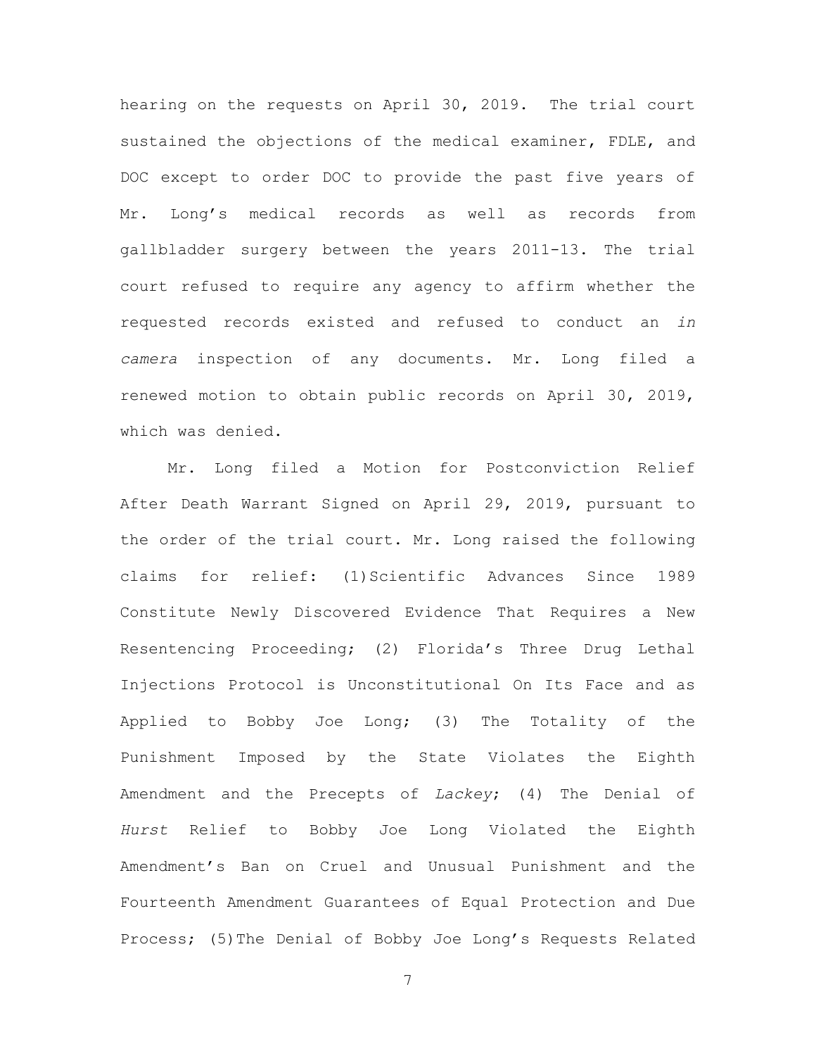hearing on the requests on April 30, 2019. The trial court sustained the objections of the medical examiner, FDLE, and DOC except to order DOC to provide the past five years of Mr. Long's medical records as well as records from gallbladder surgery between the years 2011-13. The trial court refused to require any agency to affirm whether the requested records existed and refused to conduct an *in camera* inspection of any documents. Mr. Long filed a renewed motion to obtain public records on April 30, 2019, which was denied.

Mr. Long filed a Motion for Postconviction Relief After Death Warrant Signed on April 29, 2019, pursuant to the order of the trial court. Mr. Long raised the following claims for relief: (1) Scientific Advances Since 1989 Constitute Newly Discovered Evidence That Requires a New Resentencing Proceeding; (2) Florida's Three Drug Lethal Injections Protocol is Unconstitutional On Its Face and as Applied to Bobby Joe Long; (3) The Totality of the Punishment Imposed by the State Violates the Eighth Amendment and the Precepts of *Lackey*; (4) The Denial of *Hurst* Relief to Bobby Joe Long Violated the Eighth Amendment's Ban on Cruel and Unusual Punishment and the Fourteenth Amendment Guarantees of Equal Protection and Due Process; (5) The Denial of Bobby Joe Long's Requests Related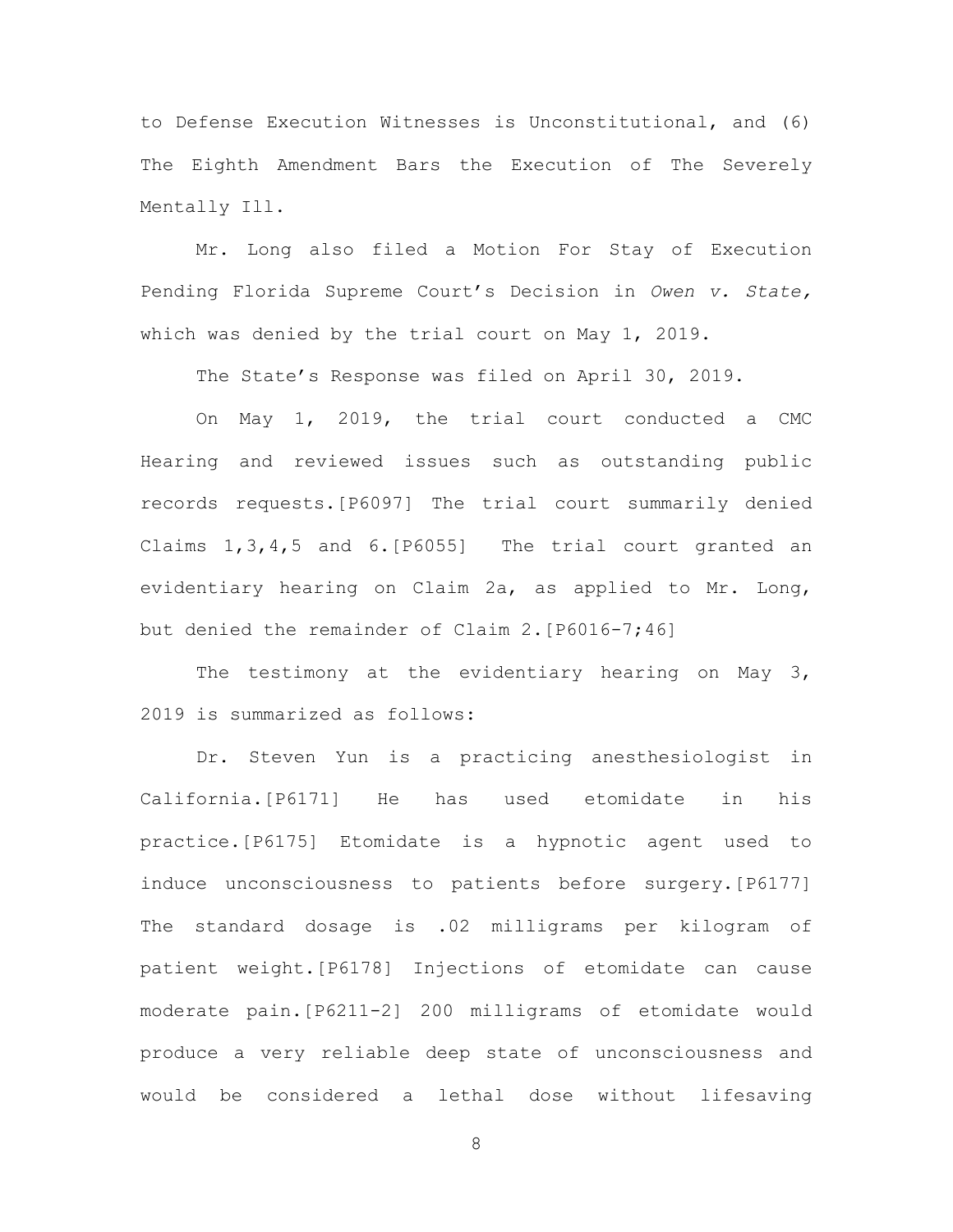to Defense Execution Witnesses is Unconstitutional, and (6) The Eighth Amendment Bars the Execution of The Severely Mentally Ill.

Mr. Long also filed a Motion For Stay of Execution Pending Florida Supreme Court's Decision in *Owen v. State,* which was denied by the trial court on May 1, 2019.

The State's Response was filed on April 30, 2019.

On May 1, 2019, the trial court conducted a CMC Hearing and reviewed issues such as outstanding public records requests.[P6097] The trial court summarily denied Claims 1,3,4,5 and 6.[P6055] The trial court granted an evidentiary hearing on Claim 2a, as applied to Mr. Long, but denied the remainder of Claim 2.[P6016-7;46]

The testimony at the evidentiary hearing on May 3, 2019 is summarized as follows:

Dr. Steven Yun is a practicing anesthesiologist in California.[P6171] He has used etomidate in his practice.[P6175] Etomidate is a hypnotic agent used to induce unconsciousness to patients before surgery.[P6177] The standard dosage is .02 milligrams per kilogram of patient weight.[P6178] Injections of etomidate can cause moderate pain.[P6211-2] 200 milligrams of etomidate would produce a very reliable deep state of unconsciousness and would be considered a lethal dose without lifesaving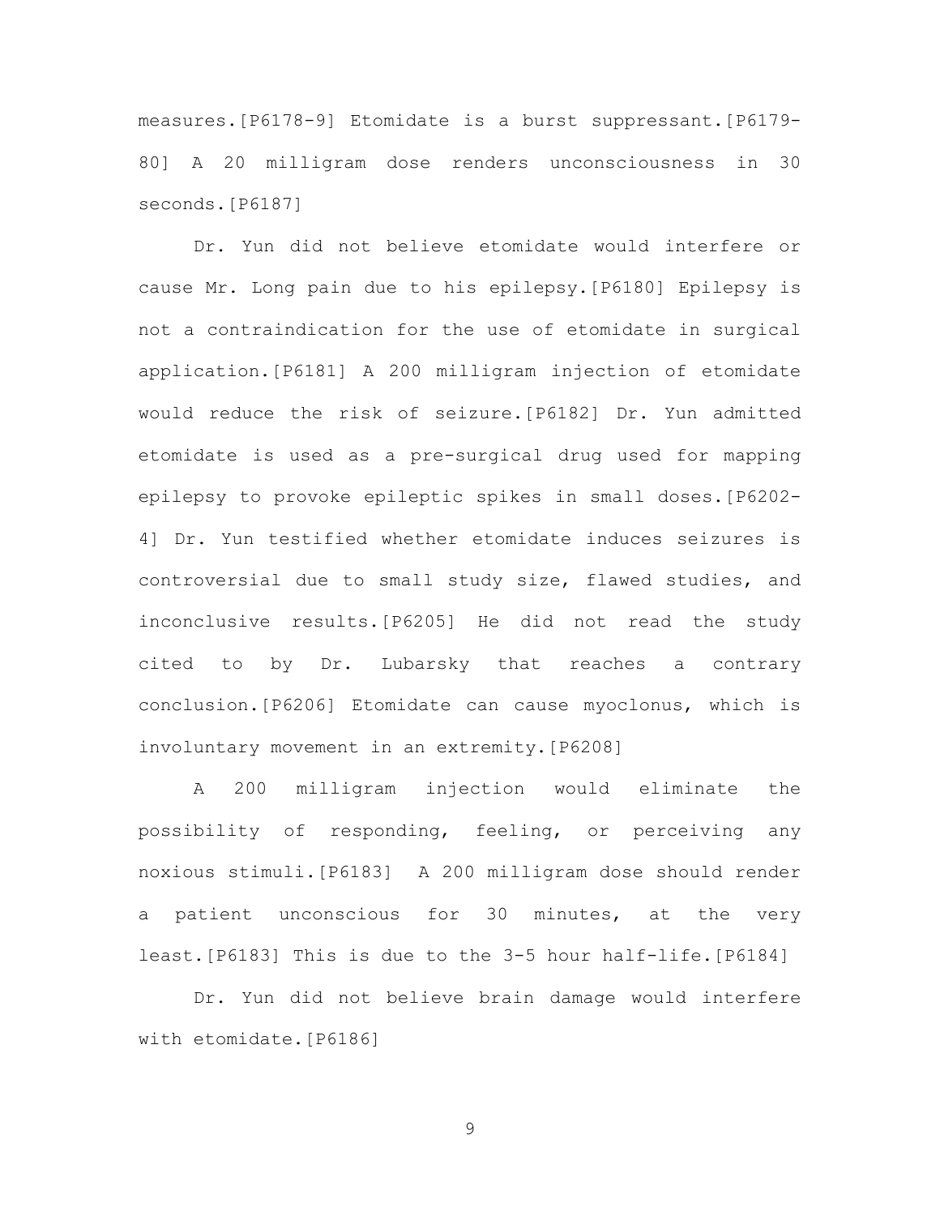measures.[P6178-9] Etomidate is a burst suppressant.[P6179-80] A 20 milligram dose renders unconsciousness in 30 seconds.[P6187]

Dr. Yun did not believe etomidate would interfere or cause Mr. Long pain due to his epilepsy.[P6180] Epilepsy is not a contraindication for the use of etomidate in surgical application.[P6181] A 200 milligram injection of etomidate would reduce the risk of seizure.[P6182] Dr. Yun admitted etomidate is used as a pre-surgical drug used for mapping epilepsy to provoke epileptic spikes in small doses.[P6202-4] Dr. Yun testified whether etomidate induces seizures is controversial due to small study size, flawed studies, and inconclusive results.[P6205] He did not read the study cited to by Dr. Lubarsky that reaches a contrary conclusion.[P6206] Etomidate can cause myoclonus, which is involuntary movement in an extremity.[P6208]

A 200 milligram injection would eliminate the possibility of responding, feeling, or perceiving any noxious stimuli.[P6183] A 200 milligram dose should render a patient unconscious for 30 minutes, at the very least.[P6183] This is due to the 3-5 hour half-life.[P6184]

Dr. Yun did not believe brain damage would interfere with etomidate.[P6186]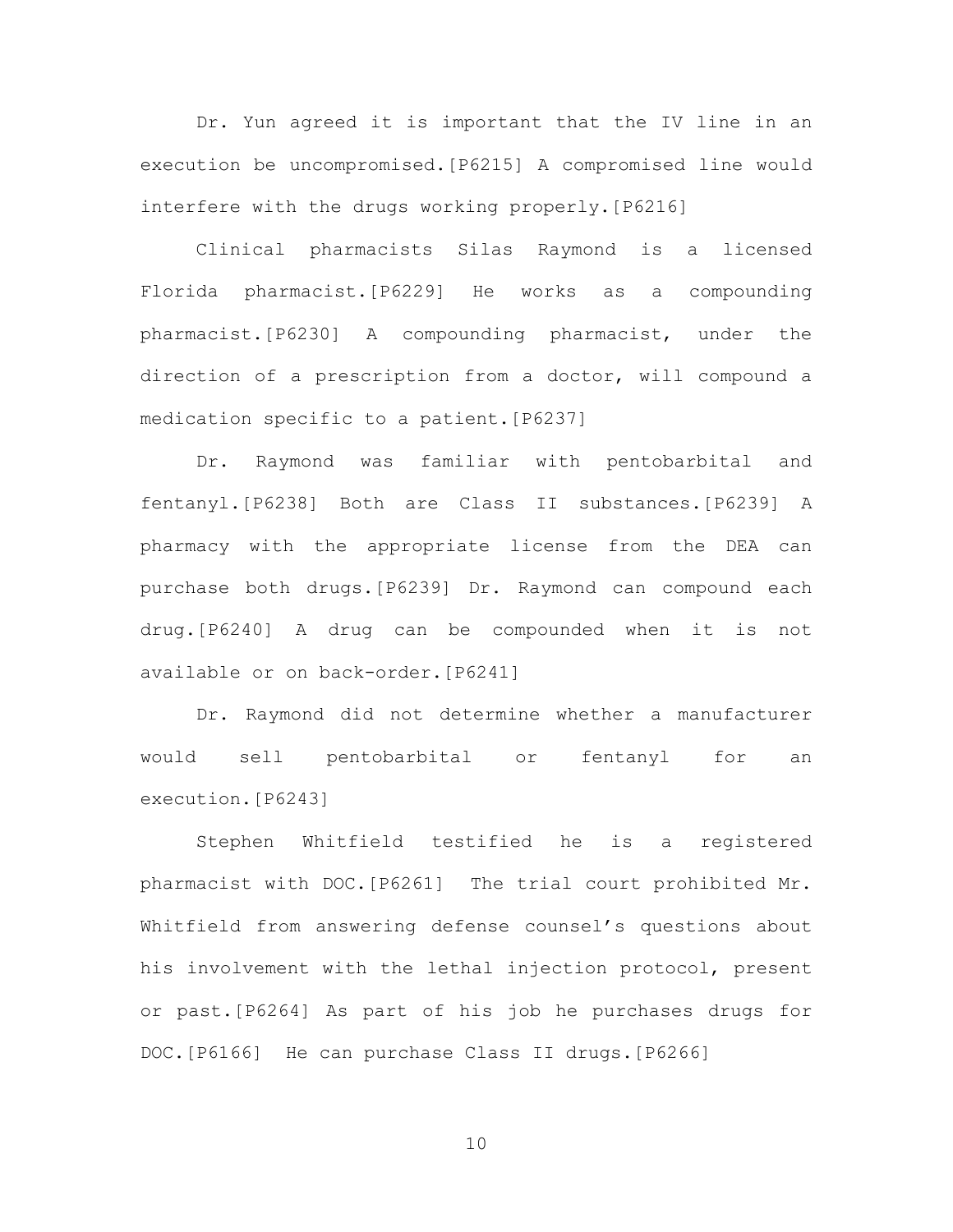Dr. Yun agreed it is important that the IV line in an execution be uncompromised.[P6215] A compromised line would interfere with the drugs working properly.[P6216]

Clinical pharmacists Silas Raymond is a licensed Florida pharmacist.[P6229] He works as a compounding pharmacist.[P6230] A compounding pharmacist, under the direction of a prescription from a doctor, will compound a medication specific to a patient.[P6237]

Dr. Raymond was familiar with pentobarbital and fentanyl.[P6238] Both are Class II substances.[P6239] A pharmacy with the appropriate license from the DEA can purchase both drugs.[P6239] Dr. Raymond can compound each drug.[P6240] A drug can be compounded when it is not available or on back-order.[P6241]

Dr. Raymond did not determine whether a manufacturer would sell pentobarbital or fentanyl for an execution.[P6243]

Stephen Whitfield testified he is a registered pharmacist with DOC.[P6261] The trial court prohibited Mr. Whitfield from answering defense counsel's questions about his involvement with the lethal injection protocol, present or past.[P6264] As part of his job he purchases drugs for DOC.[P6166] He can purchase Class II drugs.[P6266]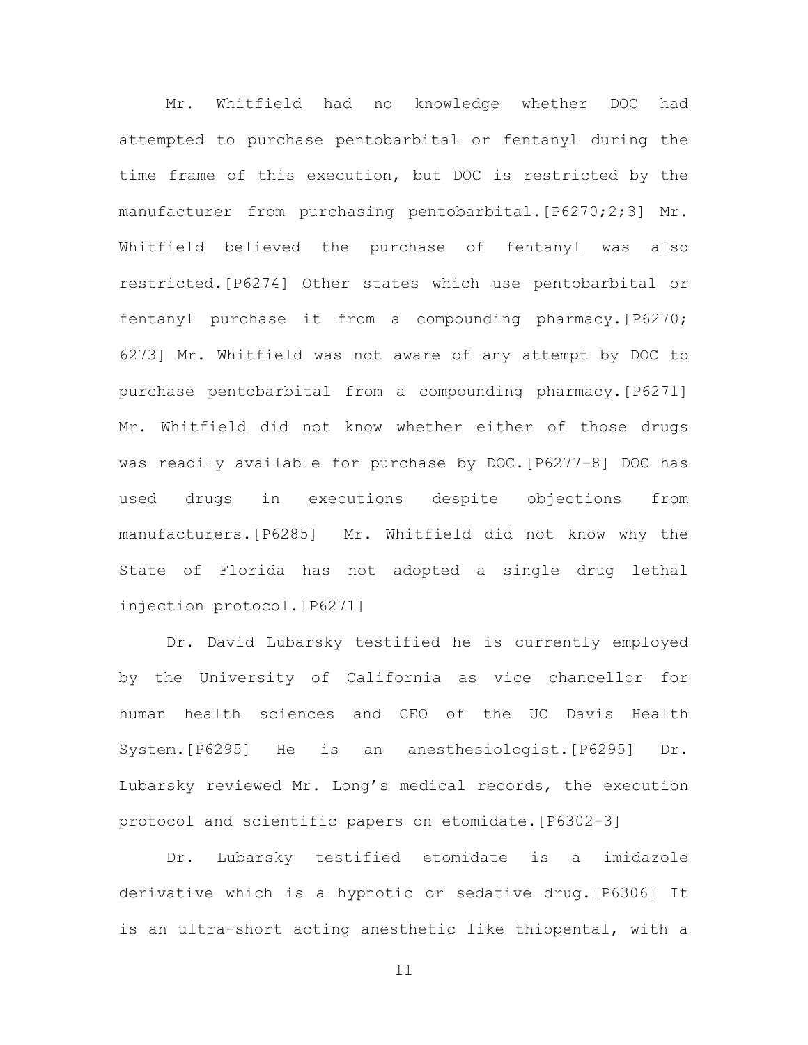Mr. Whitfield had no knowledge whether DOC had attempted to purchase pentobarbital or fentanyl during the time frame of this execution, but DOC is restricted by the manufacturer from purchasing pentobarbital.[P6270;2;3] Mr. Whitfield believed the purchase of fentanyl was also restricted.[P6274] Other states which use pentobarbital or fentanyl purchase it from a compounding pharmacy.[P6270; 6273] Mr. Whitfield was not aware of any attempt by DOC to purchase pentobarbital from a compounding pharmacy.[P6271] Mr. Whitfield did not know whether either of those drugs was readily available for purchase by DOC.[P6277-8] DOC has used drugs in executions despite objections from manufacturers.[P6285] Mr. Whitfield did not know why the State of Florida has not adopted a single drug lethal injection protocol.[P6271]

Dr. David Lubarsky testified he is currently employed by the University of California as vice chancellor for human health sciences and CEO of the UC Davis Health System.[P6295] He is an anesthesiologist.[P6295] Dr. Lubarsky reviewed Mr. Long's medical records, the execution protocol and scientific papers on etomidate.[P6302-3]

Dr. Lubarsky testified etomidate is a imidazole derivative which is a hypnotic or sedative drug.[P6306] It is an ultra-short acting anesthetic like thiopental, with a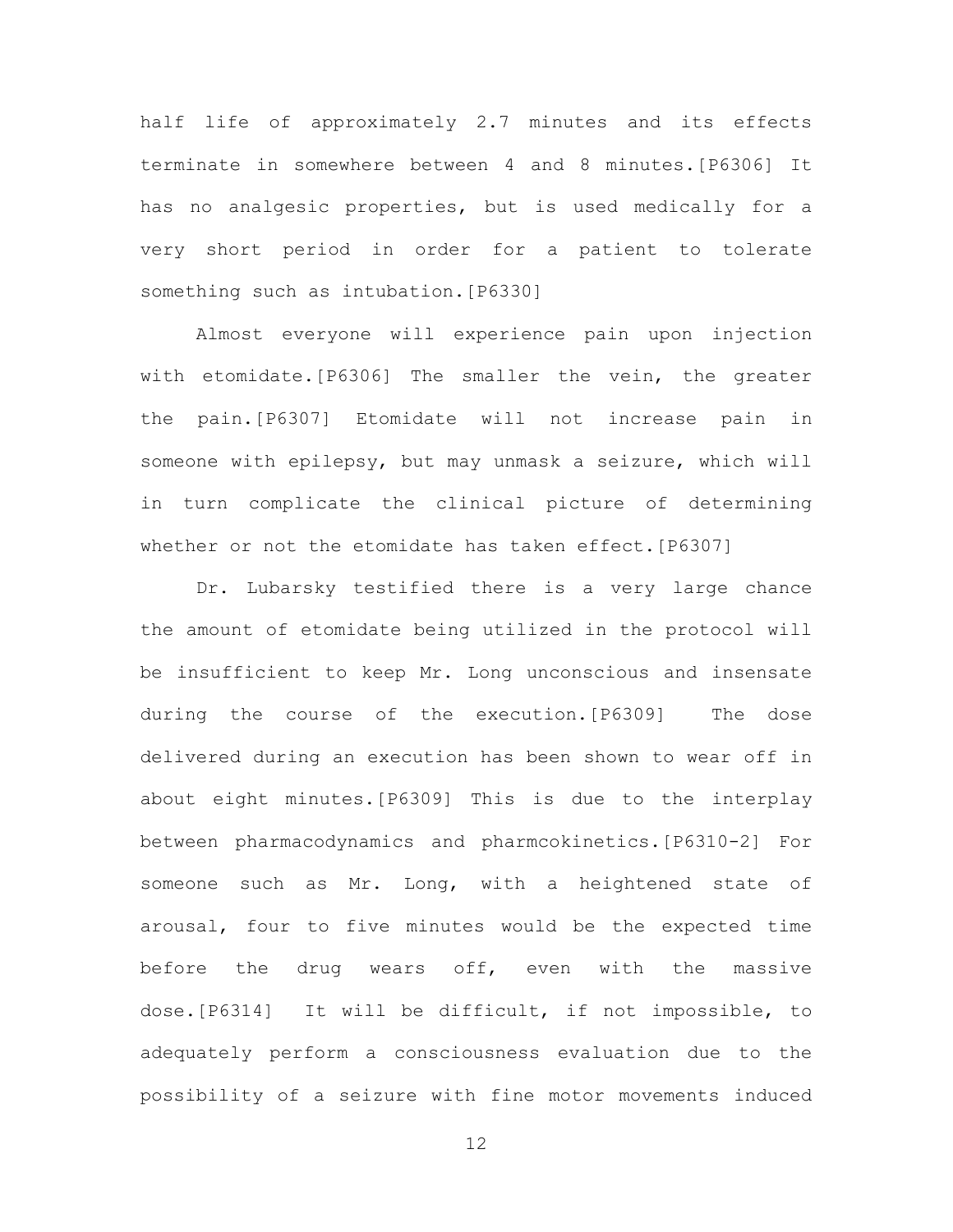half life of approximately 2.7 minutes and its effects terminate in somewhere between 4 and 8 minutes.[P6306] It has no analgesic properties, but is used medically for a very short period in order for a patient to tolerate something such as intubation.[P6330]

Almost everyone will experience pain upon injection with etomidate.[P6306] The smaller the vein, the greater the pain.[P6307] Etomidate will not increase pain in someone with epilepsy, but may unmask a seizure, which will in turn complicate the clinical picture of determining whether or not the etomidate has taken effect.[P6307]

Dr. Lubarsky testified there is a very large chance the amount of etomidate being utilized in the protocol will be insufficient to keep Mr. Long unconscious and insensate during the course of the execution.[P6309] The dose delivered during an execution has been shown to wear off in about eight minutes.[P6309] This is due to the interplay between pharmacodynamics and pharmcokinetics.[P6310-2] For someone such as Mr. Long, with a heightened state of arousal, four to five minutes would be the expected time before the drug wears off, even with the massive dose.[P6314] It will be difficult, if not impossible, to adequately perform a consciousness evaluation due to the possibility of a seizure with fine motor movements induced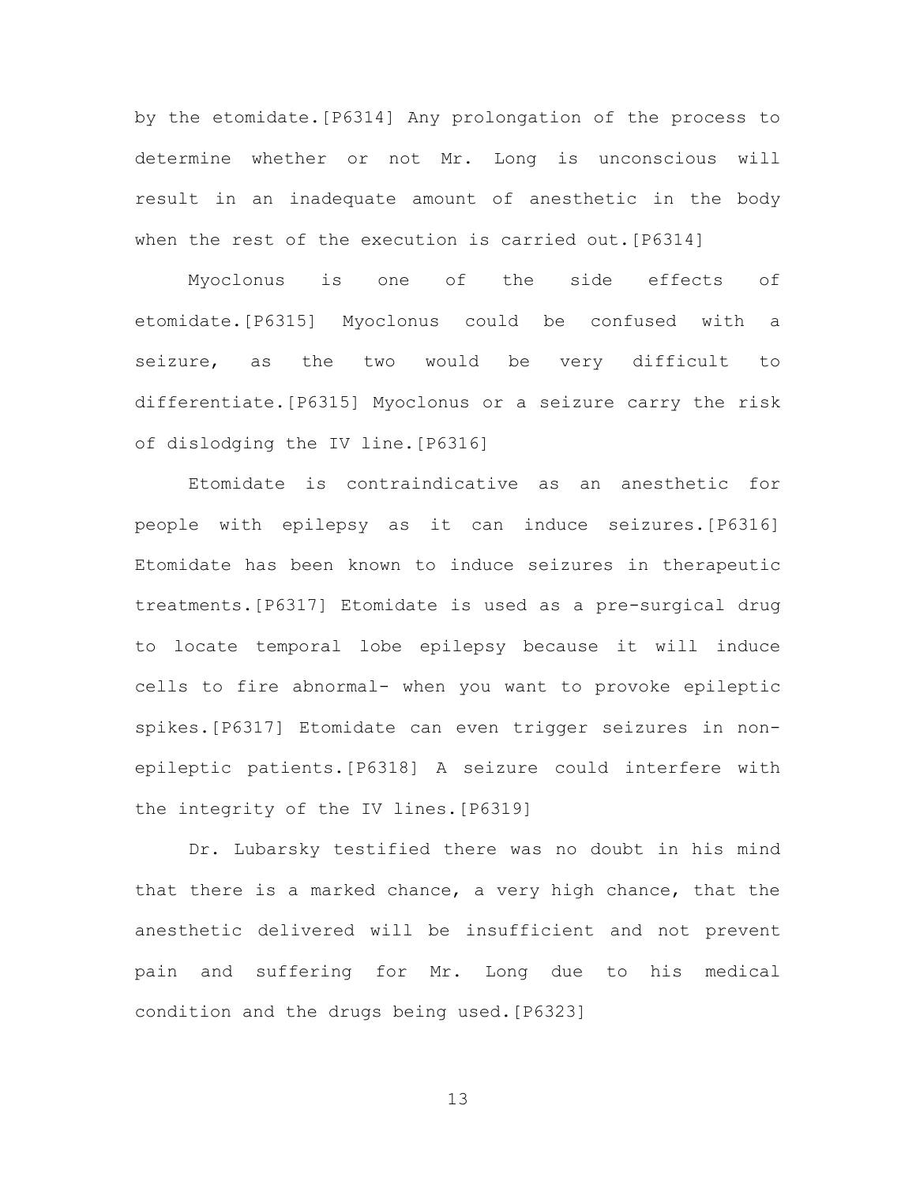by the etomidate.[P6314] Any prolongation of the process to determine whether or not Mr. Long is unconscious will result in an inadequate amount of anesthetic in the body when the rest of the execution is carried out.[P6314]

Myoclonus is one of the side effects of etomidate.[P6315] Myoclonus could be confused with a seizure, as the two would be very difficult to differentiate.[P6315] Myoclonus or a seizure carry the risk of dislodging the IV line.[P6316]

Etomidate is contraindicative as an anesthetic for people with epilepsy as it can induce seizures.[P6316] Etomidate has been known to induce seizures in therapeutic treatments.[P6317] Etomidate is used as a pre-surgical drug to locate temporal lobe epilepsy because it will induce cells to fire abnormal- when you want to provoke epileptic spikes.[P6317] Etomidate can even trigger seizures in non-epileptic patients.[P6318] A seizure could interfere with the integrity of the IV lines.[P6319]

Dr. Lubarsky testified there was no doubt in his mind that there is a marked chance, a very high chance, that the anesthetic delivered will be insufficient and not prevent pain and suffering for Mr. Long due to his medical condition and the drugs being used.[P6323]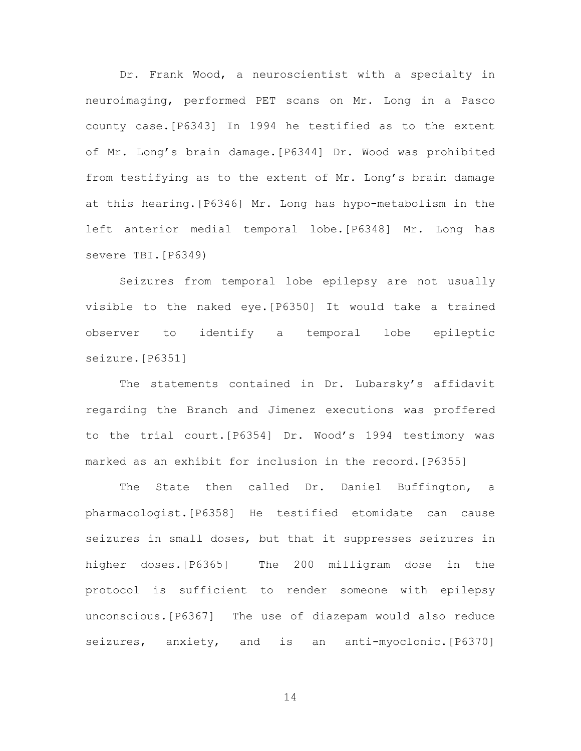Dr. Frank Wood, a neuroscientist with a specialty in neuroimaging, performed PET scans on Mr. Long in a Pasco county case.[P6343] In 1994 he testified as to the extent of Mr. Long's brain damage.[P6344] Dr. Wood was prohibited from testifying as to the extent of Mr. Long's brain damage at this hearing.[P6346] Mr. Long has hypo-metabolism in the left anterior medial temporal lobe.[P6348] Mr. Long has severe TBI.[P6349)

Seizures from temporal lobe epilepsy are not usually visible to the naked eye.[P6350] It would take a trained observer to identify a temporal lobe epileptic seizure.[P6351]

The statements contained in Dr. Lubarsky's affidavit regarding the Branch and Jimenez executions was proffered to the trial court.[P6354] Dr. Wood's 1994 testimony was marked as an exhibit for inclusion in the record.[P6355]

The State then called Dr. Daniel Buffington, a pharmacologist.[P6358] He testified etomidate can cause seizures in small doses, but that it suppresses seizures in higher doses.[P6365] The 200 milligram dose in the protocol is sufficient to render someone with epilepsy unconscious.[P6367] The use of diazepam would also reduce seizures, anxiety, and is an anti-myoclonic.[P6370]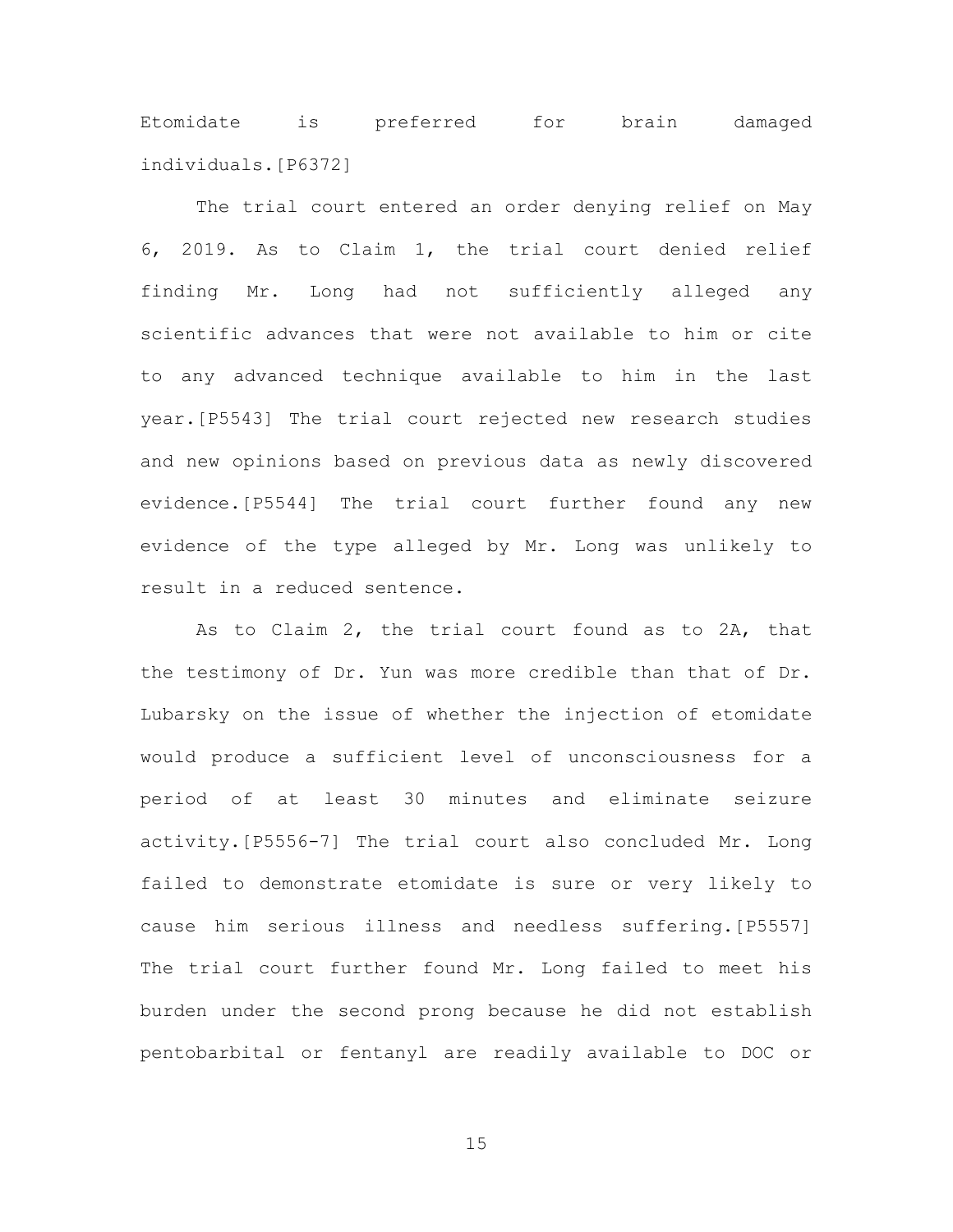Etomidate is preferred for brain damaged individuals.[P6372]

The trial court entered an order denying relief on May 6, 2019. As to Claim 1, the trial court denied relief finding Mr. Long had not sufficiently alleged any scientific advances that were not available to him or cite to any advanced technique available to him in the last year.[P5543] The trial court rejected new research studies and new opinions based on previous data as newly discovered evidence.[P5544] The trial court further found any new evidence of the type alleged by Mr. Long was unlikely to result in a reduced sentence.

As to Claim 2, the trial court found as to 2A, that the testimony of Dr. Yun was more credible than that of Dr. Lubarsky on the issue of whether the injection of etomidate would produce a sufficient level of unconsciousness for a period of at least 30 minutes and eliminate seizure activity.[P5556-7] The trial court also concluded Mr. Long failed to demonstrate etomidate is sure or very likely to cause him serious illness and needless suffering.[P5557] The trial court further found Mr. Long failed to meet his burden under the second prong because he did not establish pentobarbital or fentanyl are readily available to DOC or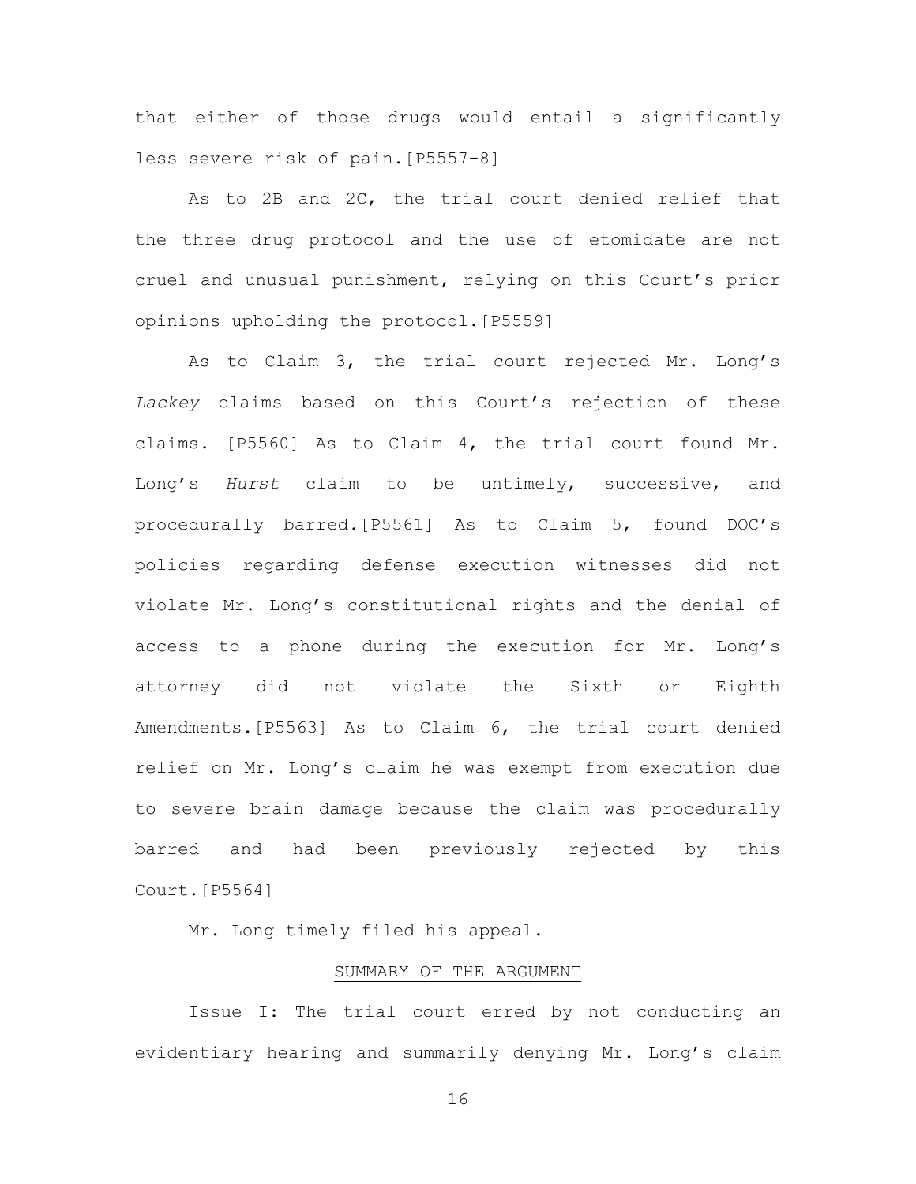that either of those drugs would entail a significantly less severe risk of pain.[P5557-8]

As to 2B and 2C, the trial court denied relief that the three drug protocol and the use of etomidate are not cruel and unusual punishment, relying on this Court's prior opinions upholding the protocol.[P5559]

As to Claim 3, the trial court rejected Mr. Long's *Lackey* claims based on this Court's rejection of these claims. [P5560] As to Claim 4, the trial court found Mr. Long's *Hurst* claim to be untimely, successive, and procedurally barred.[P5561] As to Claim 5, found DOC's policies regarding defense execution witnesses did not violate Mr. Long's constitutional rights and the denial of access to a phone during the execution for Mr. Long's attorney did not violate the Sixth or Eighth Amendments.[P5563] As to Claim 6, the trial court denied relief on Mr. Long's claim he was exempt from execution due to severe brain damage because the claim was procedurally barred and had been previously rejected by this Court.[P5564]

Mr. Long timely filed his appeal.

## SUMMARY OF THE ARGUMENT

Issue I: The trial court erred by not conducting an evidentiary hearing and summarily denying Mr. Long's claim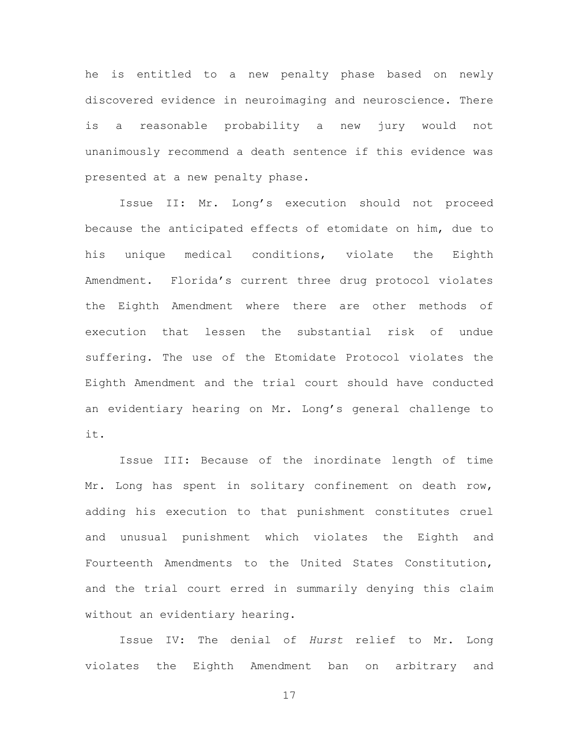he is entitled to a new penalty phase based on newly discovered evidence in neuroimaging and neuroscience. There is a reasonable probability a new jury would not unanimously recommend a death sentence if this evidence was presented at a new penalty phase.

Issue II: Mr. Long's execution should not proceed because the anticipated effects of etomidate on him, due to his unique medical conditions, violate the Eighth Amendment. Florida's current three drug protocol violates the Eighth Amendment where there are other methods of execution that lessen the substantial risk of undue suffering. The use of the Etomidate Protocol violates the Eighth Amendment and the trial court should have conducted an evidentiary hearing on Mr. Long's general challenge to it.

Issue III: Because of the inordinate length of time Mr. Long has spent in solitary confinement on death row, adding his execution to that punishment constitutes cruel and unusual punishment which violates the Eighth and Fourteenth Amendments to the United States Constitution, and the trial court erred in summarily denying this claim without an evidentiary hearing.

Issue IV: The denial of *Hurst* relief to Mr. Long violates the Eighth Amendment ban on arbitrary and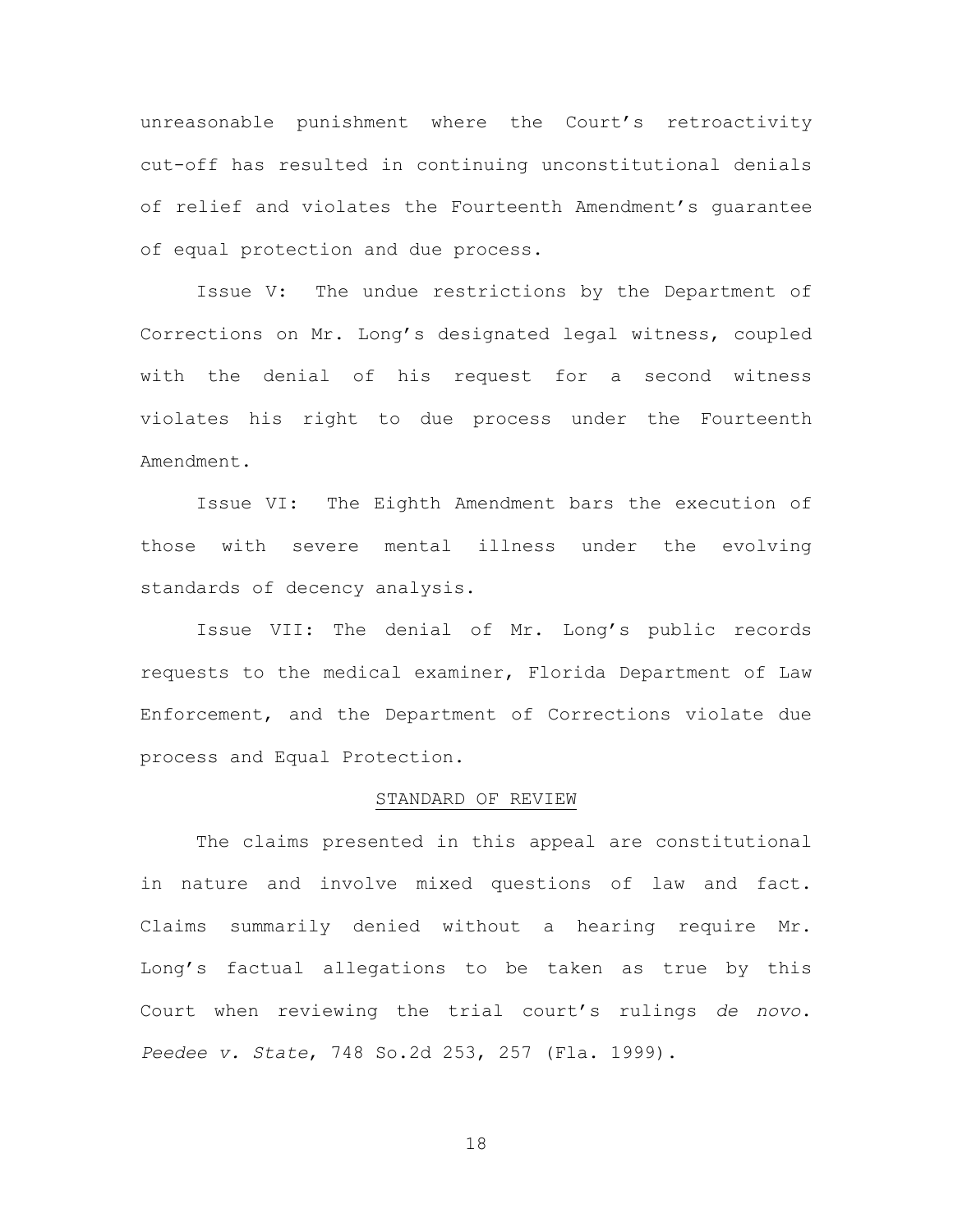unreasonable punishment where the Court's retroactivity cut-off has resulted in continuing unconstitutional denials of relief and violates the Fourteenth Amendment's guarantee of equal protection and due process.

Issue V: The undue restrictions by the Department of Corrections on Mr. Long's designated legal witness, coupled with the denial of his request for a second witness violates his right to due process under the Fourteenth Amendment.

Issue VI: The Eighth Amendment bars the execution of those with severe mental illness under the evolving standards of decency analysis.

Issue VII: The denial of Mr. Long's public records requests to the medical examiner, Florida Department of Law Enforcement, and the Department of Corrections violate due process and Equal Protection.

## STANDARD OF REVIEW

The claims presented in this appeal are constitutional in nature and involve mixed questions of law and fact. Claims summarily denied without a hearing require Mr. Long's factual allegations to be taken as true by this Court when reviewing the trial court's rulings *de novo*. *Peedee v. State*, 748 So.2d 253, 257 (Fla. 1999).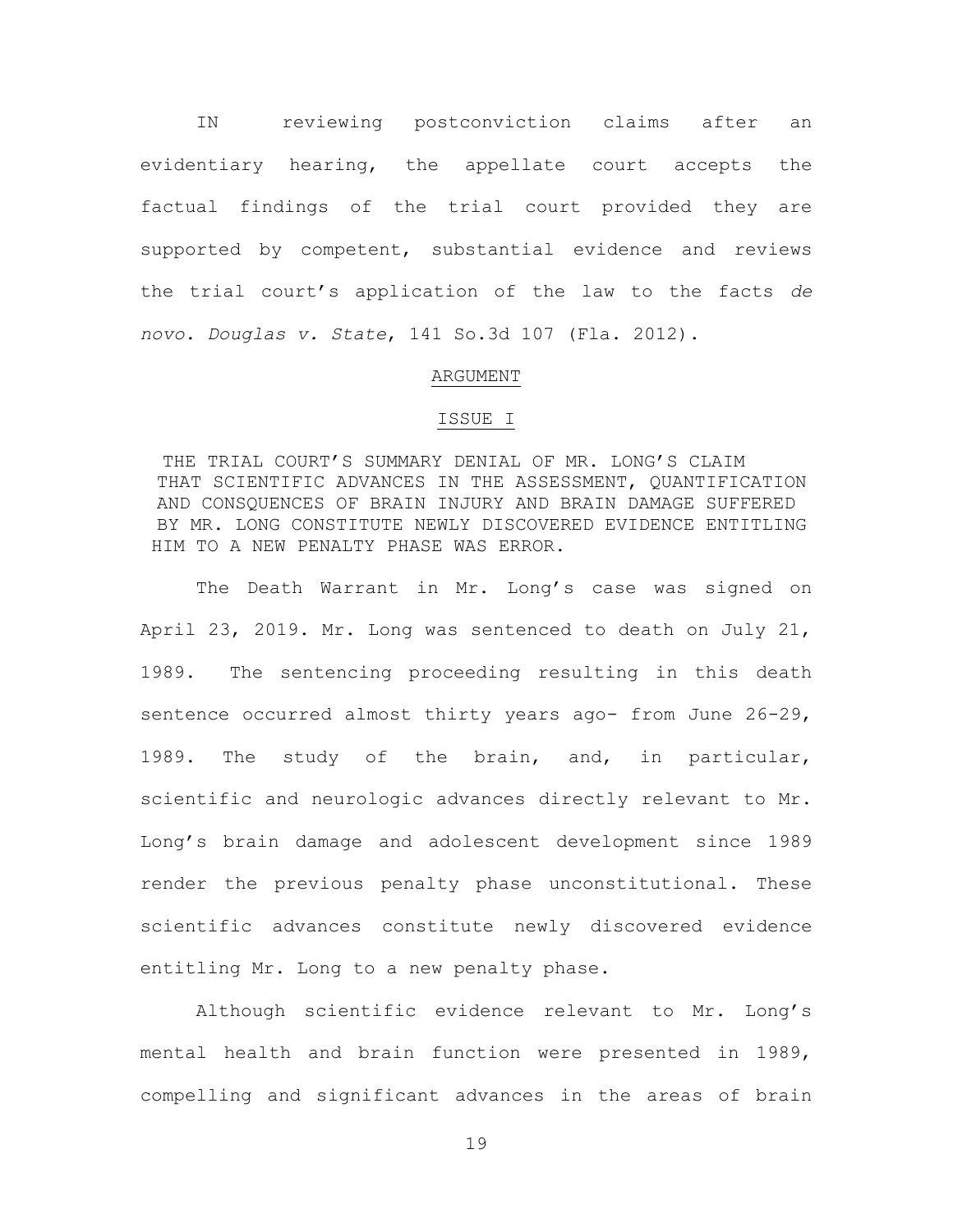IN reviewing postconviction claims after an evidentiary hearing, the appellate court accepts the factual findings of the trial court provided they are supported by competent, substantial evidence and reviews the trial court's application of the law to the facts *de novo*. *Douglas v. State*, 141 So.3d 107 (Fla. 2012).

## ARGUMENT

### ISSUE I

THE TRIAL COURT'S SUMMARY DENIAL OF MR. LONG'S CLAIM THAT SCIENTIFIC ADVANCES IN THE ASSESSMENT, QUANTIFICATION AND CONSQUENCES OF BRAIN INJURY AND BRAIN DAMAGE SUFFERED BY MR. LONG CONSTITUTE NEWLY DISCOVERED EVIDENCE ENTITLING HIM TO A NEW PENALTY PHASE WAS ERROR.

The Death Warrant in Mr. Long's case was signed on April 23, 2019. Mr. Long was sentenced to death on July 21, 1989. The sentencing proceeding resulting in this death sentence occurred almost thirty years ago- from June 26-29, 1989. The study of the brain, and, in particular, scientific and neurologic advances directly relevant to Mr. Long's brain damage and adolescent development since 1989 render the previous penalty phase unconstitutional. These scientific advances constitute newly discovered evidence entitling Mr. Long to a new penalty phase.

Although scientific evidence relevant to Mr. Long's mental health and brain function were presented in 1989, compelling and significant advances in the areas of brain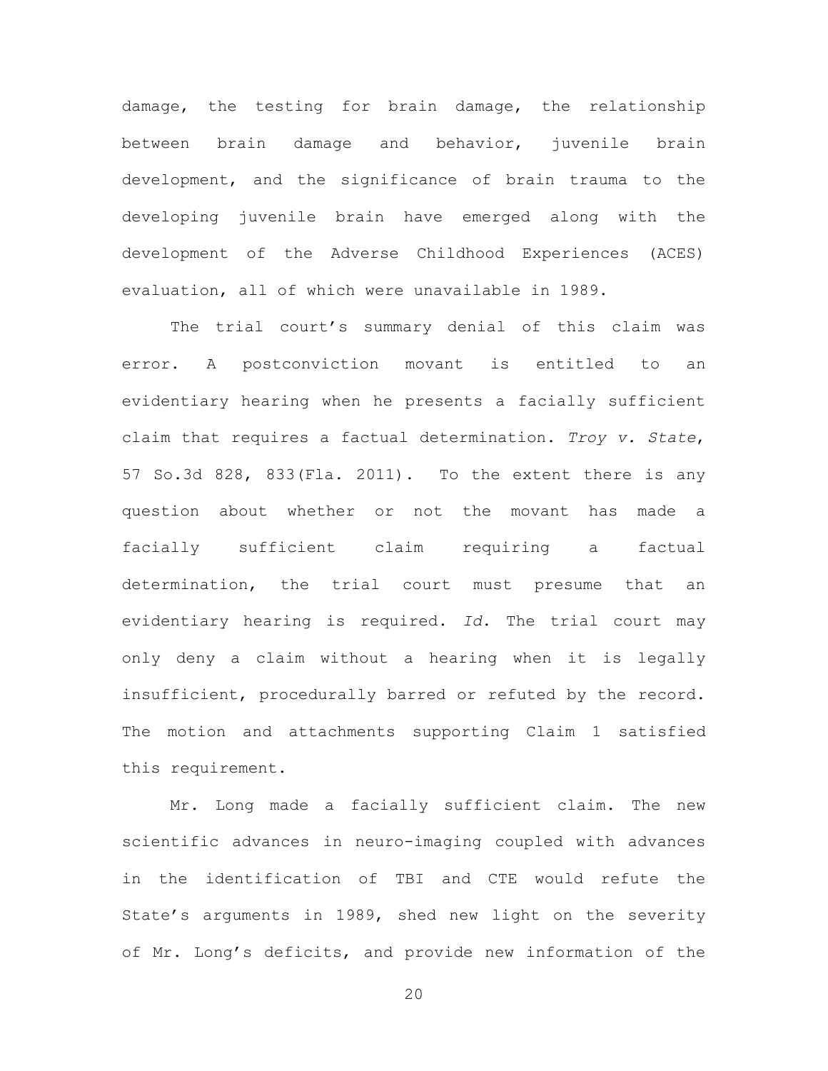damage, the testing for brain damage, the relationship between brain damage and behavior, juvenile brain development, and the significance of brain trauma to the developing juvenile brain have emerged along with the development of the Adverse Childhood Experiences (ACES) evaluation, all of which were unavailable in 1989.

The trial court's summary denial of this claim was error. A postconviction movant is entitled to an evidentiary hearing when he presents a facially sufficient claim that requires a factual determination. *Troy v. State*, 57 So.3d 828, 833(Fla. 2011). To the extent there is any question about whether or not the movant has made a facially sufficient claim requiring a factual determination, the trial court must presume that an evidentiary hearing is required. *Id*. The trial court may only deny a claim without a hearing when it is legally insufficient, procedurally barred or refuted by the record. The motion and attachments supporting Claim 1 satisfied this requirement.

Mr. Long made a facially sufficient claim. The new scientific advances in neuro-imaging coupled with advances in the identification of TBI and CTE would refute the State's arguments in 1989, shed new light on the severity of Mr. Long's deficits, and provide new information of the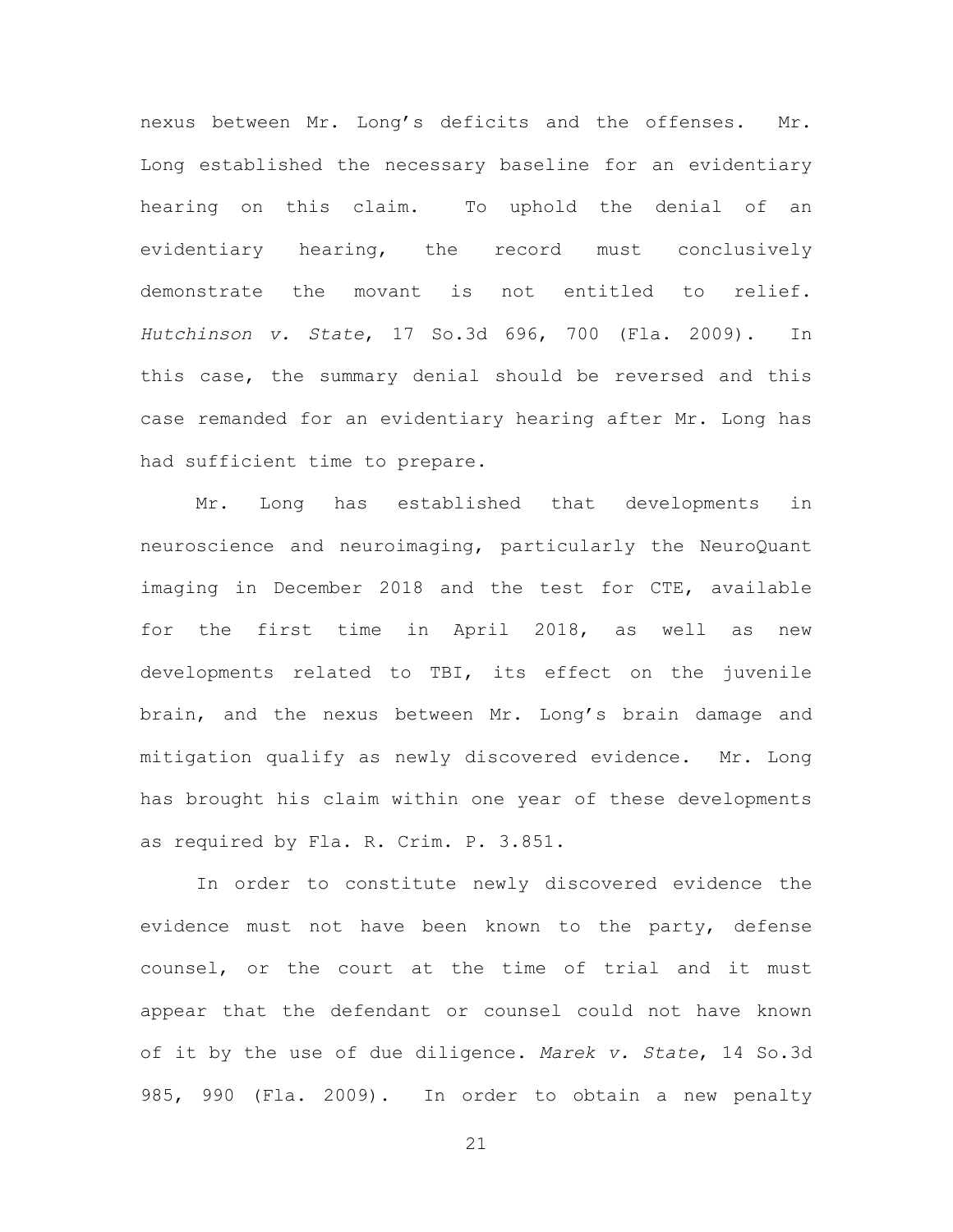nexus between Mr. Long's deficits and the offenses. Mr. Long established the necessary baseline for an evidentiary hearing on this claim. To uphold the denial of an evidentiary hearing, the record must conclusively demonstrate the movant is not entitled to relief. *Hutchinson v. State*, 17 So.3d 696, 700 (Fla. 2009). In this case, the summary denial should be reversed and this case remanded for an evidentiary hearing after Mr. Long has had sufficient time to prepare.

Mr. Long has established that developments in neuroscience and neuroimaging, particularly the NeuroQuant imaging in December 2018 and the test for CTE, available for the first time in April 2018, as well as new developments related to TBI, its effect on the juvenile brain, and the nexus between Mr. Long's brain damage and mitigation qualify as newly discovered evidence. Mr. Long has brought his claim within one year of these developments as required by Fla. R. Crim. P. 3.851.

In order to constitute newly discovered evidence the evidence must not have been known to the party, defense counsel, or the court at the time of trial and it must appear that the defendant or counsel could not have known of it by the use of due diligence. *Marek v. State*, 14 So.3d 985, 990 (Fla. 2009). In order to obtain a new penalty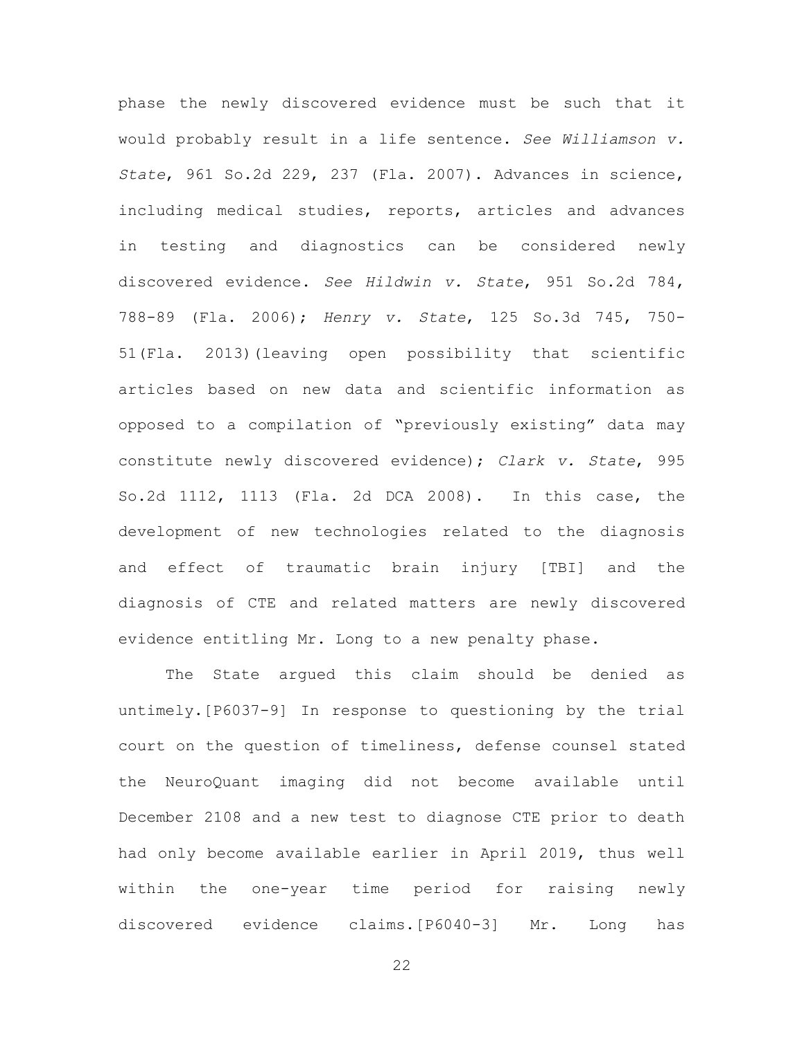phase the newly discovered evidence must be such that it would probably result in a life sentence. *See Williamson v. State*, 961 So.2d 229, 237 (Fla. 2007). Advances in science, including medical studies, reports, articles and advances in testing and diagnostics can be considered newly discovered evidence. *See Hildwin v. State*, 951 So.2d 784, 788-89 (Fla. 2006); *Henry v. State*, 125 So.3d 745, 750-51(Fla. 2013)(leaving open possibility that scientific articles based on new data and scientific information as opposed to a compilation of "previously existing" data may constitute newly discovered evidence); *Clark v. State*, 995 So.2d 1112, 1113 (Fla. 2d DCA 2008). In this case, the development of new technologies related to the diagnosis and effect of traumatic brain injury [TBI] and the diagnosis of CTE and related matters are newly discovered evidence entitling Mr. Long to a new penalty phase.

The State argued this claim should be denied as untimely.[P6037-9] In response to questioning by the trial court on the question of timeliness, defense counsel stated the NeuroQuant imaging did not become available until December 2108 and a new test to diagnose CTE prior to death had only become available earlier in April 2019, thus well within the one-year time period for raising newly discovered evidence claims.[P6040-3] Mr. Long has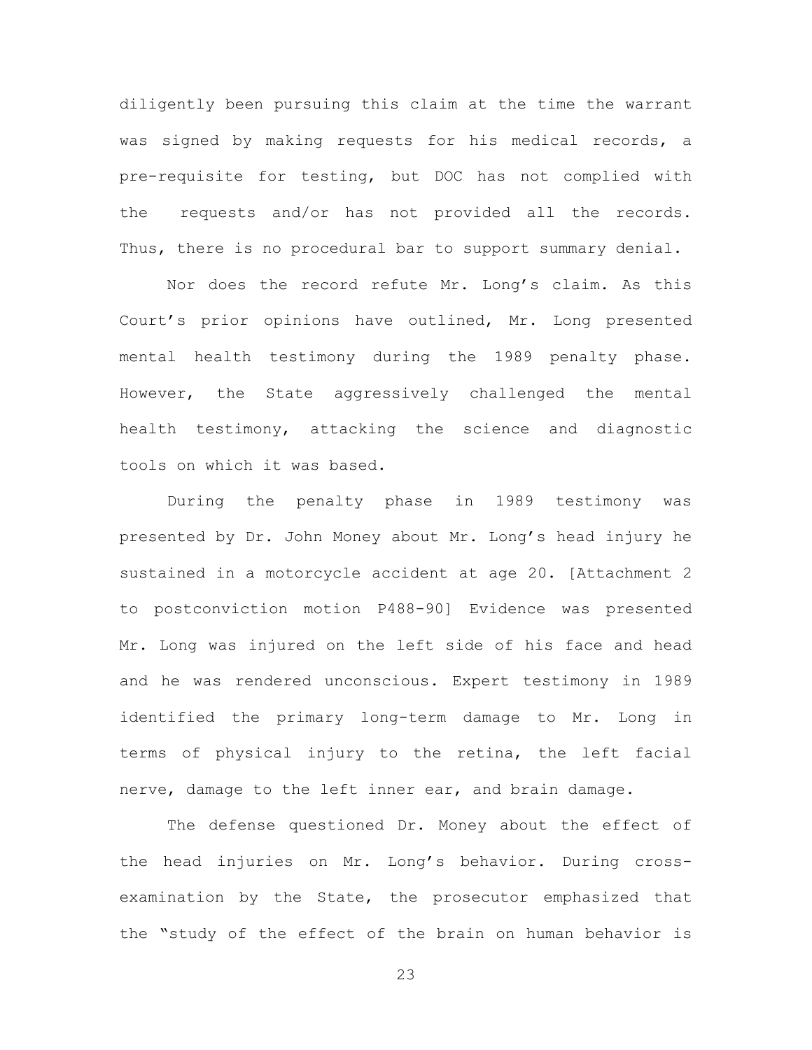diligently been pursuing this claim at the time the warrant was signed by making requests for his medical records, a pre-requisite for testing, but DOC has not complied with the requests and/or has not provided all the records. Thus, there is no procedural bar to support summary denial.

Nor does the record refute Mr. Long's claim. As this Court's prior opinions have outlined, Mr. Long presented mental health testimony during the 1989 penalty phase. However, the State aggressively challenged the mental health testimony, attacking the science and diagnostic tools on which it was based.

During the penalty phase in 1989 testimony was presented by Dr. John Money about Mr. Long's head injury he sustained in a motorcycle accident at age 20. [Attachment 2 to postconviction motion P488-90] Evidence was presented Mr. Long was injured on the left side of his face and head and he was rendered unconscious. Expert testimony in 1989 identified the primary long-term damage to Mr. Long in terms of physical injury to the retina, the left facial nerve, damage to the left inner ear, and brain damage.

The defense questioned Dr. Money about the effect of the head injuries on Mr. Long's behavior. During cross-examination by the State, the prosecutor emphasized that the "study of the effect of the brain on human behavior is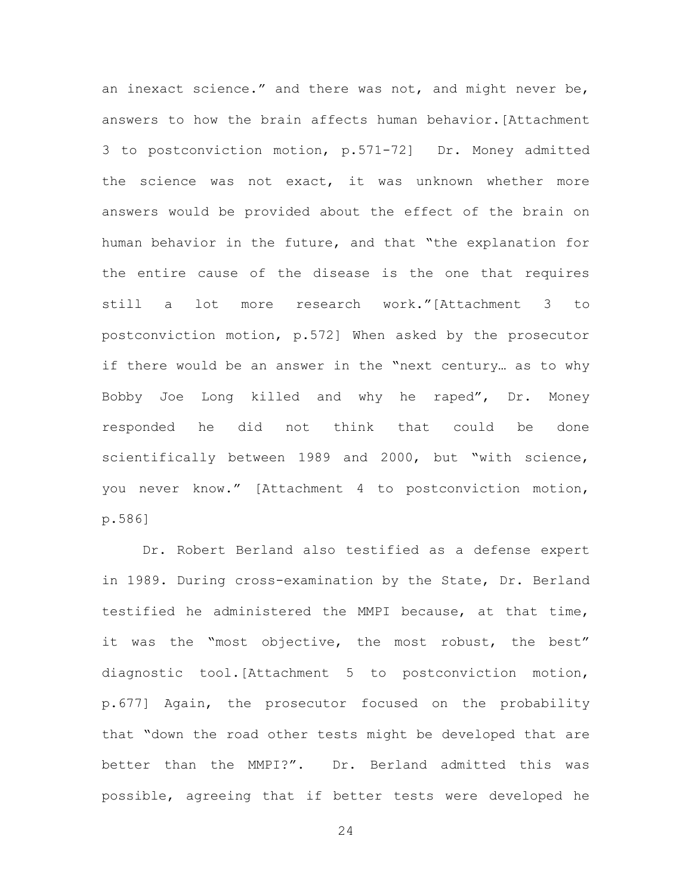an inexact science." and there was not, and might never be, answers to how the brain affects human behavior.[Attachment 3 to postconviction motion, p.571-72] Dr. Money admitted the science was not exact, it was unknown whether more answers would be provided about the effect of the brain on human behavior in the future, and that "the explanation for the entire cause of the disease is the one that requires still a lot more research work."[Attachment 3 to postconviction motion, p.572] When asked by the prosecutor if there would be an answer in the "next century… as to why Bobby Joe Long killed and why he raped", Dr. Money responded he did not think that could be done scientifically between 1989 and 2000, but "with science, you never know." [Attachment 4 to postconviction motion, p.586]

Dr. Robert Berland also testified as a defense expert in 1989. During cross-examination by the State, Dr. Berland testified he administered the MMPI because, at that time, it was the "most objective, the most robust, the best" diagnostic tool.[Attachment 5 to postconviction motion, p.677] Again, the prosecutor focused on the probability that "down the road other tests might be developed that are better than the MMPI?". Dr. Berland admitted this was possible, agreeing that if better tests were developed he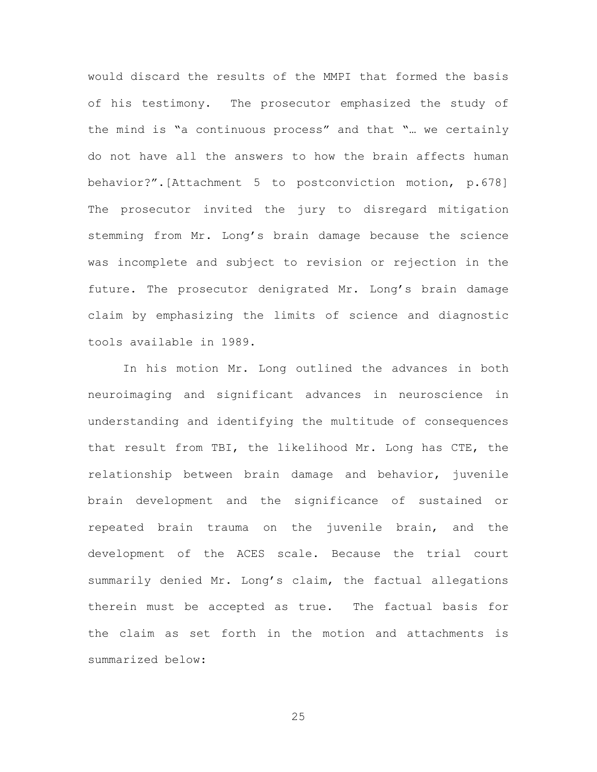would discard the results of the MMPI that formed the basis of his testimony. The prosecutor emphasized the study of the mind is "a continuous process" and that "… we certainly do not have all the answers to how the brain affects human behavior?".[Attachment 5 to postconviction motion, p.678] The prosecutor invited the jury to disregard mitigation stemming from Mr. Long's brain damage because the science was incomplete and subject to revision or rejection in the future. The prosecutor denigrated Mr. Long's brain damage claim by emphasizing the limits of science and diagnostic tools available in 1989.

In his motion Mr. Long outlined the advances in both neuroimaging and significant advances in neuroscience in understanding and identifying the multitude of consequences that result from TBI, the likelihood Mr. Long has CTE, the relationship between brain damage and behavior, juvenile brain development and the significance of sustained or repeated brain trauma on the juvenile brain, and the development of the ACES scale. Because the trial court summarily denied Mr. Long's claim, the factual allegations therein must be accepted as true. The factual basis for the claim as set forth in the motion and attachments is summarized below: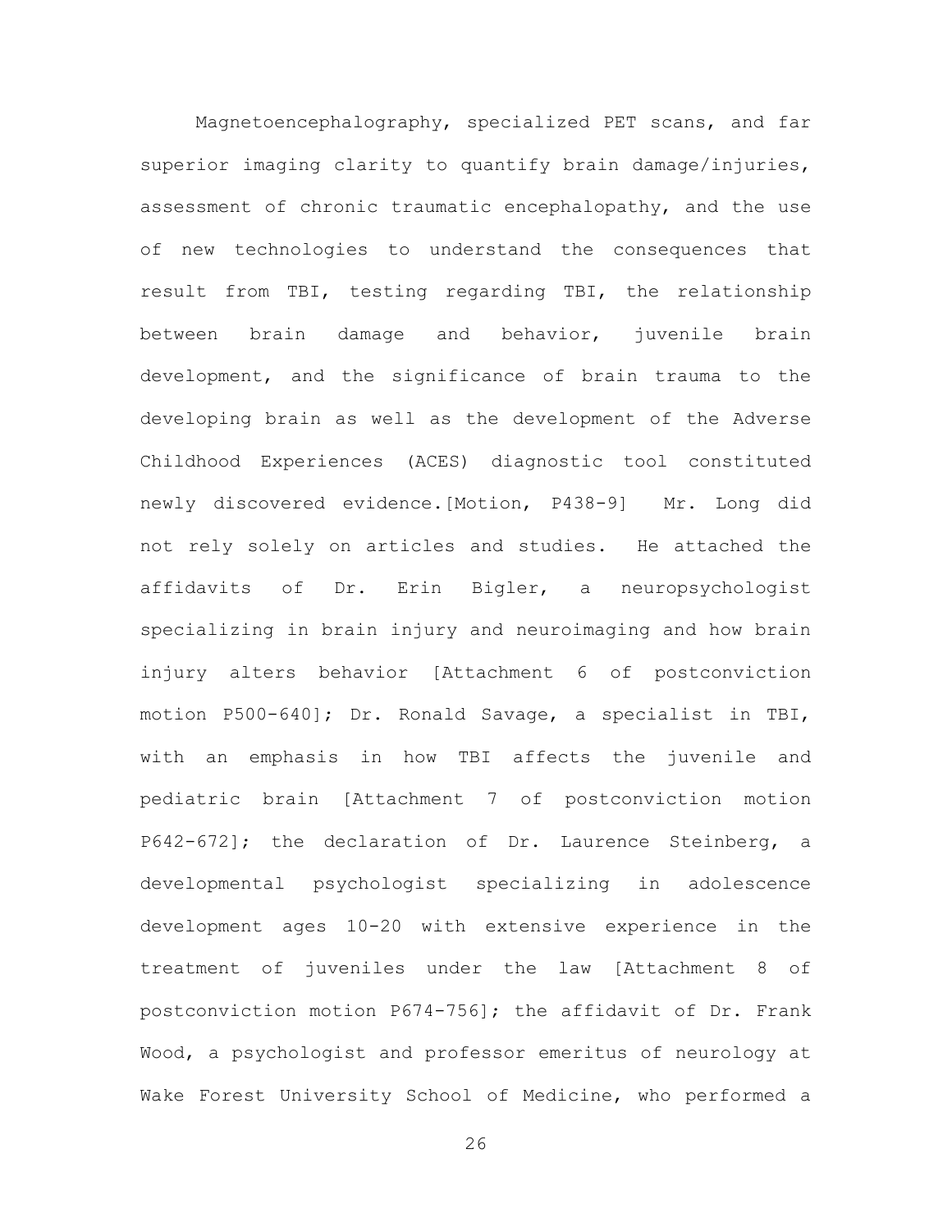Magnetoencephalography, specialized PET scans, and far superior imaging clarity to quantify brain damage/injuries, assessment of chronic traumatic encephalopathy, and the use of new technologies to understand the consequences that result from TBI, testing regarding TBI, the relationship between brain damage and behavior, juvenile brain development, and the significance of brain trauma to the developing brain as well as the development of the Adverse Childhood Experiences (ACES) diagnostic tool constituted newly discovered evidence.[Motion, P438-9] Mr. Long did not rely solely on articles and studies. He attached the affidavits of Dr. Erin Bigler, a neuropsychologist specializing in brain injury and neuroimaging and how brain injury alters behavior [Attachment 6 of postconviction motion P500-640]; Dr. Ronald Savage, a specialist in TBI, with an emphasis in how TBI affects the juvenile and pediatric brain [Attachment 7 of postconviction motion P642-672]; the declaration of Dr. Laurence Steinberg, a developmental psychologist specializing in adolescence development ages 10-20 with extensive experience in the treatment of juveniles under the law [Attachment 8 of postconviction motion P674-756]; the affidavit of Dr. Frank Wood, a psychologist and professor emeritus of neurology at Wake Forest University School of Medicine, who performed a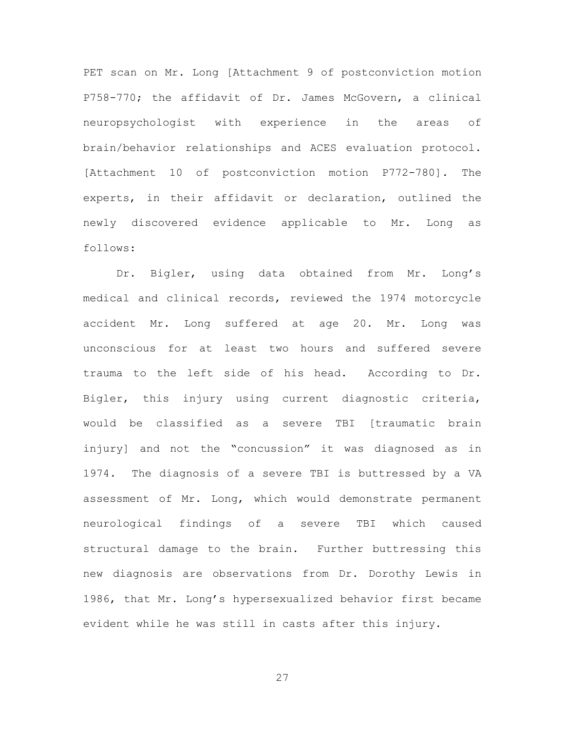PET scan on Mr. Long [Attachment 9 of postconviction motion P758-770; the affidavit of Dr. James McGovern, a clinical neuropsychologist with experience in the areas of brain/behavior relationships and ACES evaluation protocol. [Attachment 10 of postconviction motion P772-780]. The experts, in their affidavit or declaration, outlined the newly discovered evidence applicable to Mr. Long as follows:

Dr. Bigler, using data obtained from Mr. Long's medical and clinical records, reviewed the 1974 motorcycle accident Mr. Long suffered at age 20. Mr. Long was unconscious for at least two hours and suffered severe trauma to the left side of his head. According to Dr. Bigler, this injury using current diagnostic criteria, would be classified as a severe TBI [traumatic brain injury] and not the "concussion" it was diagnosed as in 1974. The diagnosis of a severe TBI is buttressed by a VA assessment of Mr. Long, which would demonstrate permanent neurological findings of a severe TBI which caused structural damage to the brain. Further buttressing this new diagnosis are observations from Dr. Dorothy Lewis in 1986, that Mr. Long's hypersexualized behavior first became evident while he was still in casts after this injury.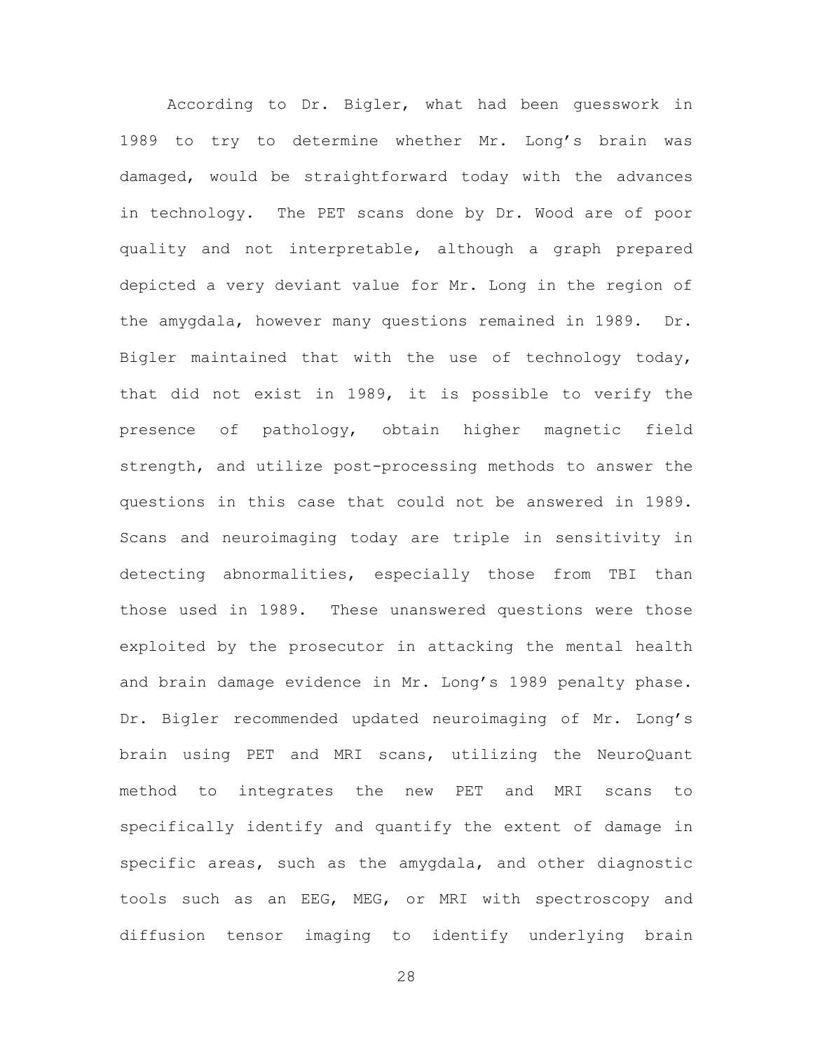According to Dr. Bigler, what had been guesswork in 1989 to try to determine whether Mr. Long's brain was damaged, would be straightforward today with the advances in technology. The PET scans done by Dr. Wood are of poor quality and not interpretable, although a graph prepared depicted a very deviant value for Mr. Long in the region of the amygdala, however many questions remained in 1989. Dr. Bigler maintained that with the use of technology today, that did not exist in 1989, it is possible to verify the presence of pathology, obtain higher magnetic field strength, and utilize post-processing methods to answer the questions in this case that could not be answered in 1989. Scans and neuroimaging today are triple in sensitivity in detecting abnormalities, especially those from TBI than those used in 1989. These unanswered questions were those exploited by the prosecutor in attacking the mental health and brain damage evidence in Mr. Long's 1989 penalty phase. Dr. Bigler recommended updated neuroimaging of Mr. Long's brain using PET and MRI scans, utilizing the NeuroQuant method to integrates the new PET and MRI scans to specifically identify and quantify the extent of damage in specific areas, such as the amygdala, and other diagnostic tools such as an EEG, MEG, or MRI with spectroscopy and diffusion tensor imaging to identify underlying brain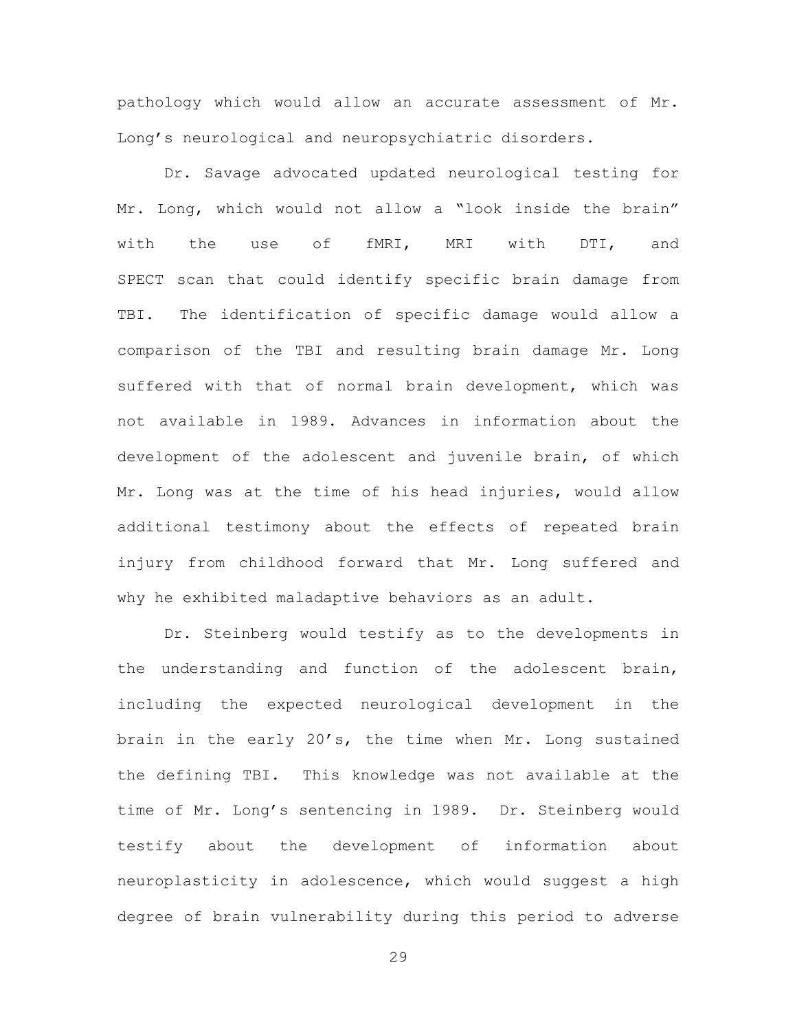pathology which would allow an accurate assessment of Mr. Long's neurological and neuropsychiatric disorders.

Dr. Savage advocated updated neurological testing for Mr. Long, which would not allow a "look inside the brain" with the use of fMRI, MRI with DTI, and SPECT scan that could identify specific brain damage from TBI. The identification of specific damage would allow a comparison of the TBI and resulting brain damage Mr. Long suffered with that of normal brain development, which was not available in 1989. Advances in information about the development of the adolescent and juvenile brain, of which Mr. Long was at the time of his head injuries, would allow additional testimony about the effects of repeated brain injury from childhood forward that Mr. Long suffered and why he exhibited maladaptive behaviors as an adult.

Dr. Steinberg would testify as to the developments in the understanding and function of the adolescent brain, including the expected neurological development in the brain in the early 20's, the time when Mr. Long sustained the defining TBI. This knowledge was not available at the time of Mr. Long's sentencing in 1989. Dr. Steinberg would testify about the development of information about neuroplasticity in adolescence, which would suggest a high degree of brain vulnerability during this period to adverse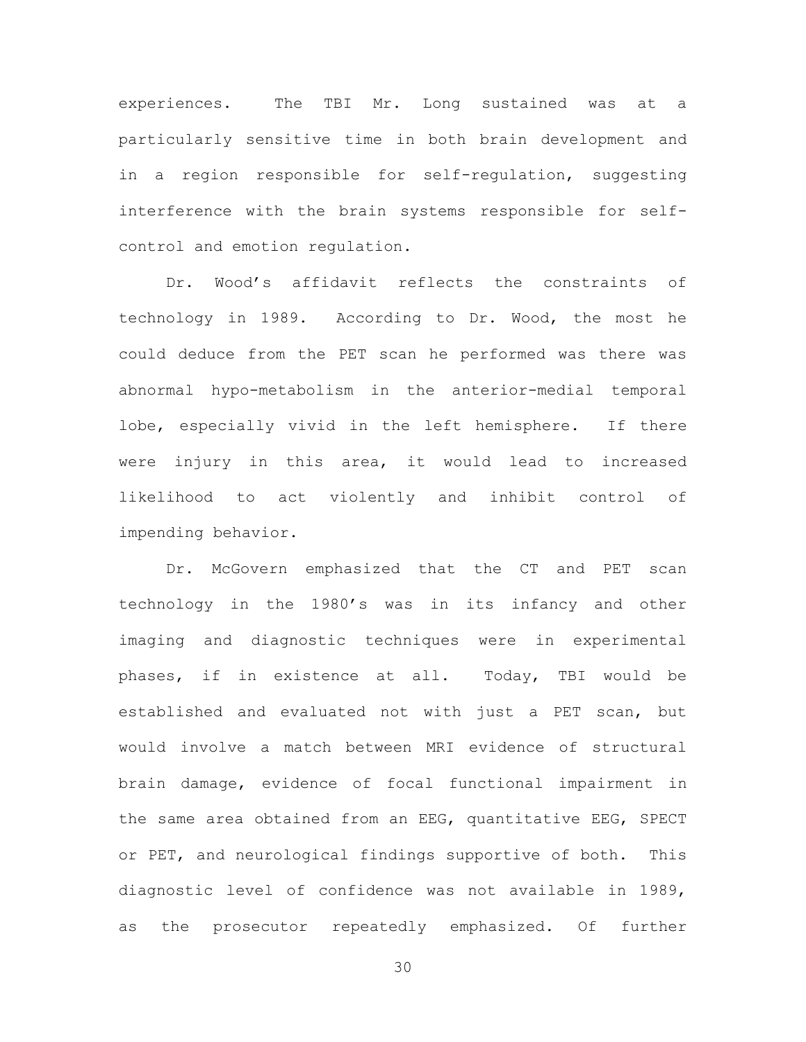experiences. The TBI Mr. Long sustained was at a particularly sensitive time in both brain development and in a region responsible for self-regulation, suggesting interference with the brain systems responsible for self-control and emotion regulation.

Dr. Wood's affidavit reflects the constraints of technology in 1989. According to Dr. Wood, the most he could deduce from the PET scan he performed was there was abnormal hypo-metabolism in the anterior-medial temporal lobe, especially vivid in the left hemisphere. If there were injury in this area, it would lead to increased likelihood to act violently and inhibit control of impending behavior.

Dr. McGovern emphasized that the CT and PET scan technology in the 1980's was in its infancy and other imaging and diagnostic techniques were in experimental phases, if in existence at all. Today, TBI would be established and evaluated not with just a PET scan, but would involve a match between MRI evidence of structural brain damage, evidence of focal functional impairment in the same area obtained from an EEG, quantitative EEG, SPECT or PET, and neurological findings supportive of both. This diagnostic level of confidence was not available in 1989, as the prosecutor repeatedly emphasized. Of further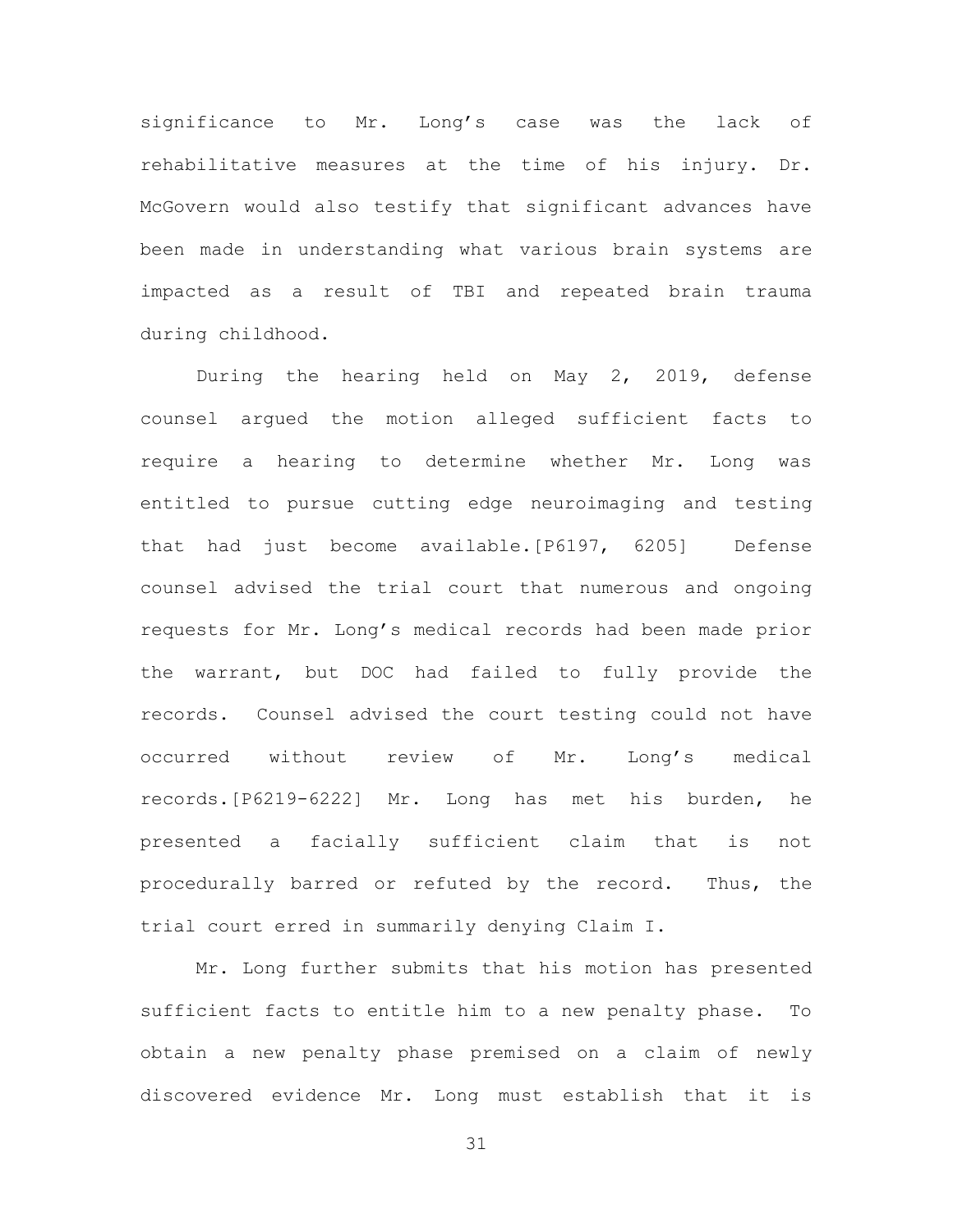significance to Mr. Long's case was the lack of rehabilitative measures at the time of his injury. Dr. McGovern would also testify that significant advances have been made in understanding what various brain systems are impacted as a result of TBI and repeated brain trauma during childhood.

During the hearing held on May 2, 2019, defense counsel argued the motion alleged sufficient facts to require a hearing to determine whether Mr. Long was entitled to pursue cutting edge neuroimaging and testing that had just become available.[P6197, 6205] Defense counsel advised the trial court that numerous and ongoing requests for Mr. Long's medical records had been made prior the warrant, but DOC had failed to fully provide the records. Counsel advised the court testing could not have occurred without review of Mr. Long's medical records.[P6219-6222] Mr. Long has met his burden, he presented a facially sufficient claim that is not procedurally barred or refuted by the record. Thus, the trial court erred in summarily denying Claim I.

Mr. Long further submits that his motion has presented sufficient facts to entitle him to a new penalty phase. To obtain a new penalty phase premised on a claim of newly discovered evidence Mr. Long must establish that it is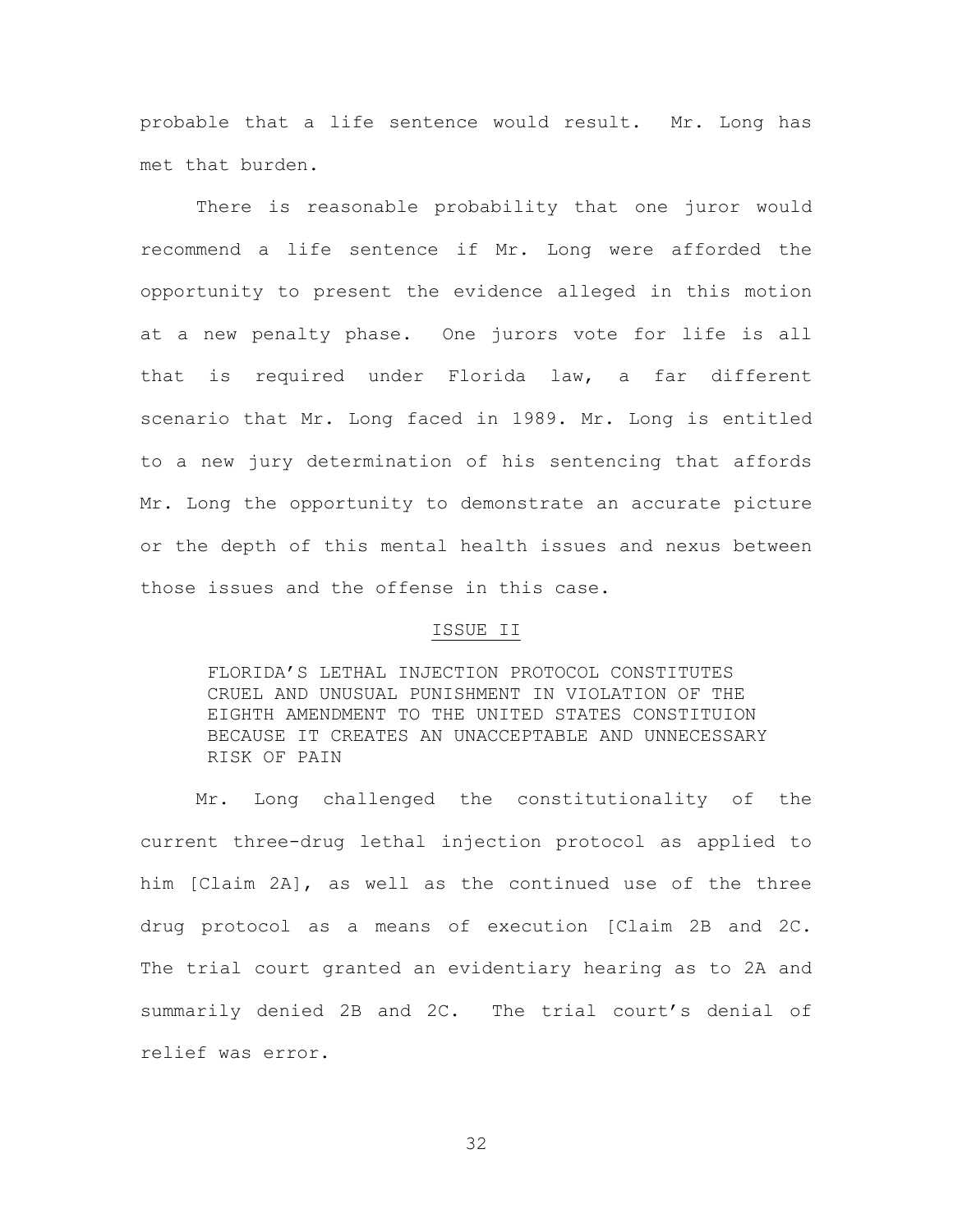probable that a life sentence would result. Mr. Long has met that burden.

There is reasonable probability that one juror would recommend a life sentence if Mr. Long were afforded the opportunity to present the evidence alleged in this motion at a new penalty phase. One jurors vote for life is all that is required under Florida law, a far different scenario that Mr. Long faced in 1989. Mr. Long is entitled to a new jury determination of his sentencing that affords Mr. Long the opportunity to demonstrate an accurate picture or the depth of this mental health issues and nexus between those issues and the offense in this case.

## ISSUE II

FLORIDA'S LETHAL INJECTION PROTOCOL CONSTITUTES CRUEL AND UNUSUAL PUNISHMENT IN VIOLATION OF THE EIGHTH AMENDMENT TO THE UNITED STATES CONSTITUION BECAUSE IT CREATES AN UNACCEPTABLE AND UNNECESSARY RISK OF PAIN

Mr. Long challenged the constitutionality of the current three-drug lethal injection protocol as applied to him [Claim 2A], as well as the continued use of the three drug protocol as a means of execution [Claim 2B and 2C. The trial court granted an evidentiary hearing as to 2A and summarily denied 2B and 2C. The trial court's denial of relief was error.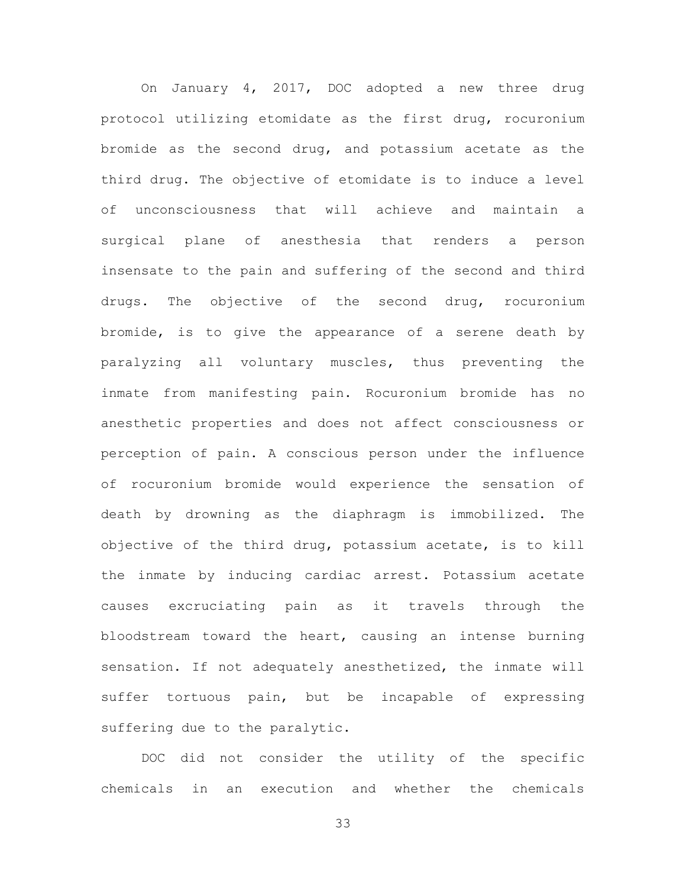On January 4, 2017, DOC adopted a new three drug protocol utilizing etomidate as the first drug, rocuronium bromide as the second drug, and potassium acetate as the third drug. The objective of etomidate is to induce a level of unconsciousness that will achieve and maintain a surgical plane of anesthesia that renders a person insensate to the pain and suffering of the second and third drugs. The objective of the second drug, rocuronium bromide, is to give the appearance of a serene death by paralyzing all voluntary muscles, thus preventing the inmate from manifesting pain. Rocuronium bromide has no anesthetic properties and does not affect consciousness or perception of pain. A conscious person under the influence of rocuronium bromide would experience the sensation of death by drowning as the diaphragm is immobilized. The objective of the third drug, potassium acetate, is to kill the inmate by inducing cardiac arrest. Potassium acetate causes excruciating pain as it travels through the bloodstream toward the heart, causing an intense burning sensation. If not adequately anesthetized, the inmate will suffer tortuous pain, but be incapable of expressing suffering due to the paralytic.

DOC did not consider the utility of the specific chemicals in an execution and whether the chemicals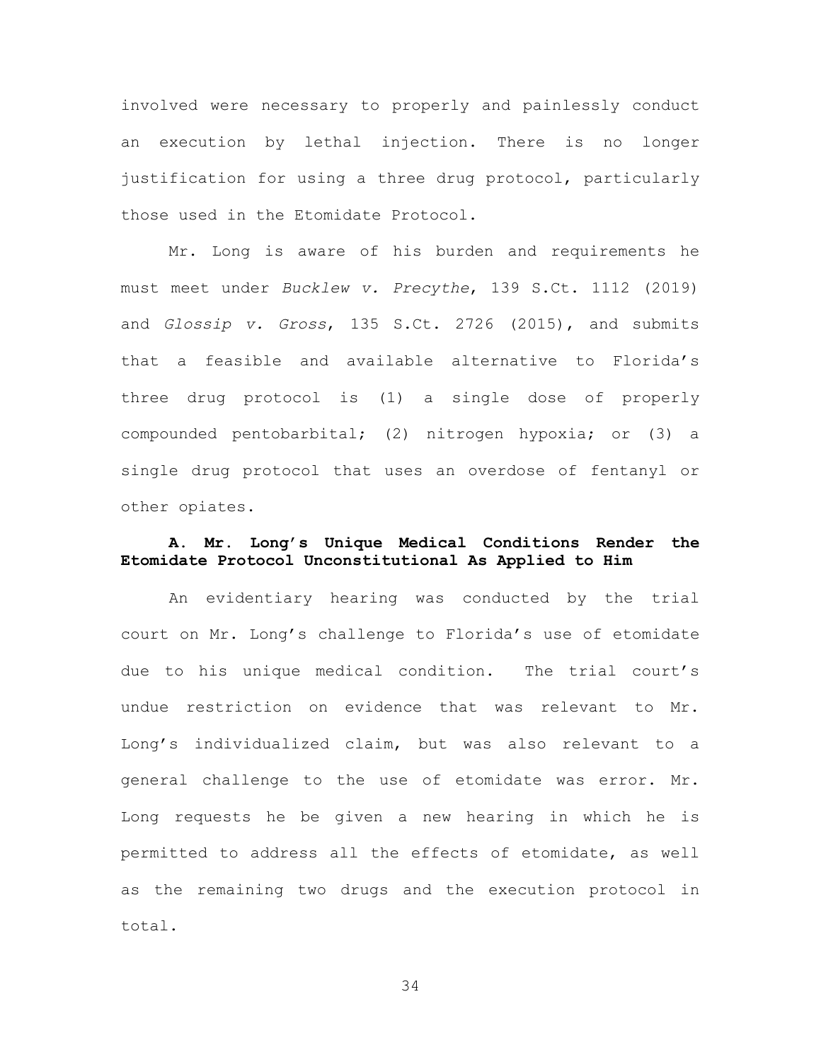involved were necessary to properly and painlessly conduct an execution by lethal injection. There is no longer justification for using a three drug protocol, particularly those used in the Etomidate Protocol.

Mr. Long is aware of his burden and requirements he must meet under *Bucklew v. Precythe*, 139 S.Ct. 1112 (2019) and *Glossip v. Gross*, 135 S.Ct. 2726 (2015), and submits that a feasible and available alternative to Florida's three drug protocol is (1) a single dose of properly compounded pentobarbital; (2) nitrogen hypoxia; or (3) a single drug protocol that uses an overdose of fentanyl or other opiates.

### A. Mr. Long's Unique Medical Conditions Render the Etomidate Protocol Unconstitutional As Applied to Him

An evidentiary hearing was conducted by the trial court on Mr. Long's challenge to Florida's use of etomidate due to his unique medical condition. The trial court's undue restriction on evidence that was relevant to Mr. Long's individualized claim, but was also relevant to a general challenge to the use of etomidate was error. Mr. Long requests he be given a new hearing in which he is permitted to address all the effects of etomidate, as well as the remaining two drugs and the execution protocol in total.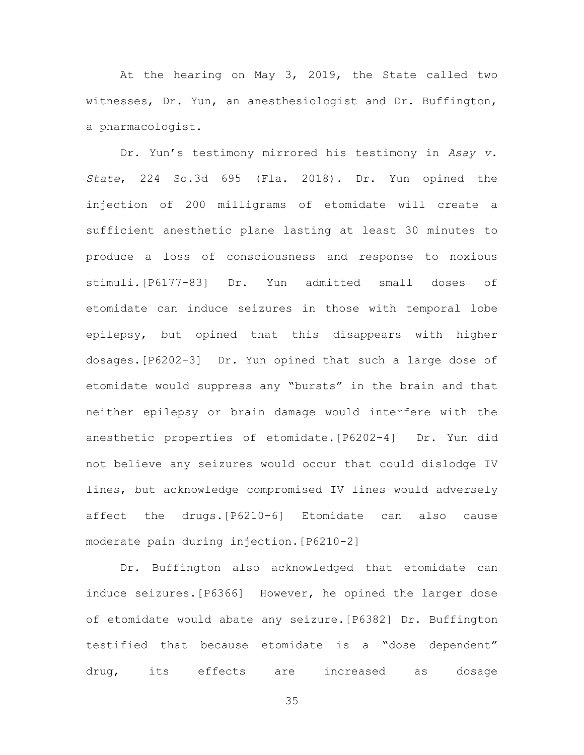At the hearing on May 3, 2019, the State called two witnesses, Dr. Yun, an anesthesiologist and Dr. Buffington, a pharmacologist.

Dr. Yun's testimony mirrored his testimony in *Asay v. State*, 224 So.3d 695 (Fla. 2018). Dr. Yun opined the injection of 200 milligrams of etomidate will create a sufficient anesthetic plane lasting at least 30 minutes to produce a loss of consciousness and response to noxious stimuli.[P6177-83] Dr. Yun admitted small doses of etomidate can induce seizures in those with temporal lobe epilepsy, but opined that this disappears with higher dosages.[P6202-3] Dr. Yun opined that such a large dose of etomidate would suppress any "bursts" in the brain and that neither epilepsy or brain damage would interfere with the anesthetic properties of etomidate.[P6202-4] Dr. Yun did not believe any seizures would occur that could dislodge IV lines, but acknowledge compromised IV lines would adversely affect the drugs.[P6210-6] Etomidate can also cause moderate pain during injection.[P6210-2]

Dr. Buffington also acknowledged that etomidate can induce seizures.[P6366] However, he opined the larger dose of etomidate would abate any seizure.[P6382] Dr. Buffington testified that because etomidate is a "dose dependent" drug, its effects are increased as dosage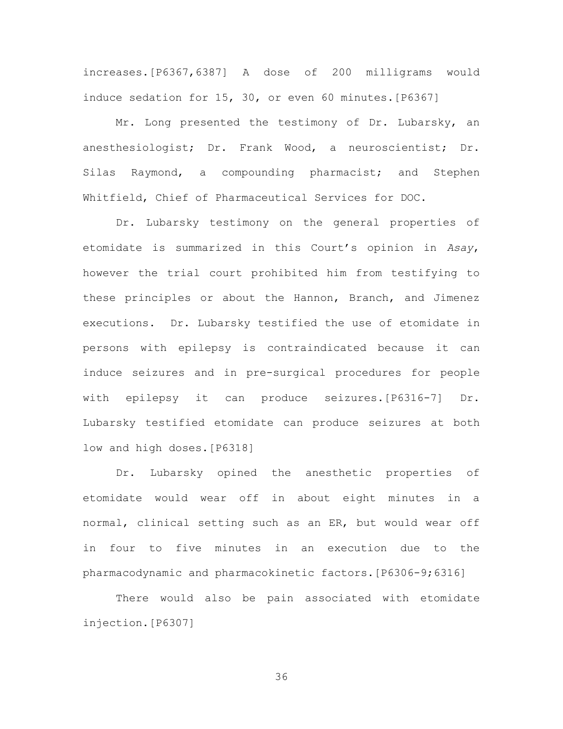increases.[P6367,6387] A dose of 200 milligrams would induce sedation for 15, 30, or even 60 minutes.[P6367]

Mr. Long presented the testimony of Dr. Lubarsky, an anesthesiologist; Dr. Frank Wood, a neuroscientist; Dr. Silas Raymond, a compounding pharmacist; and Stephen Whitfield, Chief of Pharmaceutical Services for DOC.

Dr. Lubarsky testimony on the general properties of etomidate is summarized in this Court's opinion in *Asay*, however the trial court prohibited him from testifying to these principles or about the Hannon, Branch, and Jimenez executions. Dr. Lubarsky testified the use of etomidate in persons with epilepsy is contraindicated because it can induce seizures and in pre-surgical procedures for people with epilepsy it can produce seizures.[P6316-7] Dr. Lubarsky testified etomidate can produce seizures at both low and high doses.[P6318]

Dr. Lubarsky opined the anesthetic properties of etomidate would wear off in about eight minutes in a normal, clinical setting such as an ER, but would wear off in four to five minutes in an execution due to the pharmacodynamic and pharmacokinetic factors.[P6306-9;6316]

There would also be pain associated with etomidate injection.[P6307]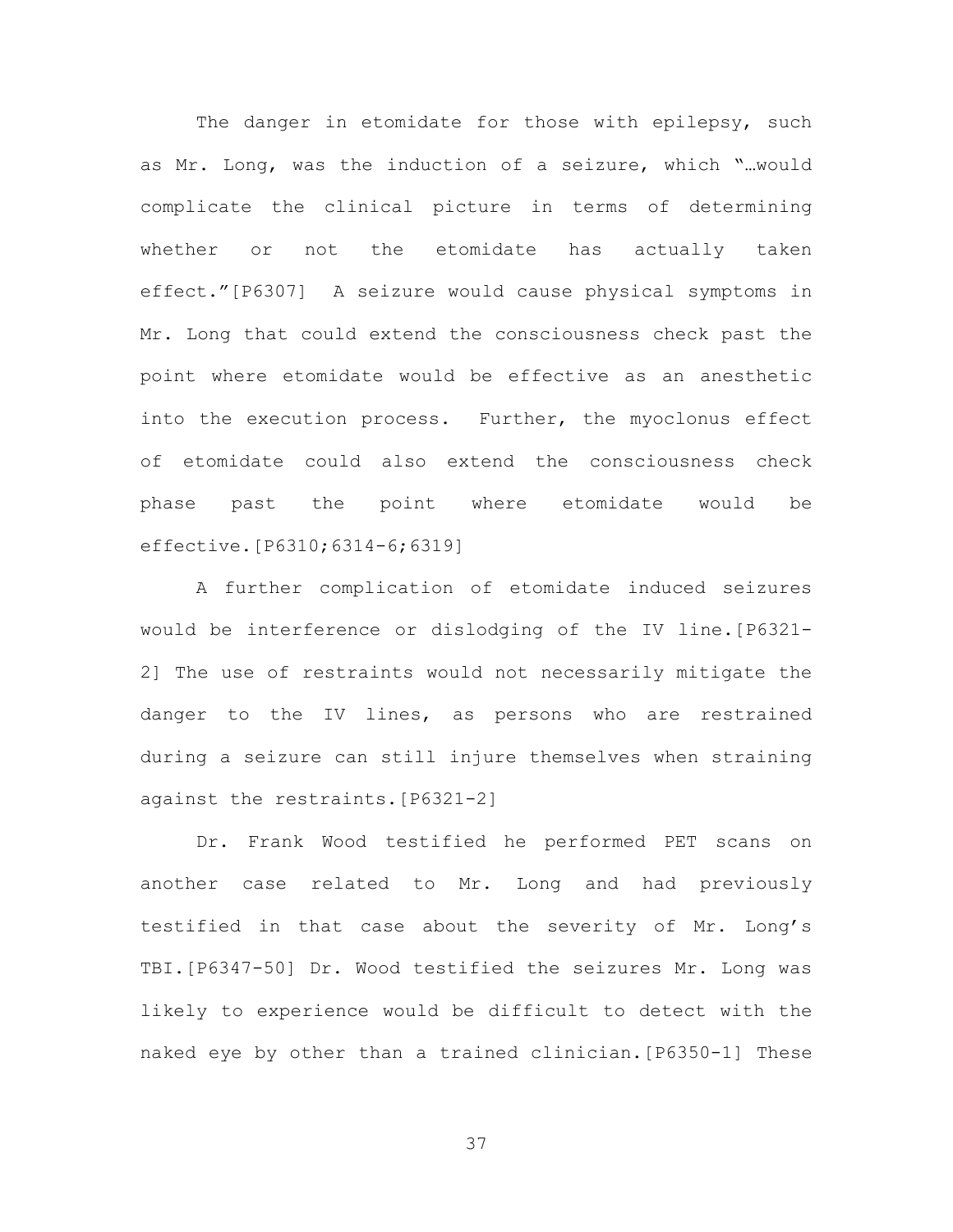The danger in etomidate for those with epilepsy, such as Mr. Long, was the induction of a seizure, which "…would complicate the clinical picture in terms of determining whether or not the etomidate has actually taken effect."[P6307] A seizure would cause physical symptoms in Mr. Long that could extend the consciousness check past the point where etomidate would be effective as an anesthetic into the execution process. Further, the myoclonus effect of etomidate could also extend the consciousness check phase past the point where etomidate would be effective.[P6310;6314-6;6319]

A further complication of etomidate induced seizures would be interference or dislodging of the IV line.[P6321-2] The use of restraints would not necessarily mitigate the danger to the IV lines, as persons who are restrained during a seizure can still injure themselves when straining against the restraints.[P6321-2]

Dr. Frank Wood testified he performed PET scans on another case related to Mr. Long and had previously testified in that case about the severity of Mr. Long's TBI.[P6347-50] Dr. Wood testified the seizures Mr. Long was likely to experience would be difficult to detect with the naked eye by other than a trained clinician.[P6350-1] These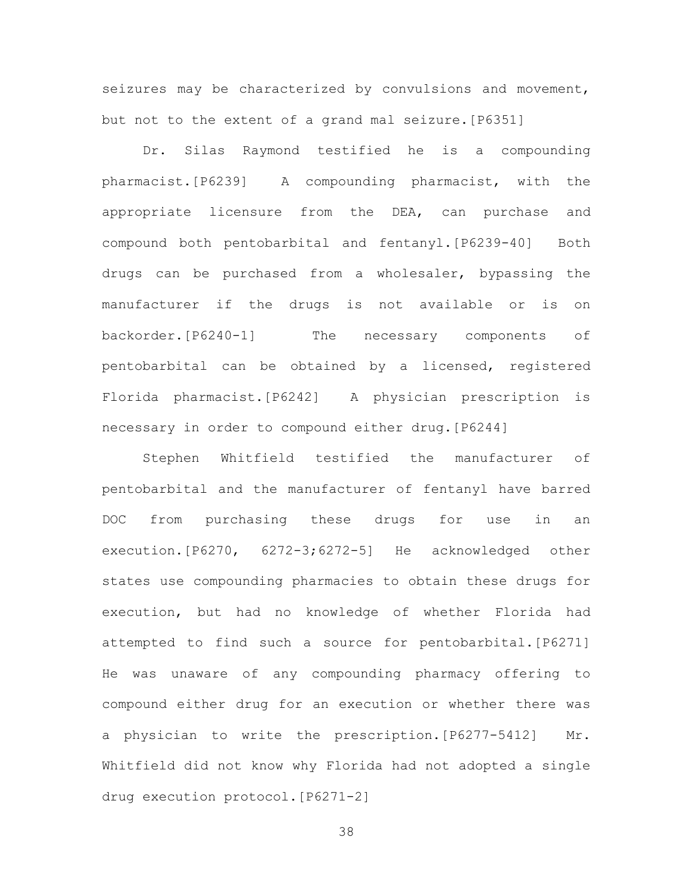seizures may be characterized by convulsions and movement, but not to the extent of a grand mal seizure.[P6351]

Dr. Silas Raymond testified he is a compounding pharmacist.[P6239] A compounding pharmacist, with the appropriate licensure from the DEA, can purchase and compound both pentobarbital and fentanyl.[P6239-40] Both drugs can be purchased from a wholesaler, bypassing the manufacturer if the drugs is not available or is on backorder.[P6240-1] The necessary components of pentobarbital can be obtained by a licensed, registered Florida pharmacist.[P6242] A physician prescription is necessary in order to compound either drug.[P6244]

Stephen Whitfield testified the manufacturer of pentobarbital and the manufacturer of fentanyl have barred DOC from purchasing these drugs for use in an execution.[P6270, 6272-3;6272-5] He acknowledged other states use compounding pharmacies to obtain these drugs for execution, but had no knowledge of whether Florida had attempted to find such a source for pentobarbital.[P6271] He was unaware of any compounding pharmacy offering to compound either drug for an execution or whether there was a physician to write the prescription.[P6277-5412] Mr. Whitfield did not know why Florida had not adopted a single drug execution protocol.[P6271-2]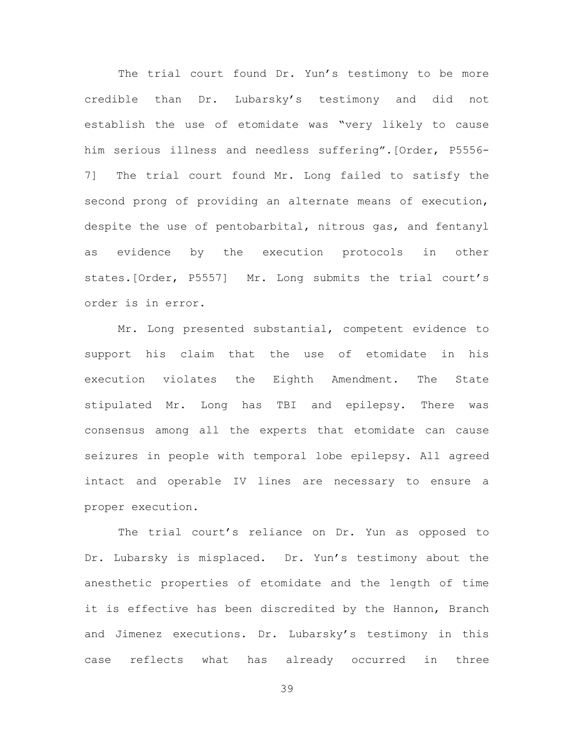The trial court found Dr. Yun's testimony to be more credible than Dr. Lubarsky's testimony and did not establish the use of etomidate was "very likely to cause him serious illness and needless suffering".[Order, P5556-7] The trial court found Mr. Long failed to satisfy the second prong of providing an alternate means of execution, despite the use of pentobarbital, nitrous gas, and fentanyl as evidence by the execution protocols in other states.[Order, P5557] Mr. Long submits the trial court's order is in error.

Mr. Long presented substantial, competent evidence to support his claim that the use of etomidate in his execution violates the Eighth Amendment. The State stipulated Mr. Long has TBI and epilepsy. There was consensus among all the experts that etomidate can cause seizures in people with temporal lobe epilepsy. All agreed intact and operable IV lines are necessary to ensure a proper execution.

The trial court's reliance on Dr. Yun as opposed to Dr. Lubarsky is misplaced. Dr. Yun's testimony about the anesthetic properties of etomidate and the length of time it is effective has been discredited by the Hannon, Branch and Jimenez executions. Dr. Lubarsky's testimony in this case reflects what has already occurred in three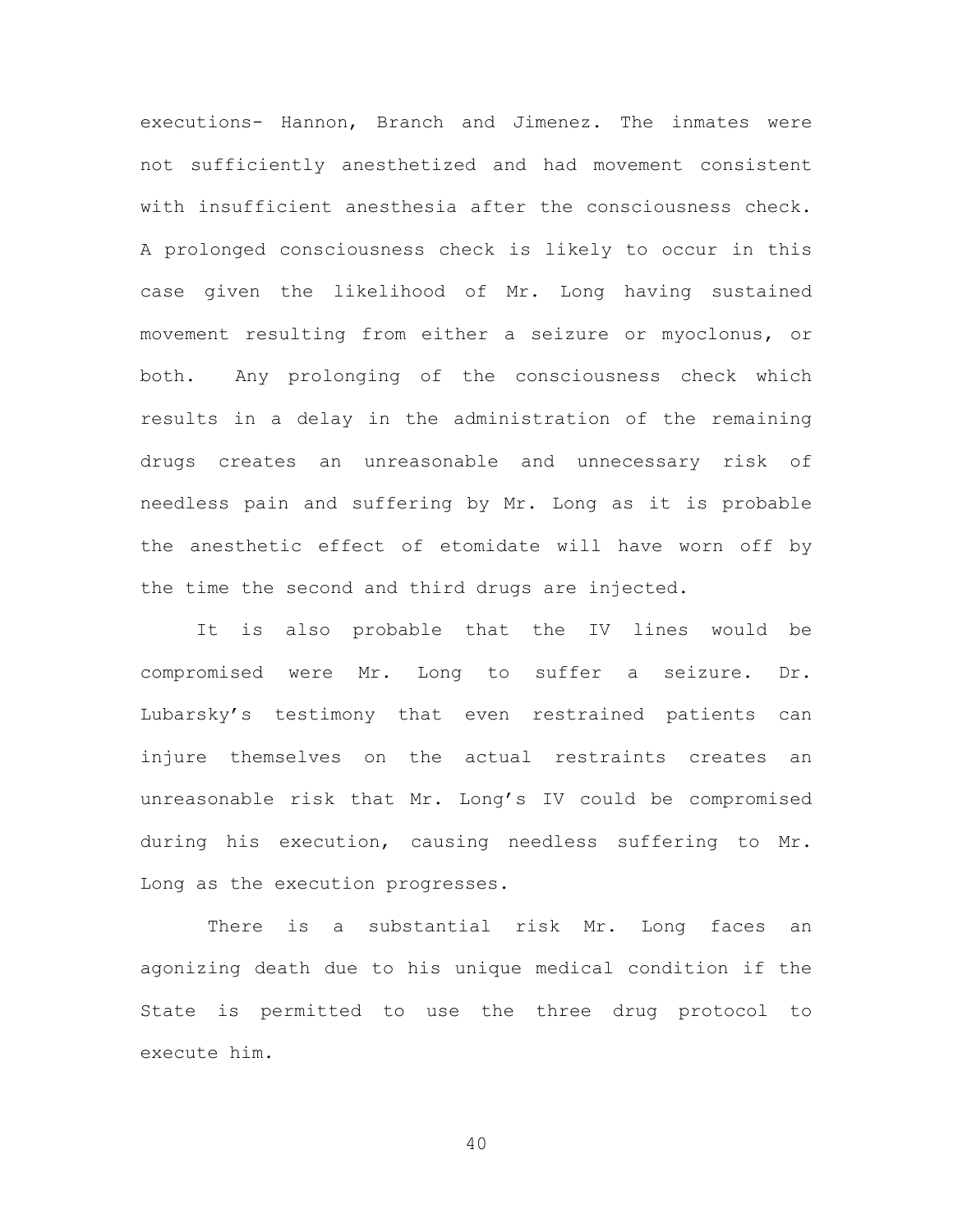executions- Hannon, Branch and Jimenez. The inmates were not sufficiently anesthetized and had movement consistent with insufficient anesthesia after the consciousness check. A prolonged consciousness check is likely to occur in this case given the likelihood of Mr. Long having sustained movement resulting from either a seizure or myoclonus, or both. Any prolonging of the consciousness check which results in a delay in the administration of the remaining drugs creates an unreasonable and unnecessary risk of needless pain and suffering by Mr. Long as it is probable the anesthetic effect of etomidate will have worn off by the time the second and third drugs are injected.

It is also probable that the IV lines would be compromised were Mr. Long to suffer a seizure. Dr. Lubarsky's testimony that even restrained patients can injure themselves on the actual restraints creates an unreasonable risk that Mr. Long's IV could be compromised during his execution, causing needless suffering to Mr. Long as the execution progresses.

There is a substantial risk Mr. Long faces an agonizing death due to his unique medical condition if the State is permitted to use the three drug protocol to execute him.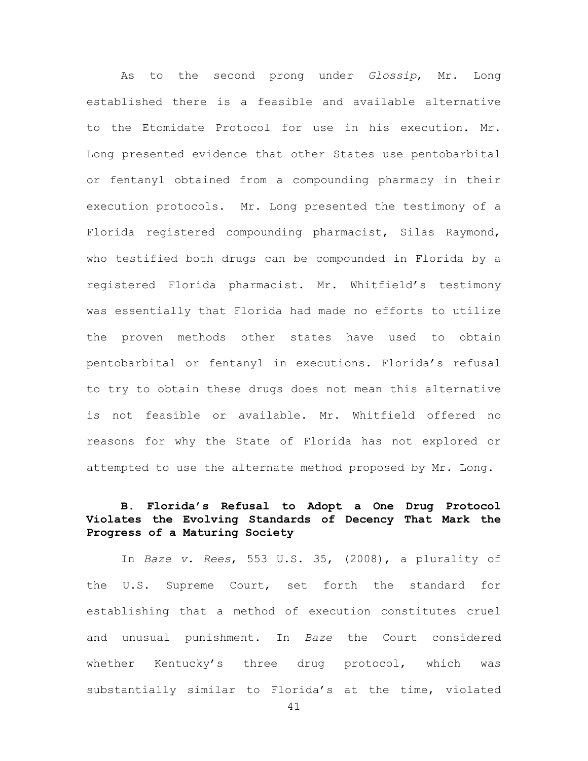As to the second prong under *Glossip*, Mr. Long established there is a feasible and available alternative to the Etomidate Protocol for use in his execution. Mr. Long presented evidence that other States use pentobarbital or fentanyl obtained from a compounding pharmacy in their execution protocols. Mr. Long presented the testimony of a Florida registered compounding pharmacist, Silas Raymond, who testified both drugs can be compounded in Florida by a registered Florida pharmacist. Mr. Whitfield's testimony was essentially that Florida had made no efforts to utilize the proven methods other states have used to obtain pentobarbital or fentanyl in executions. Florida's refusal to try to obtain these drugs does not mean this alternative is not feasible or available. Mr. Whitfield offered no reasons for why the State of Florida has not explored or attempted to use the alternate method proposed by Mr. Long.

### B. Florida's Refusal to Adopt a One Drug Protocol Violates the Evolving Standards of Decency That Mark the Progress of a Maturing Society

In *Baze v. Rees*, 553 U.S. 35, (2008), a plurality of the U.S. Supreme Court, set forth the standard for establishing that a method of execution constitutes cruel and unusual punishment. In *Baze* the Court considered whether Kentucky's three drug protocol, which was substantially similar to Florida's at the time, violated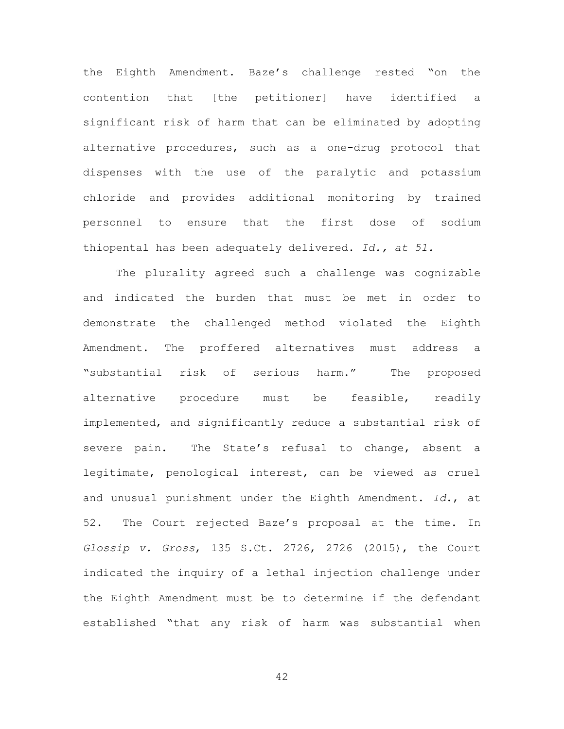the Eighth Amendment. Baze's challenge rested "on the contention that [the petitioner] have identified a significant risk of harm that can be eliminated by adopting alternative procedures, such as a one-drug protocol that dispenses with the use of the paralytic and potassium chloride and provides additional monitoring by trained personnel to ensure that the first dose of sodium thiopental has been adequately delivered. *Id., at 51.*

The plurality agreed such a challenge was cognizable and indicated the burden that must be met in order to demonstrate the challenged method violated the Eighth Amendment. The proffered alternatives must address a "substantial risk of serious harm." The proposed alternative procedure must be feasible, readily implemented, and significantly reduce a substantial risk of severe pain. The State's refusal to change, absent a legitimate, penological interest, can be viewed as cruel and unusual punishment under the Eighth Amendment. *Id.*, at 52. The Court rejected Baze's proposal at the time. In *Glossip v. Gross*, 135 S.Ct. 2726, 2726 (2015), the Court indicated the inquiry of a lethal injection challenge under the Eighth Amendment must be to determine if the defendant established "that any risk of harm was substantial when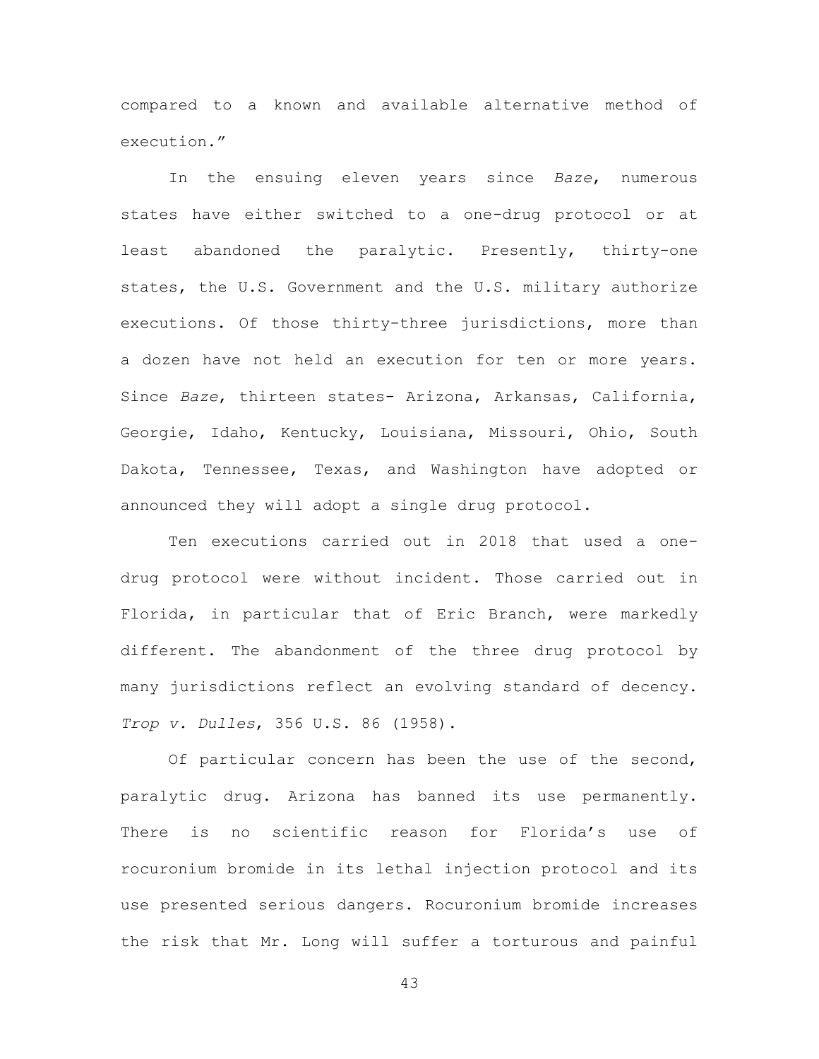compared to a known and available alternative method of execution."

In the ensuing eleven years since *Baze*, numerous states have either switched to a one-drug protocol or at least abandoned the paralytic. Presently, thirty-one states, the U.S. Government and the U.S. military authorize executions. Of those thirty-three jurisdictions, more than a dozen have not held an execution for ten or more years. Since *Baze*, thirteen states- Arizona, Arkansas, California, Georgie, Idaho, Kentucky, Louisiana, Missouri, Ohio, South Dakota, Tennessee, Texas, and Washington have adopted or announced they will adopt a single drug protocol.

Ten executions carried out in 2018 that used a one-drug protocol were without incident. Those carried out in Florida, in particular that of Eric Branch, were markedly different. The abandonment of the three drug protocol by many jurisdictions reflect an evolving standard of decency. *Trop v. Dulles*, 356 U.S. 86 (1958).

Of particular concern has been the use of the second, paralytic drug. Arizona has banned its use permanently. There is no scientific reason for Florida's use of rocuronium bromide in its lethal injection protocol and its use presented serious dangers. Rocuronium bromide increases the risk that Mr. Long will suffer a torturous and painful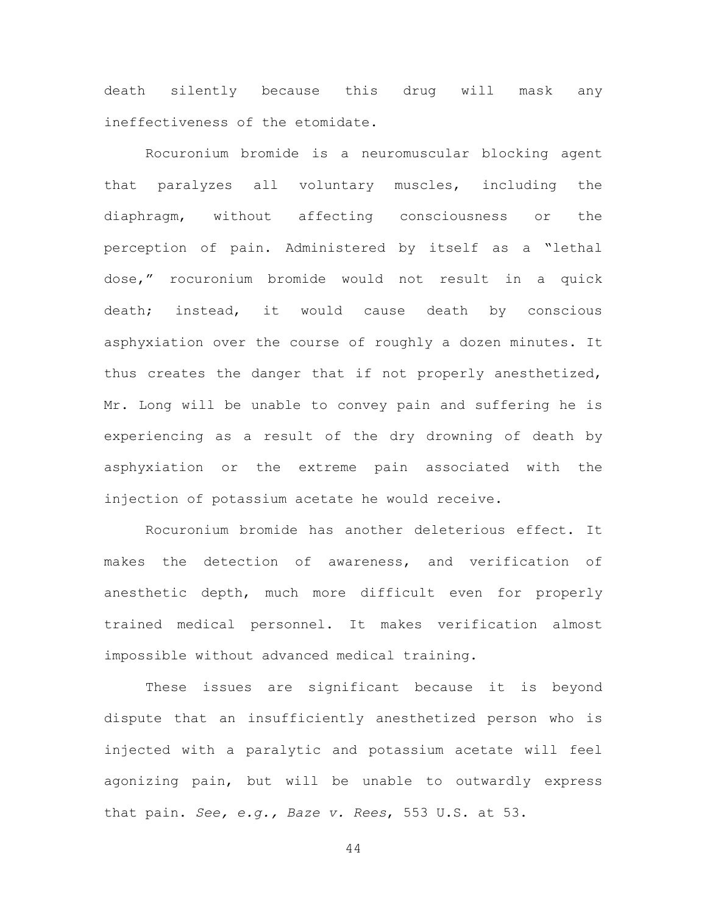death silently because this drug will mask any ineffectiveness of the etomidate.

Rocuronium bromide is a neuromuscular blocking agent that paralyzes all voluntary muscles, including the diaphragm, without affecting consciousness or the perception of pain. Administered by itself as a "lethal dose," rocuronium bromide would not result in a quick death; instead, it would cause death by conscious asphyxiation over the course of roughly a dozen minutes. It thus creates the danger that if not properly anesthetized, Mr. Long will be unable to convey pain and suffering he is experiencing as a result of the dry drowning of death by asphyxiation or the extreme pain associated with the injection of potassium acetate he would receive.

Rocuronium bromide has another deleterious effect. It makes the detection of awareness, and verification of anesthetic depth, much more difficult even for properly trained medical personnel. It makes verification almost impossible without advanced medical training.

These issues are significant because it is beyond dispute that an insufficiently anesthetized person who is injected with a paralytic and potassium acetate will feel agonizing pain, but will be unable to outwardly express that pain. *See, e.g., Baze v. Rees*, 553 U.S. at 53.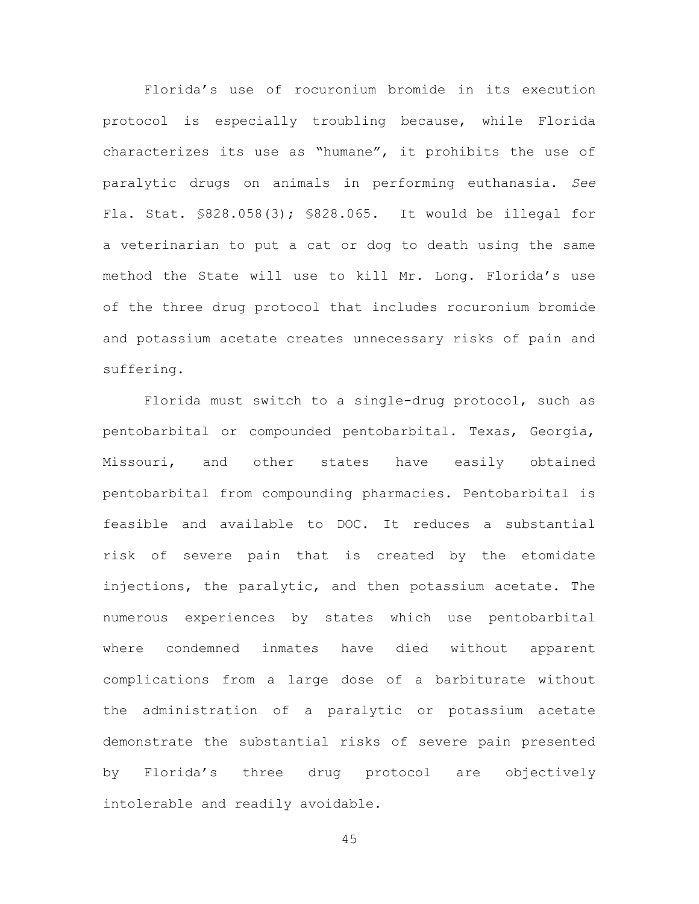Florida's use of rocuronium bromide in its execution protocol is especially troubling because, while Florida characterizes its use as "humane", it prohibits the use of paralytic drugs on animals in performing euthanasia. *See* Fla. Stat. §828.058(3); §828.065. It would be illegal for a veterinarian to put a cat or dog to death using the same method the State will use to kill Mr. Long. Florida's use of the three drug protocol that includes rocuronium bromide and potassium acetate creates unnecessary risks of pain and suffering.

Florida must switch to a single-drug protocol, such as pentobarbital or compounded pentobarbital. Texas, Georgia, Missouri, and other states have easily obtained pentobarbital from compounding pharmacies. Pentobarbital is feasible and available to DOC. It reduces a substantial risk of severe pain that is created by the etomidate injections, the paralytic, and then potassium acetate. The numerous experiences by states which use pentobarbital where condemned inmates have died without apparent complications from a large dose of a barbiturate without the administration of a paralytic or potassium acetate demonstrate the substantial risks of severe pain presented by Florida's three drug protocol are objectively intolerable and readily avoidable.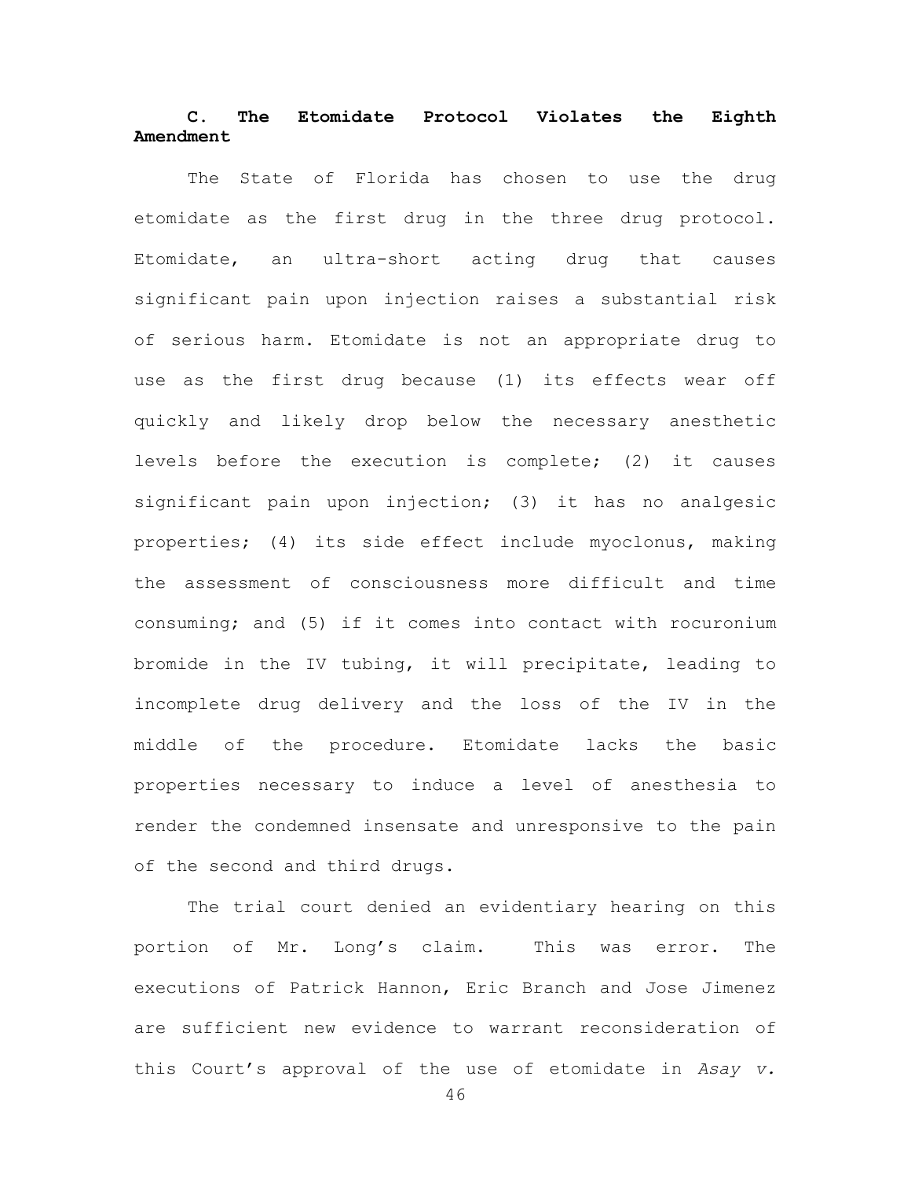### C. The Etomidate Protocol Violates the Eighth Amendment

The State of Florida has chosen to use the drug etomidate as the first drug in the three drug protocol. Etomidate, an ultra-short acting drug that causes significant pain upon injection raises a substantial risk of serious harm. Etomidate is not an appropriate drug to use as the first drug because (1) its effects wear off quickly and likely drop below the necessary anesthetic levels before the execution is complete; (2) it causes significant pain upon injection; (3) it has no analgesic properties; (4) its side effect include myoclonus, making the assessment of consciousness more difficult and time consuming; and (5) if it comes into contact with rocuronium bromide in the IV tubing, it will precipitate, leading to incomplete drug delivery and the loss of the IV in the middle of the procedure. Etomidate lacks the basic properties necessary to induce a level of anesthesia to render the condemned insensate and unresponsive to the pain of the second and third drugs.

The trial court denied an evidentiary hearing on this portion of Mr. Long's claim. This was error. The executions of Patrick Hannon, Eric Branch and Jose Jimenez are sufficient new evidence to warrant reconsideration of this Court's approval of the use of etomidate in *Asay v.*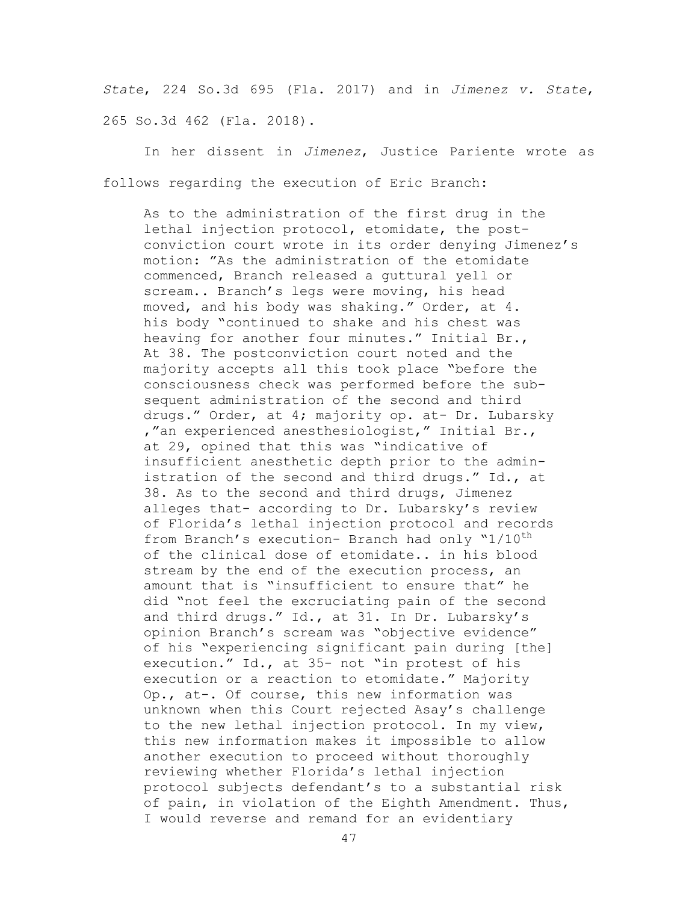*State*, 224 So.3d 695 (Fla. 2017) and in *Jimenez v. State*, 265 So.3d 462 (Fla. 2018).

In her dissent in *Jimenez*, Justice Pariente wrote as follows regarding the execution of Eric Branch:

> As to the administration of the first drug in the lethal injection protocol, etomidate, the post-conviction court wrote in its order denying Jimenez's motion: "As the administration of the etomidate commenced, Branch released a guttural yell or scream.. Branch's legs were moving, his head moved, and his body was shaking." Order, at 4. his body "continued to shake and his chest was heaving for another four minutes." Initial Br., At 38. The postconviction court noted and the majority accepts all this took place "before the consciousness check was performed before the sub-sequent administration of the second and third drugs." Order, at 4; majority op. at- Dr. Lubarsky ,"an experienced anesthesiologist," Initial Br., at 29, opined that this was "indicative of insufficient anesthetic depth prior to the admin-istration of the second and third drugs." Id., at 38. As to the second and third drugs, Jimenez alleges that- according to Dr. Lubarsky's review of Florida's lethal injection protocol and records from Branch's execution- Branch had only "1/10th of the clinical dose of etomidate.. in his blood stream by the end of the execution process, an amount that is "insufficient to ensure that" he did "not feel the excruciating pain of the second and third drugs." Id., at 31. In Dr. Lubarsky's opinion Branch's scream was "objective evidence" of his "experiencing significant pain during [the] execution." Id., at 35- not "in protest of his execution or a reaction to etomidate." Majority Op., at-. Of course, this new information was unknown when this Court rejected Asay's challenge to the new lethal injection protocol. In my view, this new information makes it impossible to allow another execution to proceed without thoroughly reviewing whether Florida's lethal injection protocol subjects defendant's to a substantial risk of pain, in violation of the Eighth Amendment. Thus, I would reverse and remand for an evidentiary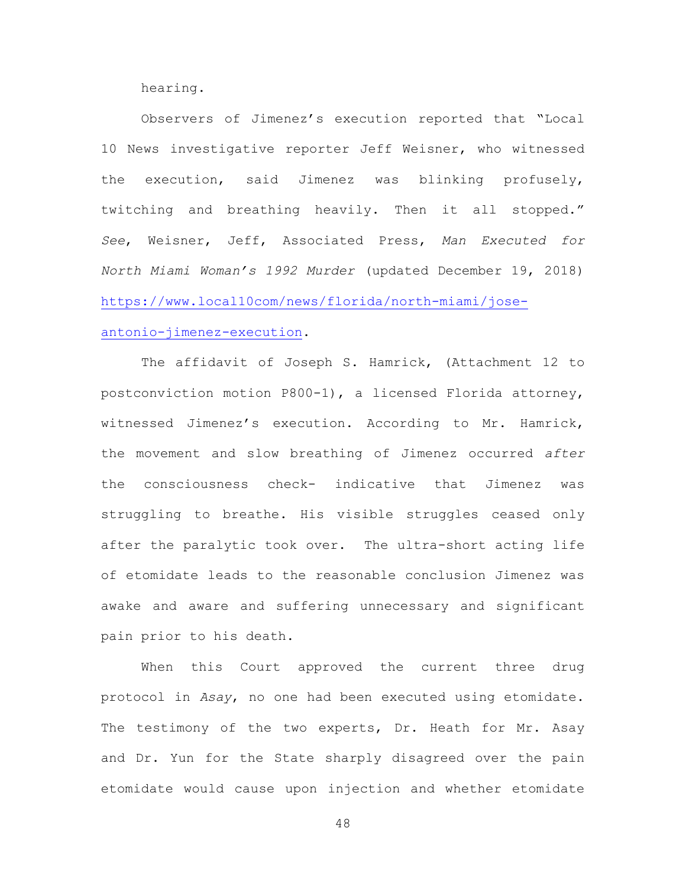hearing.

Observers of Jimenez's execution reported that "Local 10 News investigative reporter Jeff Weisner, who witnessed the execution, said Jimenez was blinking profusely, twitching and breathing heavily. Then it all stopped." *See*, Weisner, Jeff, Associated Press, *Man Executed for North Miami Woman's 1992 Murder* (updated December 19, 2018) [https://www.local10com/news/florida/north-miami/jose-antonio-jimenez-execution](https://www.local10com/news/florida/north-miami/jose-antonio-jimenez-execution).

The affidavit of Joseph S. Hamrick, (Attachment 12 to postconviction motion P800-1), a licensed Florida attorney, witnessed Jimenez's execution. According to Mr. Hamrick, the movement and slow breathing of Jimenez occurred *after* the consciousness check- indicative that Jimenez was struggling to breathe. His visible struggles ceased only after the paralytic took over. The ultra-short acting life of etomidate leads to the reasonable conclusion Jimenez was awake and aware and suffering unnecessary and significant pain prior to his death.

When this Court approved the current three drug protocol in *Asay*, no one had been executed using etomidate. The testimony of the two experts, Dr. Heath for Mr. Asay and Dr. Yun for the State sharply disagreed over the pain etomidate would cause upon injection and whether etomidate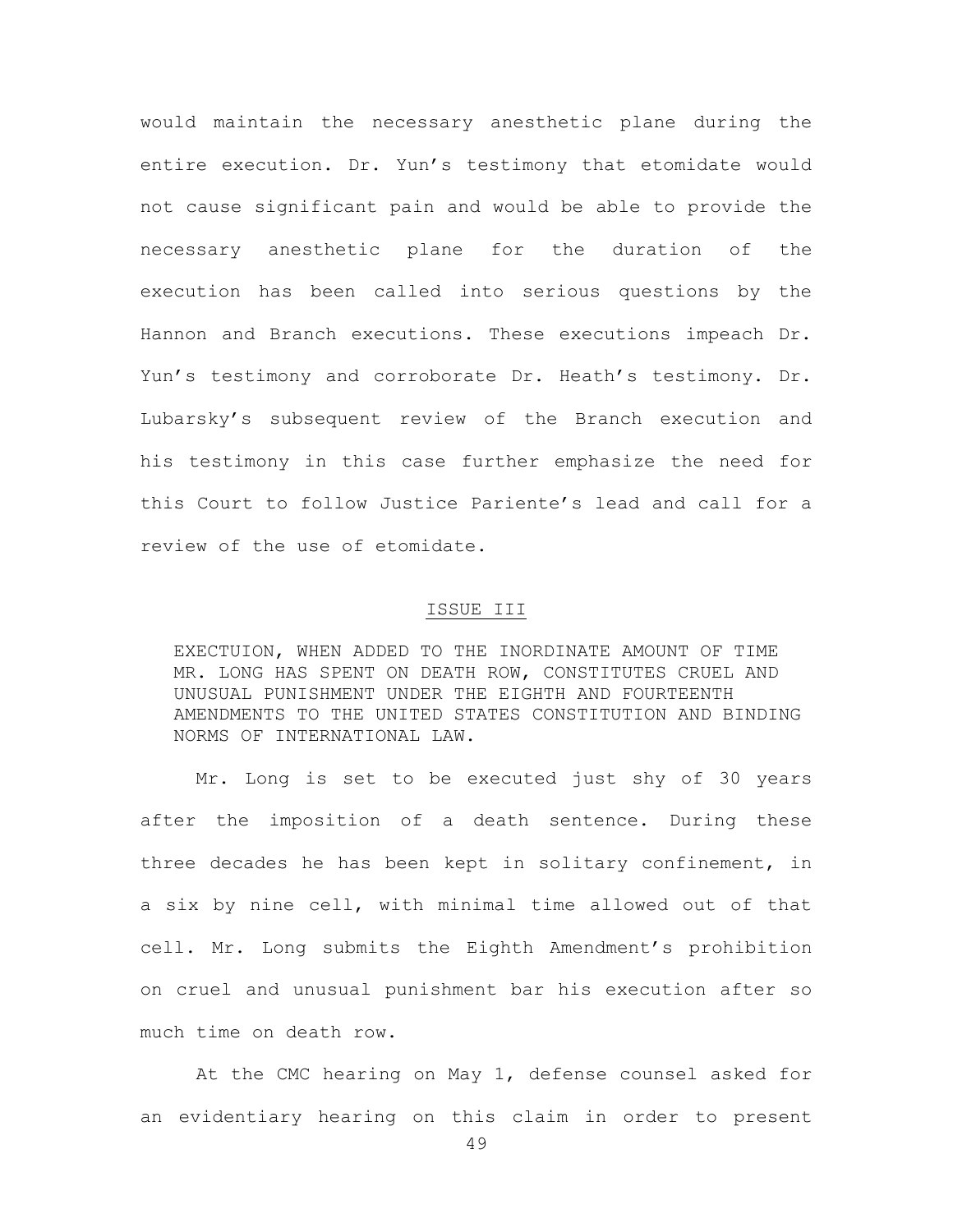would maintain the necessary anesthetic plane during the entire execution. Dr. Yun's testimony that etomidate would not cause significant pain and would be able to provide the necessary anesthetic plane for the duration of the execution has been called into serious questions by the Hannon and Branch executions. These executions impeach Dr. Yun's testimony and corroborate Dr. Heath's testimony. Dr. Lubarsky's subsequent review of the Branch execution and his testimony in this case further emphasize the need for this Court to follow Justice Pariente's lead and call for a review of the use of etomidate.

## ISSUE III

EXECTUION, WHEN ADDED TO THE INORDINATE AMOUNT OF TIME MR. LONG HAS SPENT ON DEATH ROW, CONSTITUTES CRUEL AND UNUSUAL PUNISHMENT UNDER THE EIGHTH AND FOURTEENTH AMENDMENTS TO THE UNITED STATES CONSTITUTION AND BINDING NORMS OF INTERNATIONAL LAW.

Mr. Long is set to be executed just shy of 30 years after the imposition of a death sentence. During these three decades he has been kept in solitary confinement, in a six by nine cell, with minimal time allowed out of that cell. Mr. Long submits the Eighth Amendment's prohibition on cruel and unusual punishment bar his execution after so much time on death row.

At the CMC hearing on May 1, defense counsel asked for an evidentiary hearing on this claim in order to present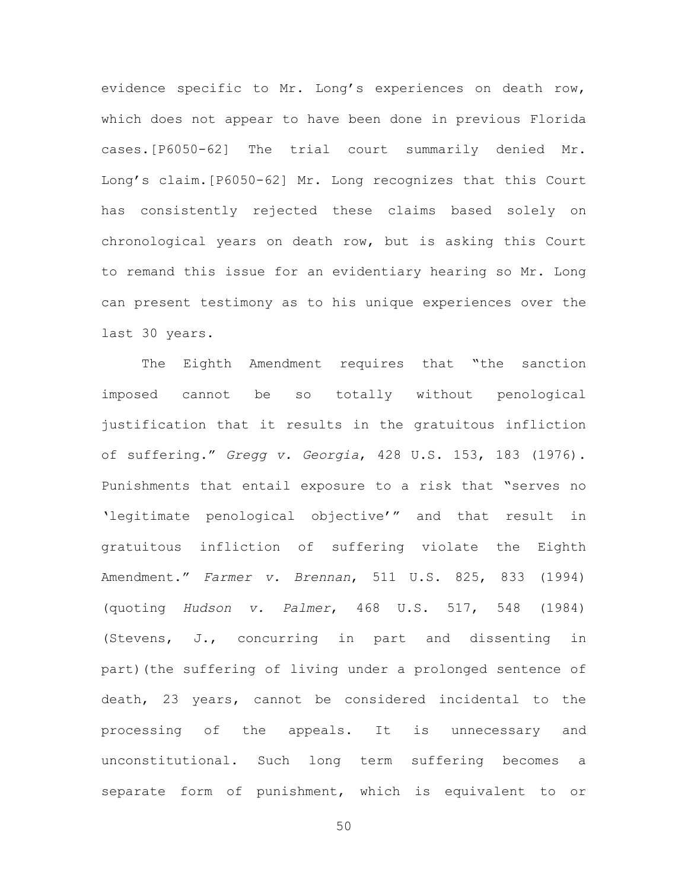evidence specific to Mr. Long's experiences on death row, which does not appear to have been done in previous Florida cases.[P6050-62] The trial court summarily denied Mr. Long's claim.[P6050-62] Mr. Long recognizes that this Court has consistently rejected these claims based solely on chronological years on death row, but is asking this Court to remand this issue for an evidentiary hearing so Mr. Long can present testimony as to his unique experiences over the last 30 years.

The Eighth Amendment requires that "the sanction imposed cannot be so totally without penological justification that it results in the gratuitous infliction of suffering." *Gregg v. Georgia*, 428 U.S. 153, 183 (1976). Punishments that entail exposure to a risk that "serves no 'legitimate penological objective'" and that result in gratuitous infliction of suffering violate the Eighth Amendment." *Farmer v. Brennan*, 511 U.S. 825, 833 (1994) (quoting *Hudson v. Palmer*, 468 U.S. 517, 548 (1984) (Stevens, J., concurring in part and dissenting in part)(the suffering of living under a prolonged sentence of death, 23 years, cannot be considered incidental to the processing of the appeals. It is unnecessary and unconstitutional. Such long term suffering becomes a separate form of punishment, which is equivalent to or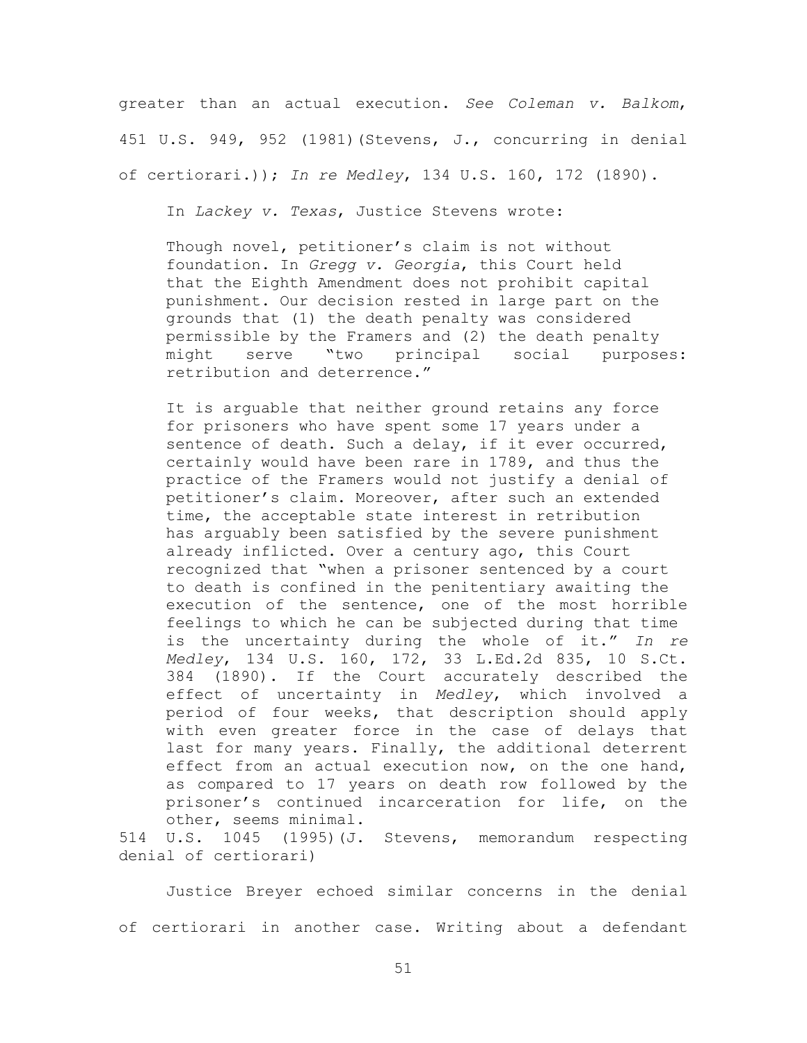greater than an actual execution. *See Coleman v. Balkom*, 451 U.S. 949, 952 (1981)(Stevens, J., concurring in denial of certiorari.)); *In re Medley*, 134 U.S. 160, 172 (1890).

In *Lackey v. Texas*, Justice Stevens wrote:

> Though novel, petitioner's claim is not without foundation. In *Gregg v. Georgia*, this Court held that the Eighth Amendment does not prohibit capital punishment. Our decision rested in large part on the grounds that (1) the death penalty was considered permissible by the Framers and (2) the death penalty might serve "two principal social purposes: retribution and deterrence."
>
> It is arguable that neither ground retains any force for prisoners who have spent some 17 years under a sentence of death. Such a delay, if it ever occurred, certainly would have been rare in 1789, and thus the practice of the Framers would not justify a denial of petitioner's claim. Moreover, after such an extended time, the acceptable state interest in retribution has arguably been satisfied by the severe punishment already inflicted. Over a century ago, this Court recognized that "when a prisoner sentenced by a court to death is confined in the penitentiary awaiting the execution of the sentence, one of the most horrible feelings to which he can be subjected during that time is the uncertainty during the whole of it." *In re Medley*, 134 U.S. 160, 172, 33 L.Ed.2d 835, 10 S.Ct. 384 (1890). If the Court accurately described the effect of uncertainty in *Medley*, which involved a period of four weeks, that description should apply with even greater force in the case of delays that last for many years. Finally, the additional deterrent effect from an actual execution now, on the one hand, as compared to 17 years on death row followed by the prisoner's continued incarceration for life, on the other, seems minimal.

514 U.S. 1045 (1995)(J. Stevens, memorandum respecting denial of certiorari)

Justice Breyer echoed similar concerns in the denial of certiorari in another case. Writing about a defendant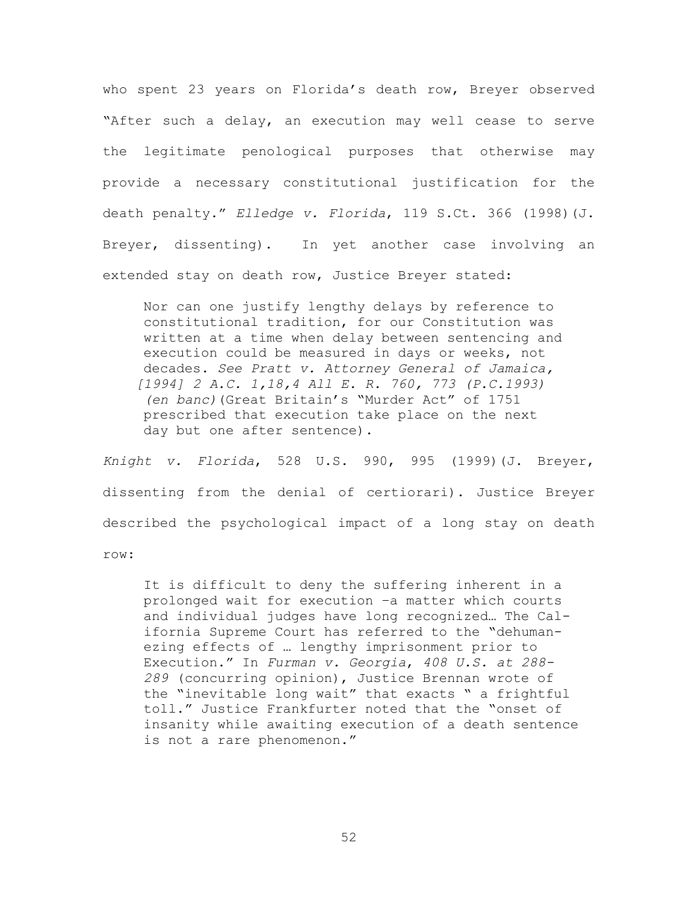who spent 23 years on Florida's death row, Breyer observed "After such a delay, an execution may well cease to serve the legitimate penological purposes that otherwise may provide a necessary constitutional justification for the death penalty." *Elledge v. Florida*, 119 S.Ct. 366 (1998)(J. Breyer, dissenting). In yet another case involving an extended stay on death row, Justice Breyer stated:

> Nor can one justify lengthy delays by reference to constitutional tradition, for our Constitution was written at a time when delay between sentencing and execution could be measured in days or weeks, not decades. *See Pratt v. Attorney General of Jamaica, [1994] 2 A.C. 1,18,4 All E. R. 760, 773 (P.C.1993) (en banc)*(Great Britain's "Murder Act" of 1751 prescribed that execution take place on the next day but one after sentence).

*Knight v. Florida*, 528 U.S. 990, 995 (1999)(J. Breyer, dissenting from the denial of certiorari). Justice Breyer described the psychological impact of a long stay on death row:

> It is difficult to deny the suffering inherent in a prolonged wait for execution –a matter which courts and individual judges have long recognized… The California Supreme Court has referred to the "dehumanezing effects of … lengthy imprisonment prior to Execution." In *Furman v. Georgia*, *408 U.S. at 288-289* (concurring opinion), Justice Brennan wrote of the "inevitable long wait" that exacts " a frightful toll." Justice Frankfurter noted that the "onset of insanity while awaiting execution of a death sentence is not a rare phenomenon."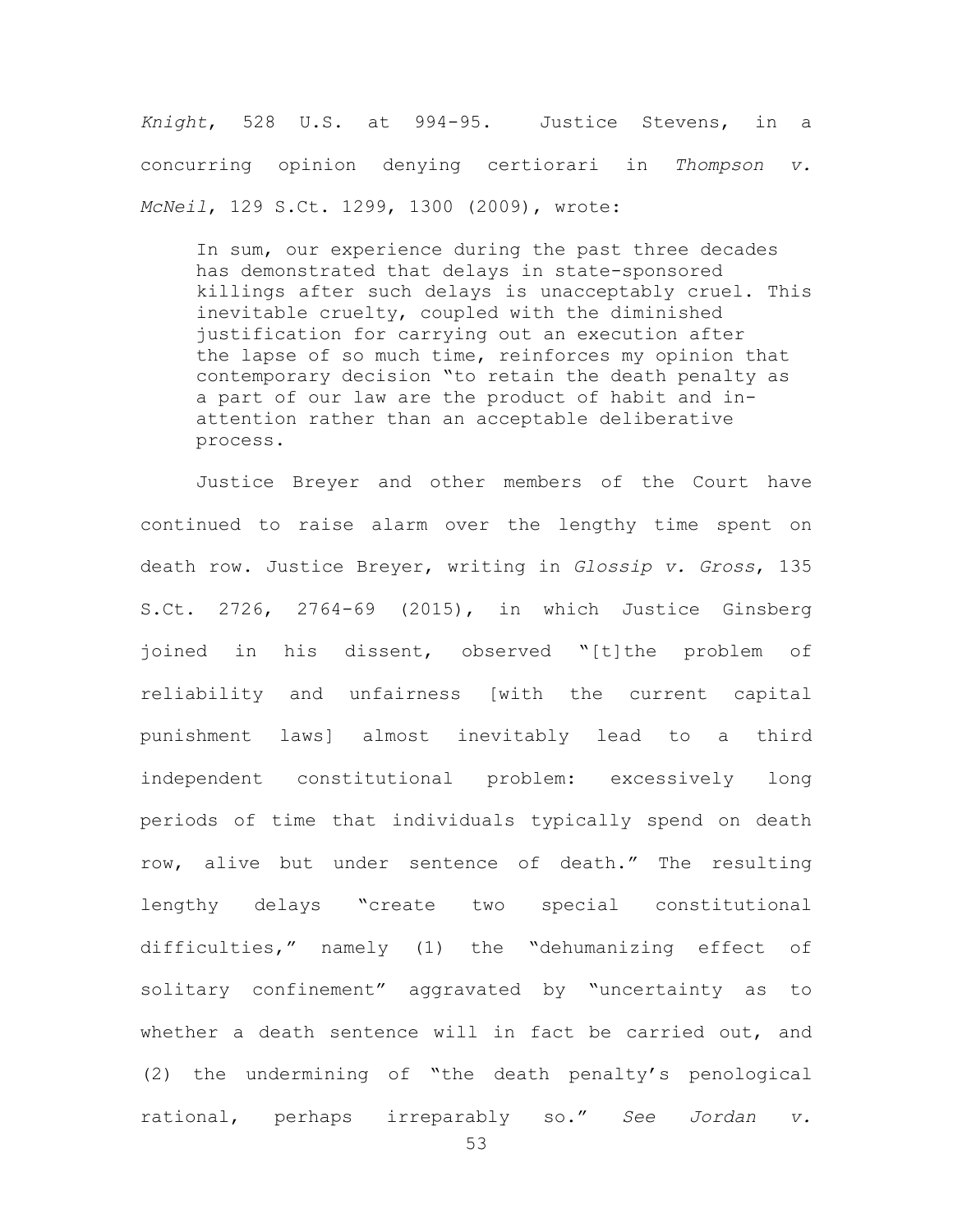*Knight*, 528 U.S. at 994-95. Justice Stevens, in a concurring opinion denying certiorari in *Thompson v. McNeil*, 129 S.Ct. 1299, 1300 (2009), wrote:

> In sum, our experience during the past three decades has demonstrated that delays in state-sponsored killings after such delays is unacceptably cruel. This inevitable cruelty, coupled with the diminished justification for carrying out an execution after the lapse of so much time, reinforces my opinion that contemporary decision "to retain the death penalty as a part of our law are the product of habit and in-attention rather than an acceptable deliberative process.

Justice Breyer and other members of the Court have continued to raise alarm over the lengthy time spent on death row. Justice Breyer, writing in *Glossip v. Gross*, 135 S.Ct. 2726, 2764-69 (2015), in which Justice Ginsberg joined in his dissent, observed "[t]the problem of reliability and unfairness [with the current capital punishment laws] almost inevitably lead to a third independent constitutional problem: excessively long periods of time that individuals typically spend on death row, alive but under sentence of death." The resulting lengthy delays "create two special constitutional difficulties," namely (1) the "dehumanizing effect of solitary confinement" aggravated by "uncertainty as to whether a death sentence will in fact be carried out, and (2) the undermining of "the death penalty's penological rational, perhaps irreparably so." *See Jordan v.*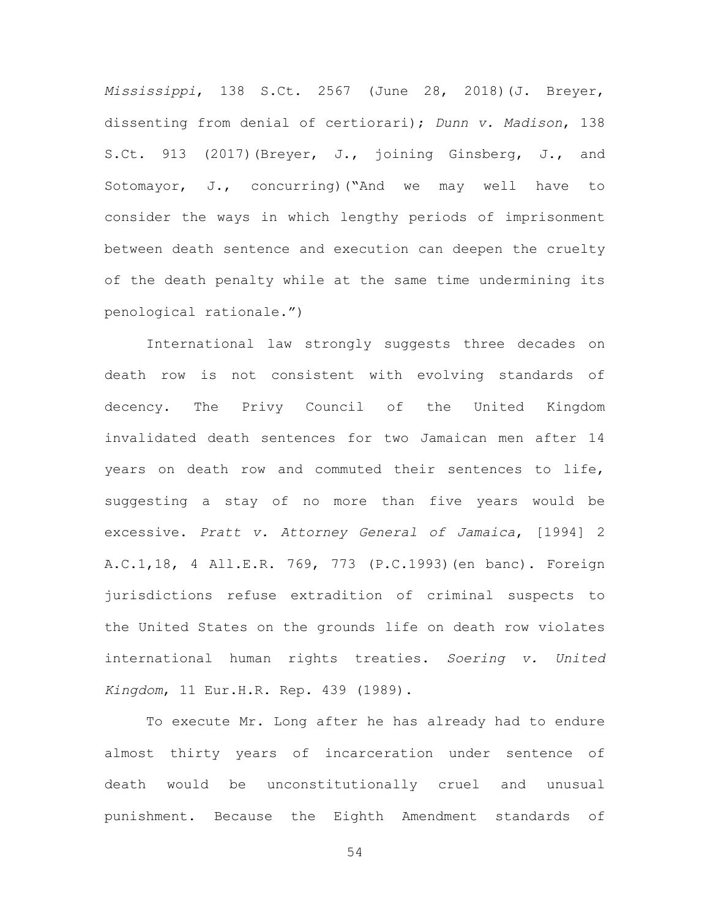*Mississippi*, 138 S.Ct. 2567 (June 28, 2018)(J. Breyer, dissenting from denial of certiorari); *Dunn v. Madison*, 138 S.Ct. 913 (2017)(Breyer, J., joining Ginsberg, J., and Sotomayor, J., concurring)("And we may well have to consider the ways in which lengthy periods of imprisonment between death sentence and execution can deepen the cruelty of the death penalty while at the same time undermining its penological rationale.")

International law strongly suggests three decades on death row is not consistent with evolving standards of decency. The Privy Council of the United Kingdom invalidated death sentences for two Jamaican men after 14 years on death row and commuted their sentences to life, suggesting a stay of no more than five years would be excessive. *Pratt v. Attorney General of Jamaica*, [1994] 2 A.C.1,18, 4 All.E.R. 769, 773 (P.C.1993)(en banc). Foreign jurisdictions refuse extradition of criminal suspects to the United States on the grounds life on death row violates international human rights treaties. *Soering v. United Kingdom*, 11 Eur.H.R. Rep. 439 (1989).

To execute Mr. Long after he has already had to endure almost thirty years of incarceration under sentence of death would be unconstitutionally cruel and unusual punishment. Because the Eighth Amendment standards of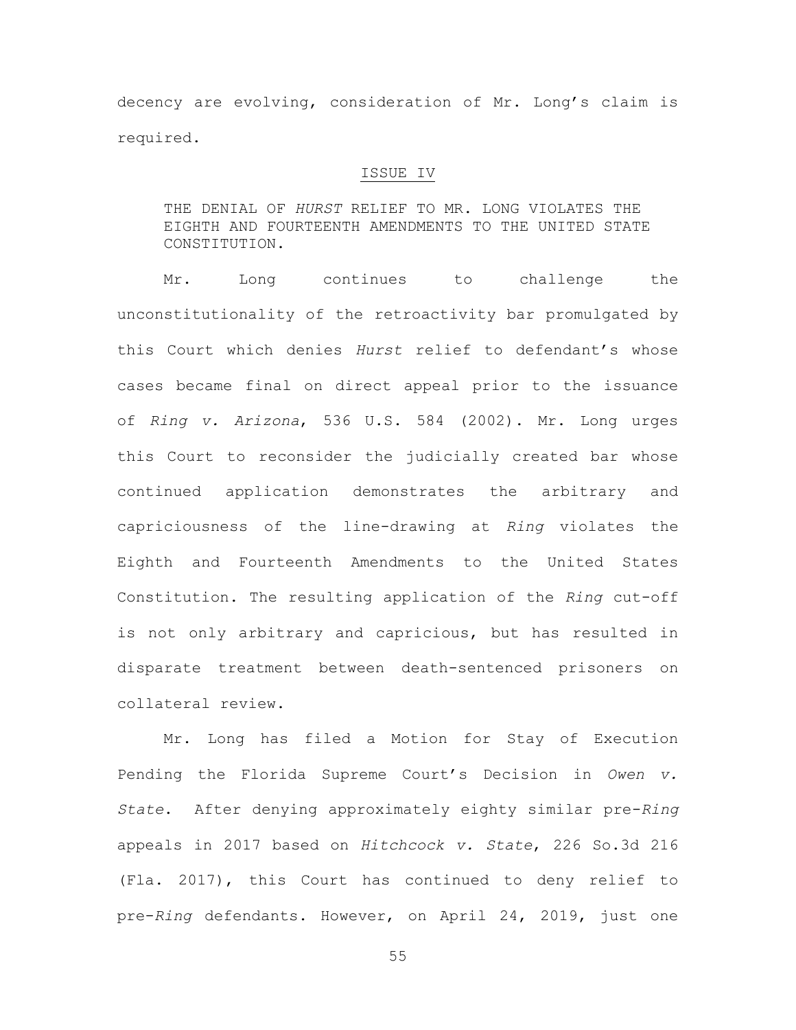decency are evolving, consideration of Mr. Long's claim is required.

## ISSUE IV

THE DENIAL OF *HURST* RELIEF TO MR. LONG VIOLATES THE EIGHTH AND FOURTEENTH AMENDMENTS TO THE UNITED STATE CONSTITUTION.

Mr. Long continues to challenge the unconstitutionality of the retroactivity bar promulgated by this Court which denies *Hurst* relief to defendant's whose cases became final on direct appeal prior to the issuance of *Ring v. Arizona*, 536 U.S. 584 (2002). Mr. Long urges this Court to reconsider the judicially created bar whose continued application demonstrates the arbitrary and capriciousness of the line-drawing at *Ring* violates the Eighth and Fourteenth Amendments to the United States Constitution. The resulting application of the *Ring* cut-off is not only arbitrary and capricious, but has resulted in disparate treatment between death-sentenced prisoners on collateral review.

Mr. Long has filed a Motion for Stay of Execution Pending the Florida Supreme Court's Decision in *Owen v. State*. After denying approximately eighty similar pre-*Ring* appeals in 2017 based on *Hitchcock v. State*, 226 So.3d 216 (Fla. 2017), this Court has continued to deny relief to pre-*Ring* defendants. However, on April 24, 2019, just one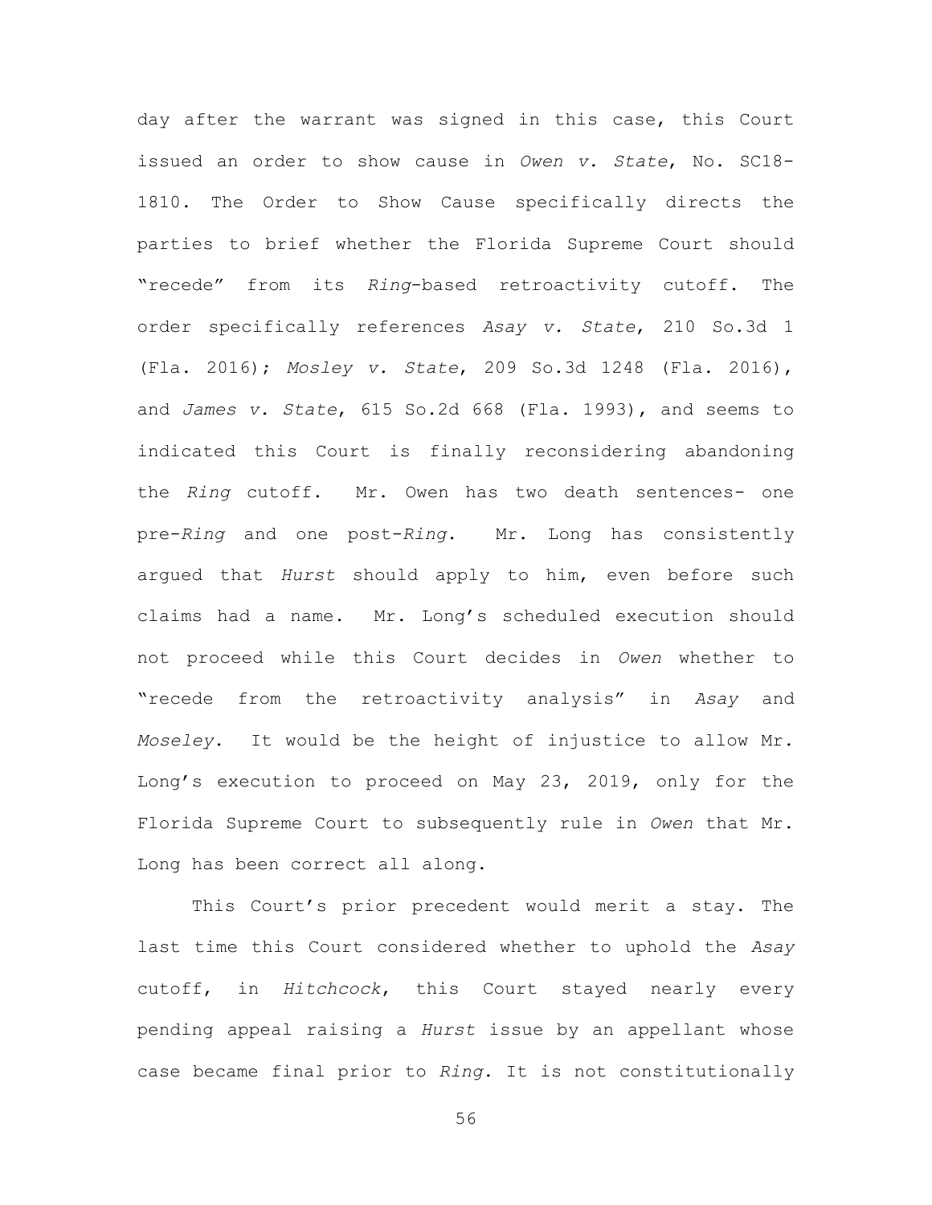day after the warrant was signed in this case, this Court issued an order to show cause in *Owen v. State*, No. SC18-1810. The Order to Show Cause specifically directs the parties to brief whether the Florida Supreme Court should "recede" from its *Ring*-based retroactivity cutoff. The order specifically references *Asay v. State*, 210 So.3d 1 (Fla. 2016); *Mosley v. State*, 209 So.3d 1248 (Fla. 2016), and *James v. State*, 615 So.2d 668 (Fla. 1993), and seems to indicated this Court is finally reconsidering abandoning the *Ring* cutoff. Mr. Owen has two death sentences- one pre-*Ring* and one post-*Ring*. Mr. Long has consistently argued that *Hurst* should apply to him, even before such claims had a name. Mr. Long's scheduled execution should not proceed while this Court decides in *Owen* whether to "recede from the retroactivity analysis" in *Asay* and *Moseley*. It would be the height of injustice to allow Mr. Long's execution to proceed on May 23, 2019, only for the Florida Supreme Court to subsequently rule in *Owen* that Mr. Long has been correct all along.

This Court's prior precedent would merit a stay. The last time this Court considered whether to uphold the *Asay* cutoff, in *Hitchcock*, this Court stayed nearly every pending appeal raising a *Hurst* issue by an appellant whose case became final prior to *Ring*. It is not constitutionally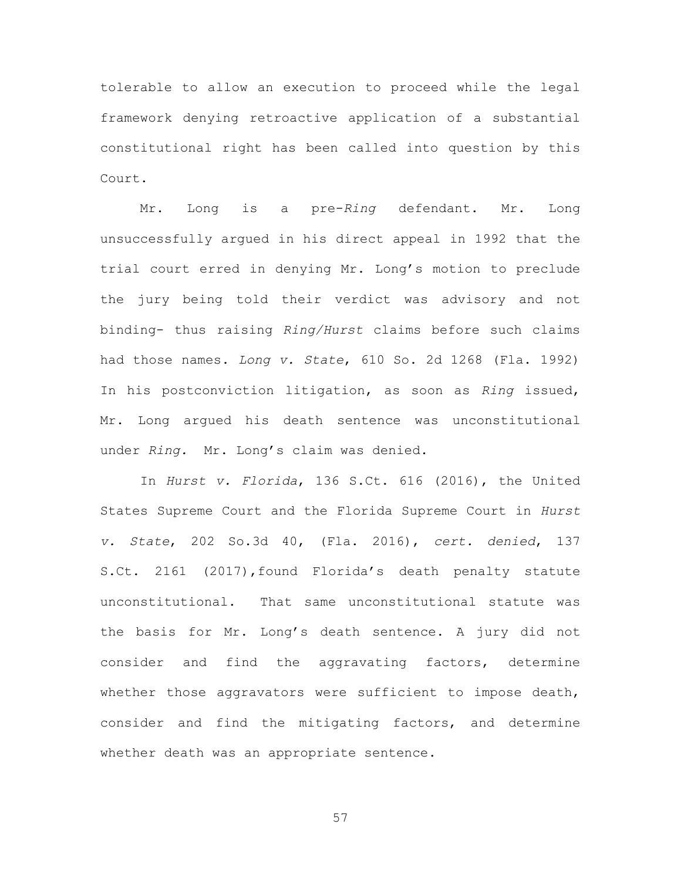tolerable to allow an execution to proceed while the legal framework denying retroactive application of a substantial constitutional right has been called into question by this Court.

Mr. Long is a pre-*Ring* defendant. Mr. Long unsuccessfully argued in his direct appeal in 1992 that the trial court erred in denying Mr. Long's motion to preclude the jury being told their verdict was advisory and not binding- thus raising *Ring/Hurst* claims before such claims had those names. *Long v. State*, 610 So. 2d 1268 (Fla. 1992) In his postconviction litigation, as soon as *Ring* issued, Mr. Long argued his death sentence was unconstitutional under *Ring.* Mr. Long's claim was denied.

In *Hurst v. Florida*, 136 S.Ct. 616 (2016), the United States Supreme Court and the Florida Supreme Court in *Hurst v. State*, 202 So.3d 40, (Fla. 2016), *cert. denied*, 137 S.Ct. 2161 (2017),found Florida's death penalty statute unconstitutional. That same unconstitutional statute was the basis for Mr. Long's death sentence. A jury did not consider and find the aggravating factors, determine whether those aggravators were sufficient to impose death, consider and find the mitigating factors, and determine whether death was an appropriate sentence.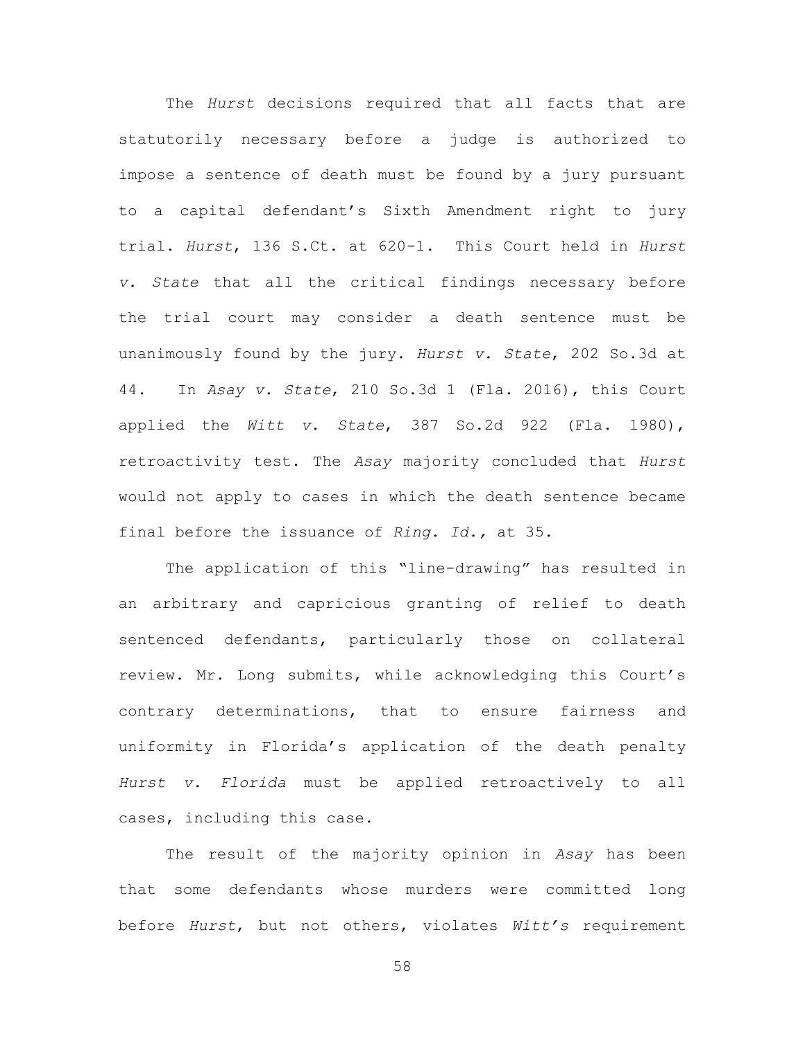The *Hurst* decisions required that all facts that are statutorily necessary before a judge is authorized to impose a sentence of death must be found by a jury pursuant to a capital defendant's Sixth Amendment right to jury trial. *Hurst*, 136 S.Ct. at 620-1. This Court held in *Hurst v. State* that all the critical findings necessary before the trial court may consider a death sentence must be unanimously found by the jury. *Hurst v. State*, 202 So.3d at 44. In *Asay v. State*, 210 So.3d 1 (Fla. 2016), this Court applied the *Witt v. State*, 387 So.2d 922 (Fla. 1980), retroactivity test. The *Asay* majority concluded that *Hurst* would not apply to cases in which the death sentence became final before the issuance of *Ring*. *Id.,* at 35.

The application of this "line-drawing" has resulted in an arbitrary and capricious granting of relief to death sentenced defendants, particularly those on collateral review. Mr. Long submits, while acknowledging this Court's contrary determinations, that to ensure fairness and uniformity in Florida's application of the death penalty *Hurst v. Florida* must be applied retroactively to all cases, including this case.

The result of the majority opinion in *Asay* has been that some defendants whose murders were committed long before *Hurst*, but not others, violates *Witt's* requirement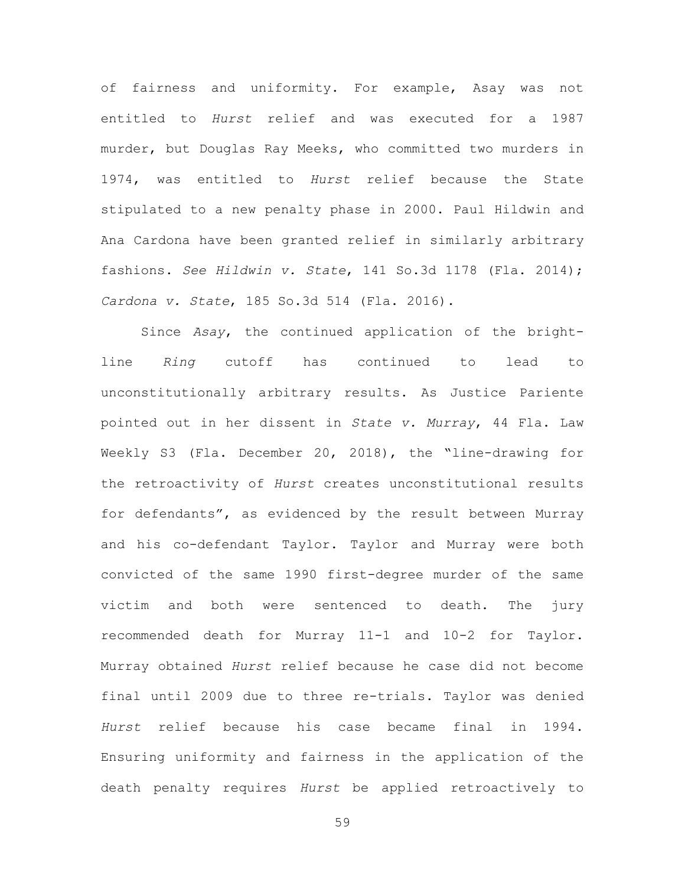of fairness and uniformity. For example, Asay was not entitled to *Hurst* relief and was executed for a 1987 murder, but Douglas Ray Meeks, who committed two murders in 1974, was entitled to *Hurst* relief because the State stipulated to a new penalty phase in 2000. Paul Hildwin and Ana Cardona have been granted relief in similarly arbitrary fashions. *See Hildwin v. State*, 141 So.3d 1178 (Fla. 2014); *Cardona v. State*, 185 So.3d 514 (Fla. 2016).

Since *Asay*, the continued application of the bright-line *Ring* cutoff has continued to lead to unconstitutionally arbitrary results. As Justice Pariente pointed out in her dissent in *State v. Murray*, 44 Fla. Law Weekly S3 (Fla. December 20, 2018), the "line-drawing for the retroactivity of *Hurst* creates unconstitutional results for defendants", as evidenced by the result between Murray and his co-defendant Taylor. Taylor and Murray were both convicted of the same 1990 first-degree murder of the same victim and both were sentenced to death. The jury recommended death for Murray 11-1 and 10-2 for Taylor. Murray obtained *Hurst* relief because he case did not become final until 2009 due to three re-trials. Taylor was denied *Hurst* relief because his case became final in 1994. Ensuring uniformity and fairness in the application of the death penalty requires *Hurst* be applied retroactively to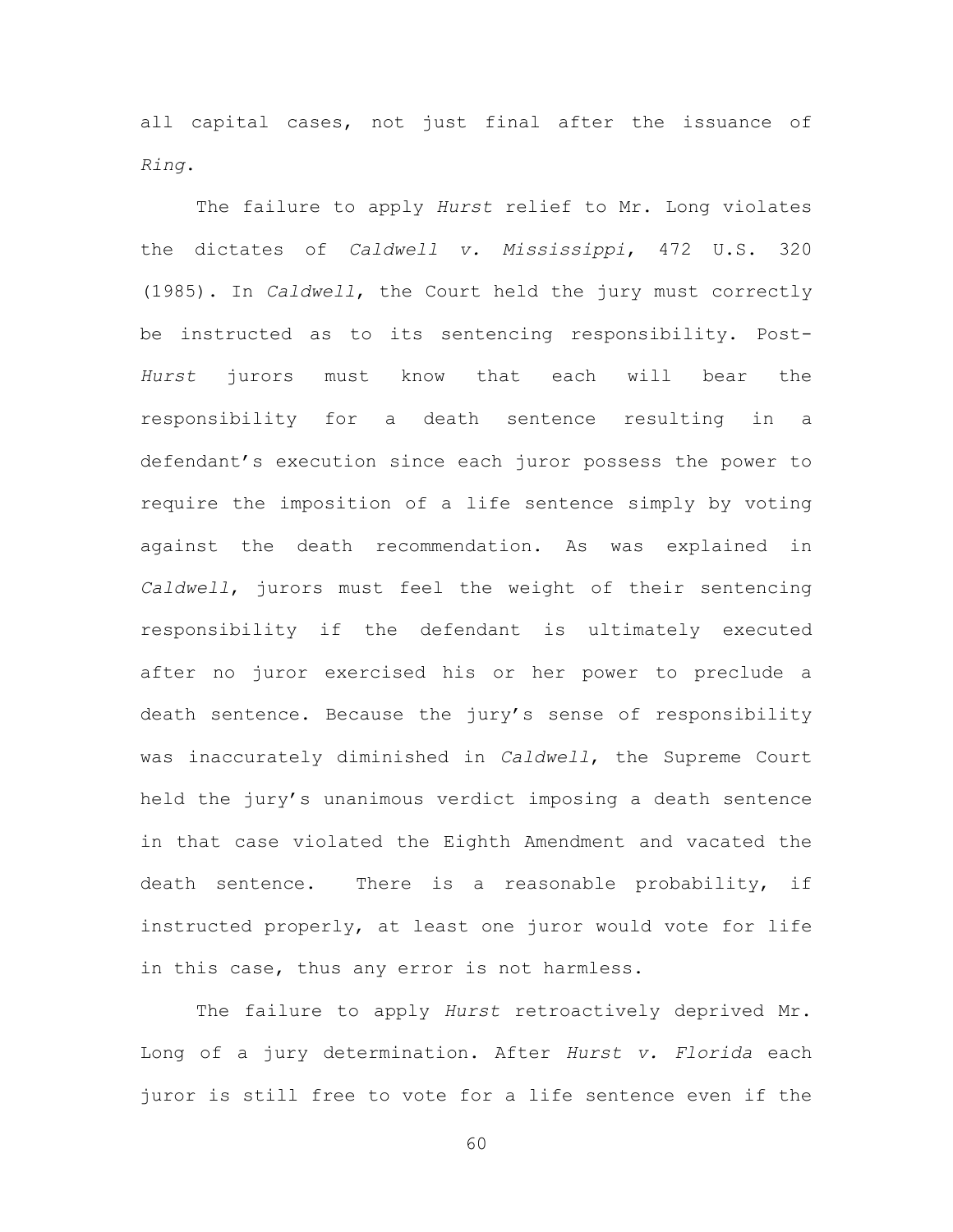all capital cases, not just final after the issuance of *Ring*.

The failure to apply *Hurst* relief to Mr. Long violates the dictates of *Caldwell v. Mississippi*, 472 U.S. 320 (1985). In *Caldwell*, the Court held the jury must correctly be instructed as to its sentencing responsibility. Post-*Hurst* jurors must know that each will bear the responsibility for a death sentence resulting in a defendant's execution since each juror possess the power to require the imposition of a life sentence simply by voting against the death recommendation. As was explained in *Caldwell*, jurors must feel the weight of their sentencing responsibility if the defendant is ultimately executed after no juror exercised his or her power to preclude a death sentence. Because the jury's sense of responsibility was inaccurately diminished in *Caldwell*, the Supreme Court held the jury's unanimous verdict imposing a death sentence in that case violated the Eighth Amendment and vacated the death sentence. There is a reasonable probability, if instructed properly, at least one juror would vote for life in this case, thus any error is not harmless.

The failure to apply *Hurst* retroactively deprived Mr. Long of a jury determination. After *Hurst v. Florida* each juror is still free to vote for a life sentence even if the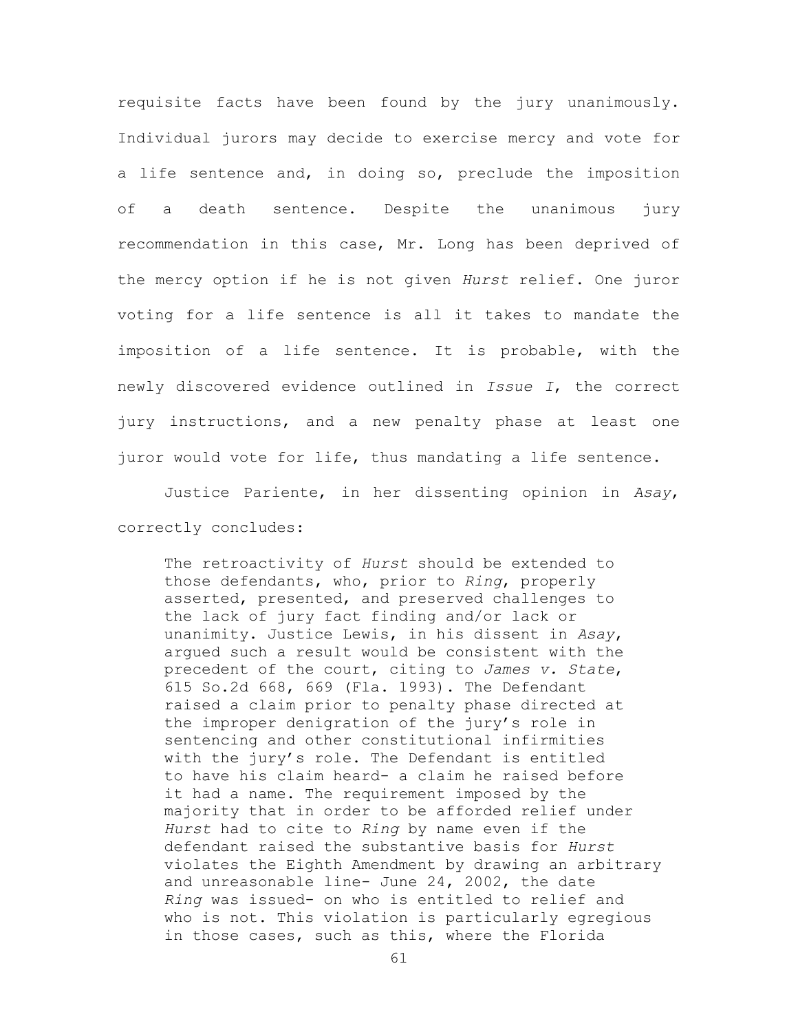requisite facts have been found by the jury unanimously. Individual jurors may decide to exercise mercy and vote for a life sentence and, in doing so, preclude the imposition of a death sentence. Despite the unanimous jury recommendation in this case, Mr. Long has been deprived of the mercy option if he is not given *Hurst* relief. One juror voting for a life sentence is all it takes to mandate the imposition of a life sentence. It is probable, with the newly discovered evidence outlined in *Issue I*, the correct jury instructions, and a new penalty phase at least one juror would vote for life, thus mandating a life sentence.

Justice Pariente, in her dissenting opinion in *Asay*, correctly concludes:

> The retroactivity of *Hurst* should be extended to those defendants, who, prior to *Ring*, properly asserted, presented, and preserved challenges to the lack of jury fact finding and/or lack or unanimity. Justice Lewis, in his dissent in *Asay*, argued such a result would be consistent with the precedent of the court, citing to *James v. State*, 615 So.2d 668, 669 (Fla. 1993). The Defendant raised a claim prior to penalty phase directed at the improper denigration of the jury's role in sentencing and other constitutional infirmities with the jury's role. The Defendant is entitled to have his claim heard- a claim he raised before it had a name. The requirement imposed by the majority that in order to be afforded relief under *Hurst* had to cite to *Ring* by name even if the defendant raised the substantive basis for *Hurst* violates the Eighth Amendment by drawing an arbitrary and unreasonable line- June 24, 2002, the date *Ring* was issued- on who is entitled to relief and who is not. This violation is particularly egregious in those cases, such as this, where the Florida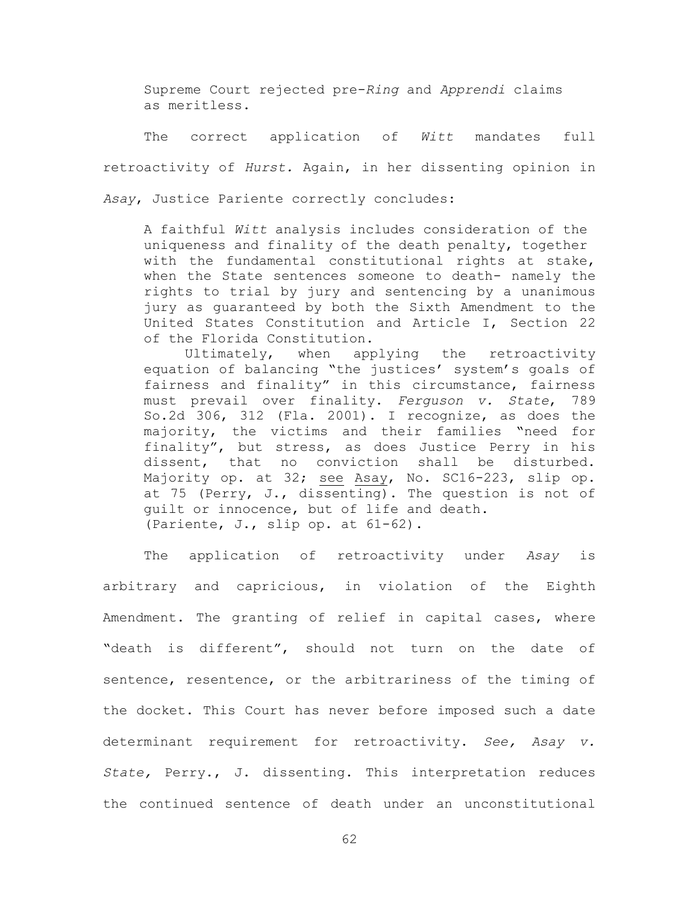> Supreme Court rejected pre-*Ring* and *Apprendi* claims as meritless.

The correct application of *Witt* mandates full retroactivity of *Hurst.* Again, in her dissenting opinion in *Asay*, Justice Pariente correctly concludes:

> A faithful *Witt* analysis includes consideration of the uniqueness and finality of the death penalty, together with the fundamental constitutional rights at stake, when the State sentences someone to death- namely the rights to trial by jury and sentencing by a unanimous jury as guaranteed by both the Sixth Amendment to the United States Constitution and Article I, Section 22 of the Florida Constitution.
>
> Ultimately, when applying the retroactivity equation of balancing "the justices' system's goals of fairness and finality" in this circumstance, fairness must prevail over finality. *Ferguson v. State*, 789 So.2d 306, 312 (Fla. 2001). I recognize, as does the majority, the victims and their families "need for finality", but stress, as does Justice Perry in his dissent, that no conviction shall be disturbed. Majority op. at 32; see Asay, No. SC16-223, slip op. at 75 (Perry, J., dissenting). The question is not of guilt or innocence, but of life and death.
> (Pariente, J., slip op. at 61-62).

The application of retroactivity under *Asay* is arbitrary and capricious, in violation of the Eighth Amendment. The granting of relief in capital cases, where "death is different", should not turn on the date of sentence, resentence, or the arbitrariness of the timing of the docket. This Court has never before imposed such a date determinant requirement for retroactivity. *See, Asay v. State,* Perry., J. dissenting. This interpretation reduces the continued sentence of death under an unconstitutional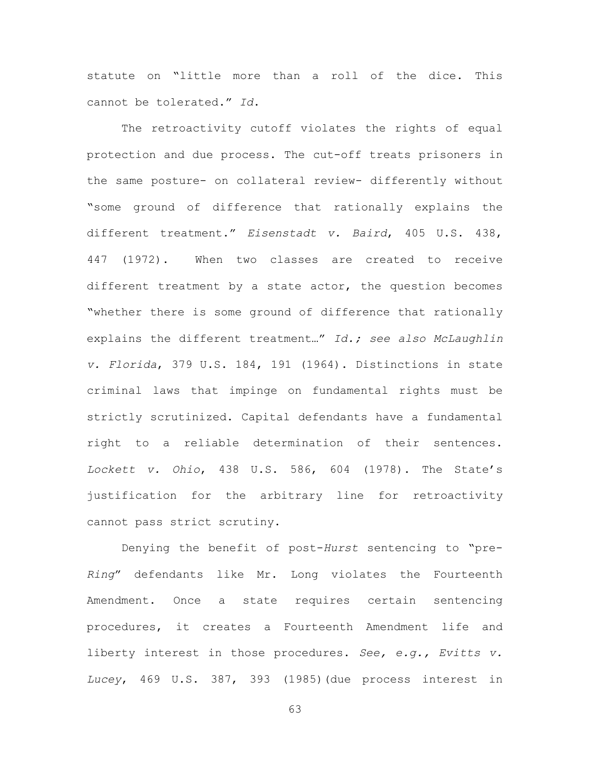statute on "little more than a roll of the dice. This cannot be tolerated." *Id*.

The retroactivity cutoff violates the rights of equal protection and due process. The cut-off treats prisoners in the same posture- on collateral review- differently without "some ground of difference that rationally explains the different treatment." *Eisenstadt v. Baird*, 405 U.S. 438, 447 (1972). When two classes are created to receive different treatment by a state actor, the question becomes "whether there is some ground of difference that rationally explains the different treatment…" *Id.; see also McLaughlin v. Florida*, 379 U.S. 184, 191 (1964). Distinctions in state criminal laws that impinge on fundamental rights must be strictly scrutinized. Capital defendants have a fundamental right to a reliable determination of their sentences. *Lockett v. Ohio*, 438 U.S. 586, 604 (1978). The State's justification for the arbitrary line for retroactivity cannot pass strict scrutiny.

Denying the benefit of post-*Hurst* sentencing to "pre-*Ring*" defendants like Mr. Long violates the Fourteenth Amendment. Once a state requires certain sentencing procedures, it creates a Fourteenth Amendment life and liberty interest in those procedures. *See, e.g., Evitts v. Lucey*, 469 U.S. 387, 393 (1985)(due process interest in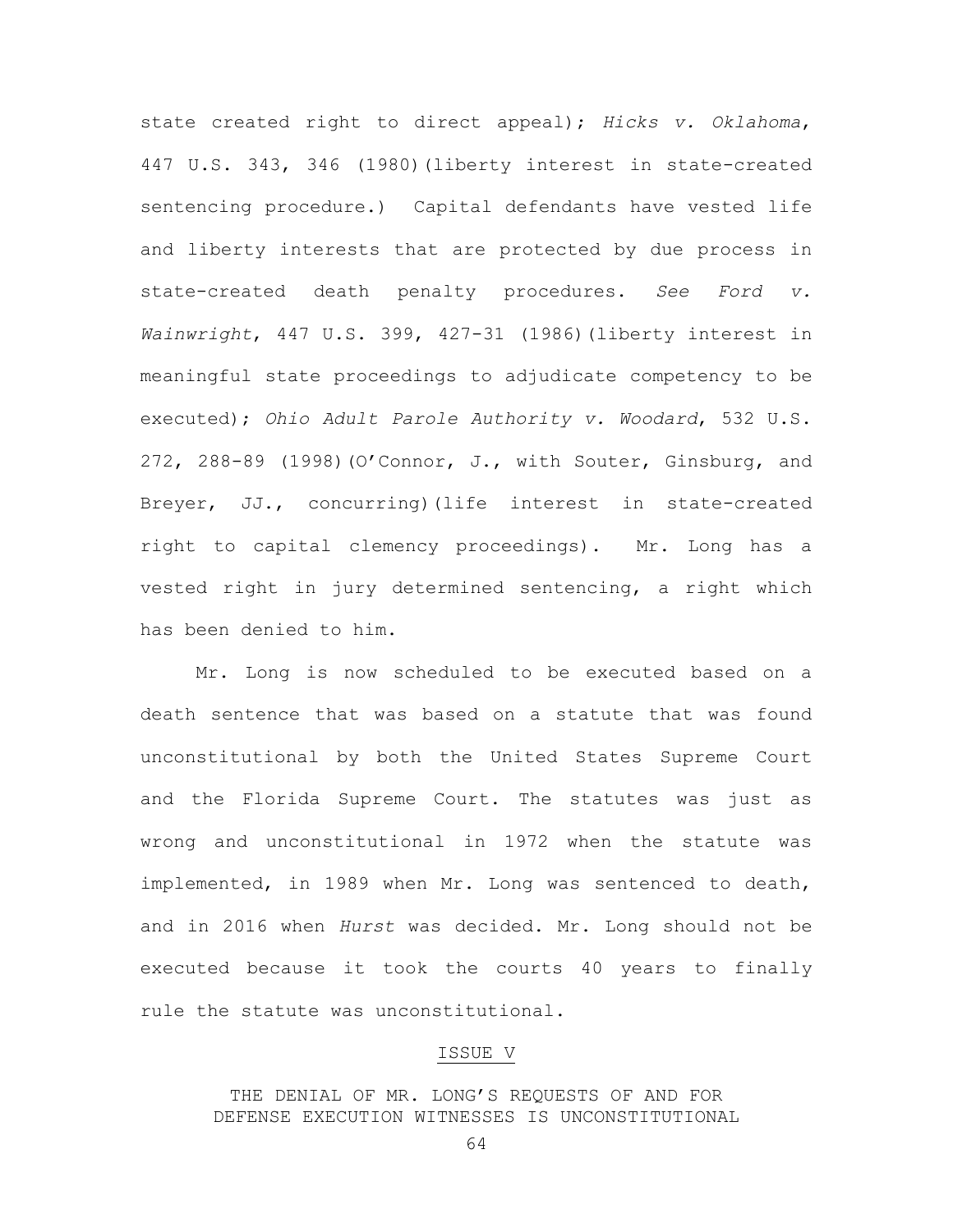state created right to direct appeal); *Hicks v. Oklahoma*, 447 U.S. 343, 346 (1980)(liberty interest in state-created sentencing procedure.) Capital defendants have vested life and liberty interests that are protected by due process in state-created death penalty procedures. *See Ford v. Wainwright*, 447 U.S. 399, 427-31 (1986)(liberty interest in meaningful state proceedings to adjudicate competency to be executed); *Ohio Adult Parole Authority v. Woodard*, 532 U.S. 272, 288-89 (1998)(O'Connor, J., with Souter, Ginsburg, and Breyer, JJ., concurring)(life interest in state-created right to capital clemency proceedings). Mr. Long has a vested right in jury determined sentencing, a right which has been denied to him.

Mr. Long is now scheduled to be executed based on a death sentence that was based on a statute that was found unconstitutional by both the United States Supreme Court and the Florida Supreme Court. The statutes was just as wrong and unconstitutional in 1972 when the statute was implemented, in 1989 when Mr. Long was sentenced to death, and in 2016 when *Hurst* was decided. Mr. Long should not be executed because it took the courts 40 years to finally rule the statute was unconstitutional.

## ISSUE V

### THE DENIAL OF MR. LONG'S REQUESTS OF AND FOR DEFENSE EXECUTION WITNESSES IS UNCONSTITUTIONAL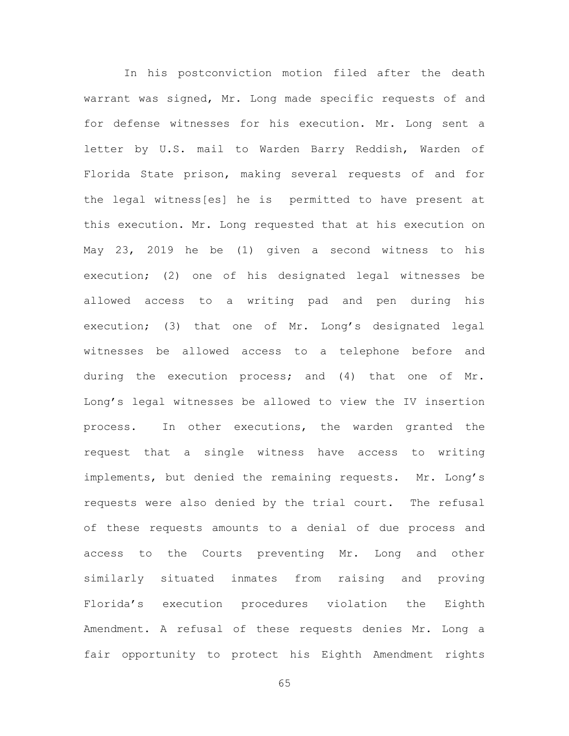In his postconviction motion filed after the death warrant was signed, Mr. Long made specific requests of and for defense witnesses for his execution. Mr. Long sent a letter by U.S. mail to Warden Barry Reddish, Warden of Florida State prison, making several requests of and for the legal witness[es] he is permitted to have present at this execution. Mr. Long requested that at his execution on May 23, 2019 he be (1) given a second witness to his execution; (2) one of his designated legal witnesses be allowed access to a writing pad and pen during his execution; (3) that one of Mr. Long's designated legal witnesses be allowed access to a telephone before and during the execution process; and (4) that one of Mr. Long's legal witnesses be allowed to view the IV insertion process. In other executions, the warden granted the request that a single witness have access to writing implements, but denied the remaining requests. Mr. Long's requests were also denied by the trial court. The refusal of these requests amounts to a denial of due process and access to the Courts preventing Mr. Long and other similarly situated inmates from raising and proving Florida's execution procedures violation the Eighth Amendment. A refusal of these requests denies Mr. Long a fair opportunity to protect his Eighth Amendment rights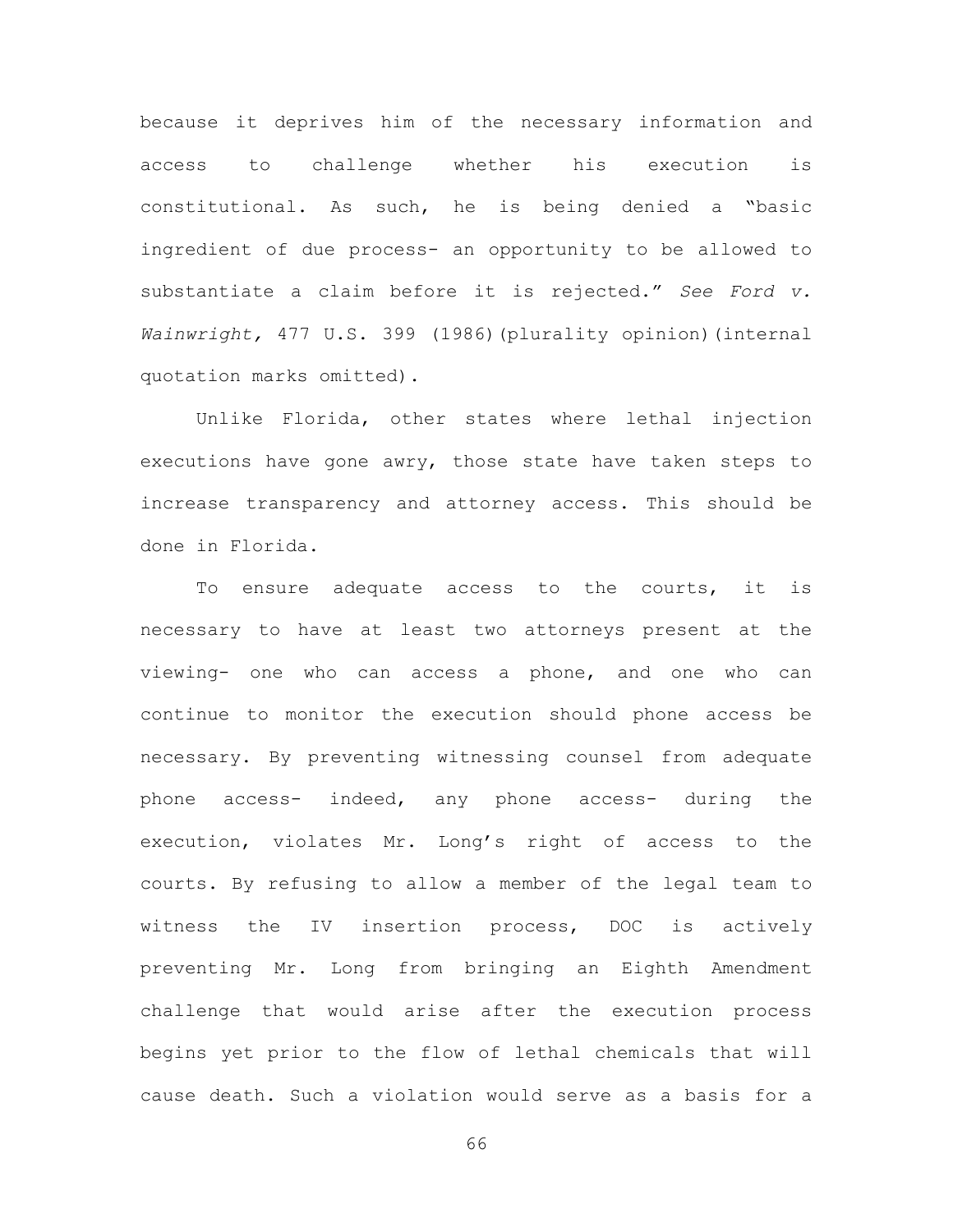because it deprives him of the necessary information and access to challenge whether his execution is constitutional. As such, he is being denied a "basic ingredient of due process- an opportunity to be allowed to substantiate a claim before it is rejected." *See Ford v. Wainwright,* 477 U.S. 399 (1986)(plurality opinion)(internal quotation marks omitted).

Unlike Florida, other states where lethal injection executions have gone awry, those state have taken steps to increase transparency and attorney access. This should be done in Florida.

To ensure adequate access to the courts, it is necessary to have at least two attorneys present at the viewing- one who can access a phone, and one who can continue to monitor the execution should phone access be necessary. By preventing witnessing counsel from adequate phone access- indeed, any phone access- during the execution, violates Mr. Long's right of access to the courts. By refusing to allow a member of the legal team to witness the IV insertion process, DOC is actively preventing Mr. Long from bringing an Eighth Amendment challenge that would arise after the execution process begins yet prior to the flow of lethal chemicals that will cause death. Such a violation would serve as a basis for a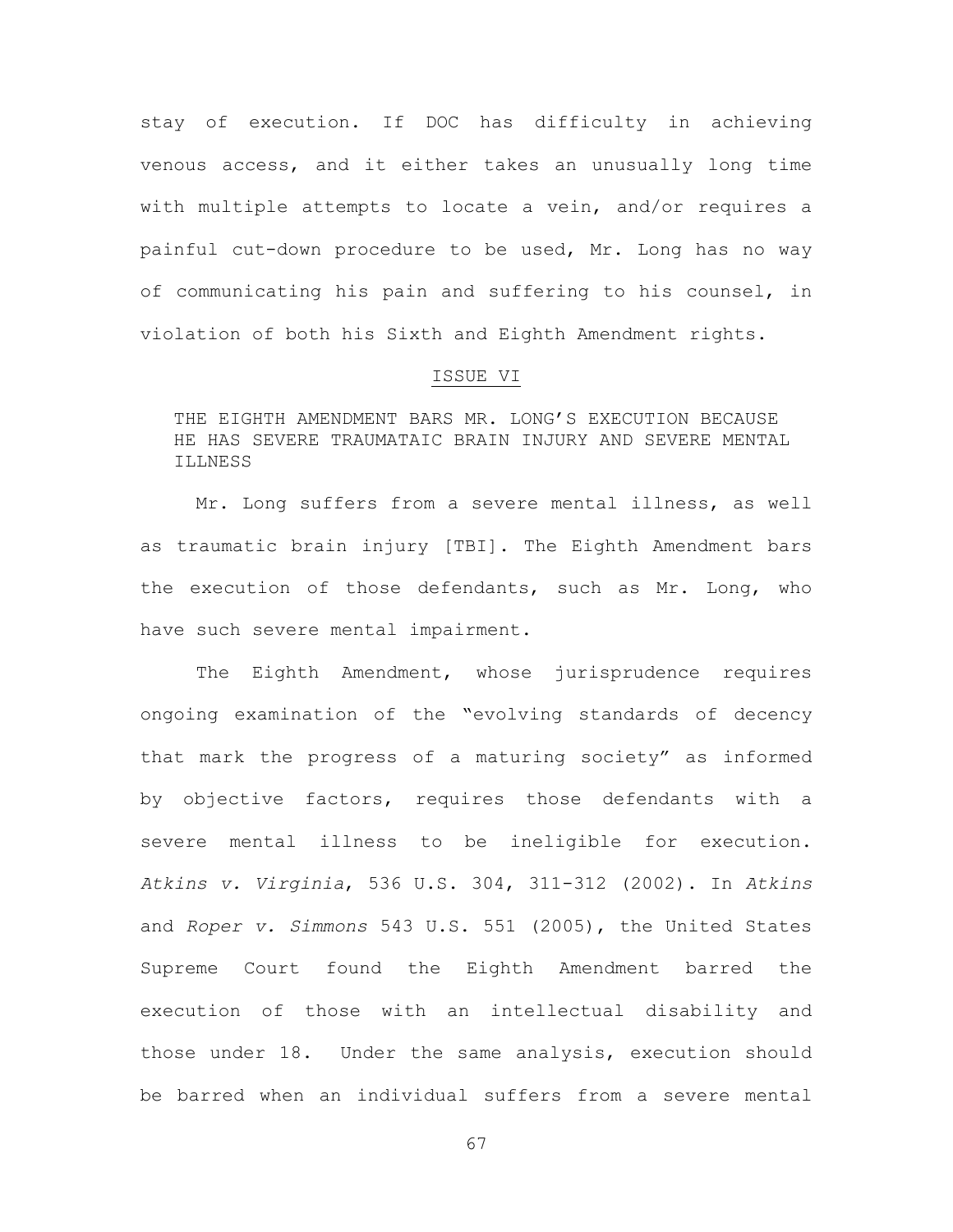stay of execution. If DOC has difficulty in achieving venous access, and it either takes an unusually long time with multiple attempts to locate a vein, and/or requires a painful cut-down procedure to be used, Mr. Long has no way of communicating his pain and suffering to his counsel, in violation of both his Sixth and Eighth Amendment rights.

## ISSUE VI

THE EIGHTH AMENDMENT BARS MR. LONG'S EXECUTION BECAUSE HE HAS SEVERE TRAUMATAIC BRAIN INJURY AND SEVERE MENTAL ILLNESS

Mr. Long suffers from a severe mental illness, as well as traumatic brain injury [TBI]. The Eighth Amendment bars the execution of those defendants, such as Mr. Long, who have such severe mental impairment.

The Eighth Amendment, whose jurisprudence requires ongoing examination of the "evolving standards of decency that mark the progress of a maturing society" as informed by objective factors, requires those defendants with a severe mental illness to be ineligible for execution. *Atkins v. Virginia*, 536 U.S. 304, 311-312 (2002). In *Atkins* and *Roper v. Simmons* 543 U.S. 551 (2005), the United States Supreme Court found the Eighth Amendment barred the execution of those with an intellectual disability and those under 18. Under the same analysis, execution should be barred when an individual suffers from a severe mental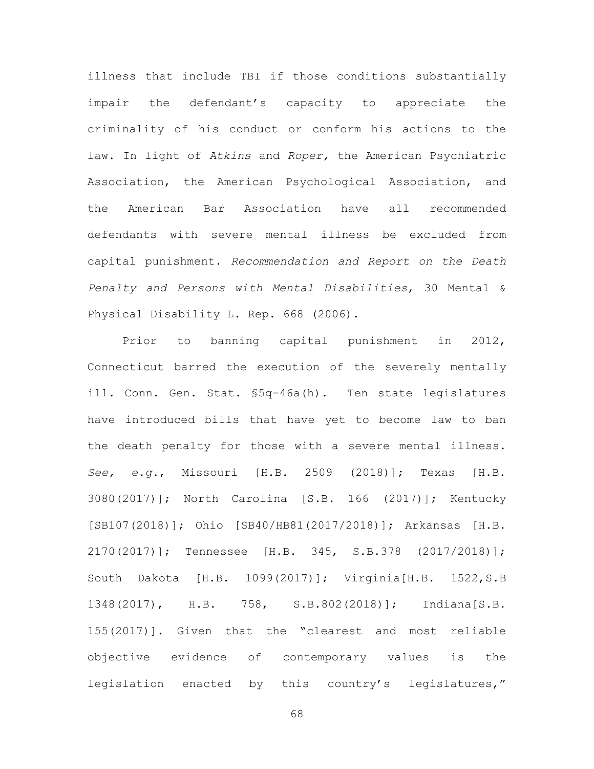illness that include TBI if those conditions substantially impair the defendant's capacity to appreciate the criminality of his conduct or conform his actions to the law. In light of *Atkins* and *Roper,* the American Psychiatric Association, the American Psychological Association, and the American Bar Association have all recommended defendants with severe mental illness be excluded from capital punishment. *Recommendation and Report on the Death Penalty and Persons with Mental Disabilities*, 30 Mental & Physical Disability L. Rep. 668 (2006).

Prior to banning capital punishment in 2012, Connecticut barred the execution of the severely mentally ill. Conn. Gen. Stat. §5q-46a(h). Ten state legislatures have introduced bills that have yet to become law to ban the death penalty for those with a severe mental illness. *See, e.g.*, Missouri [H.B. 2509 (2018)]; Texas [H.B. 3080(2017)]; North Carolina [S.B. 166 (2017)]; Kentucky [SB107(2018)]; Ohio [SB40/HB81(2017/2018)]; Arkansas [H.B. 2170(2017)]; Tennessee [H.B. 345, S.B.378 (2017/2018)]; South Dakota [H.B. 1099(2017)]; Virginia[H.B. 1522,S.B 1348(2017), H.B. 758, S.B.802(2018)]; Indiana[S.B. 155(2017)]. Given that the "clearest and most reliable objective evidence of contemporary values is the legislation enacted by this country's legislatures,"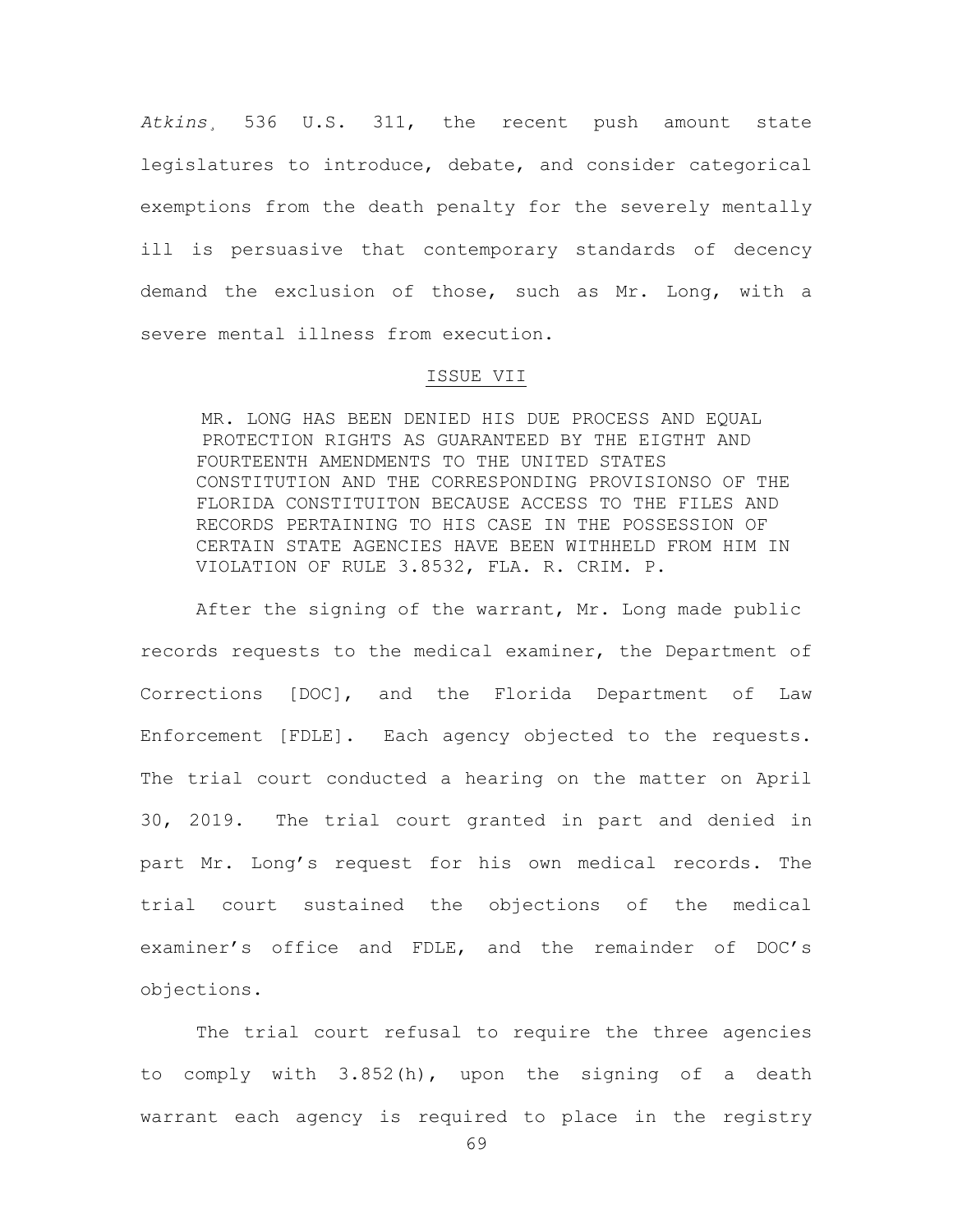*Atkins*, 536 U.S. 311, the recent push amount state legislatures to introduce, debate, and consider categorical exemptions from the death penalty for the severely mentally ill is persuasive that contemporary standards of decency demand the exclusion of those, such as Mr. Long, with a severe mental illness from execution.

## ISSUE VII

MR. LONG HAS BEEN DENIED HIS DUE PROCESS AND EQUAL PROTECTION RIGHTS AS GUARANTEED BY THE EIGTHT AND FOURTEENTH AMENDMENTS TO THE UNITED STATES CONSTITUTION AND THE CORRESPONDING PROVISIONSO OF THE FLORIDA CONSTITUITON BECAUSE ACCESS TO THE FILES AND RECORDS PERTAINING TO HIS CASE IN THE POSSESSION OF CERTAIN STATE AGENCIES HAVE BEEN WITHHELD FROM HIM IN VIOLATION OF RULE 3.8532, FLA. R. CRIM. P.

After the signing of the warrant, Mr. Long made public records requests to the medical examiner, the Department of Corrections [DOC], and the Florida Department of Law Enforcement [FDLE]. Each agency objected to the requests. The trial court conducted a hearing on the matter on April 30, 2019. The trial court granted in part and denied in part Mr. Long's request for his own medical records. The trial court sustained the objections of the medical examiner's office and FDLE, and the remainder of DOC's objections.

The trial court refusal to require the three agencies to comply with 3.852(h), upon the signing of a death warrant each agency is required to place in the registry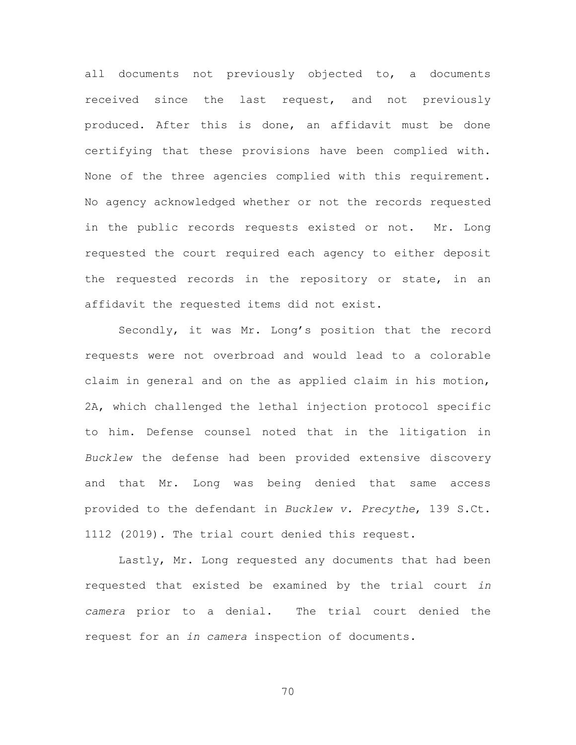all documents not previously objected to, a documents received since the last request, and not previously produced. After this is done, an affidavit must be done certifying that these provisions have been complied with. None of the three agencies complied with this requirement. No agency acknowledged whether or not the records requested in the public records requests existed or not. Mr. Long requested the court required each agency to either deposit the requested records in the repository or state, in an affidavit the requested items did not exist.

Secondly, it was Mr. Long's position that the record requests were not overbroad and would lead to a colorable claim in general and on the as applied claim in his motion, 2A, which challenged the lethal injection protocol specific to him. Defense counsel noted that in the litigation in *Bucklew* the defense had been provided extensive discovery and that Mr. Long was being denied that same access provided to the defendant in *Bucklew v. Precythe*, 139 S.Ct. 1112 (2019). The trial court denied this request.

Lastly, Mr. Long requested any documents that had been requested that existed be examined by the trial court *in camera* prior to a denial. The trial court denied the request for an *in camera* inspection of documents.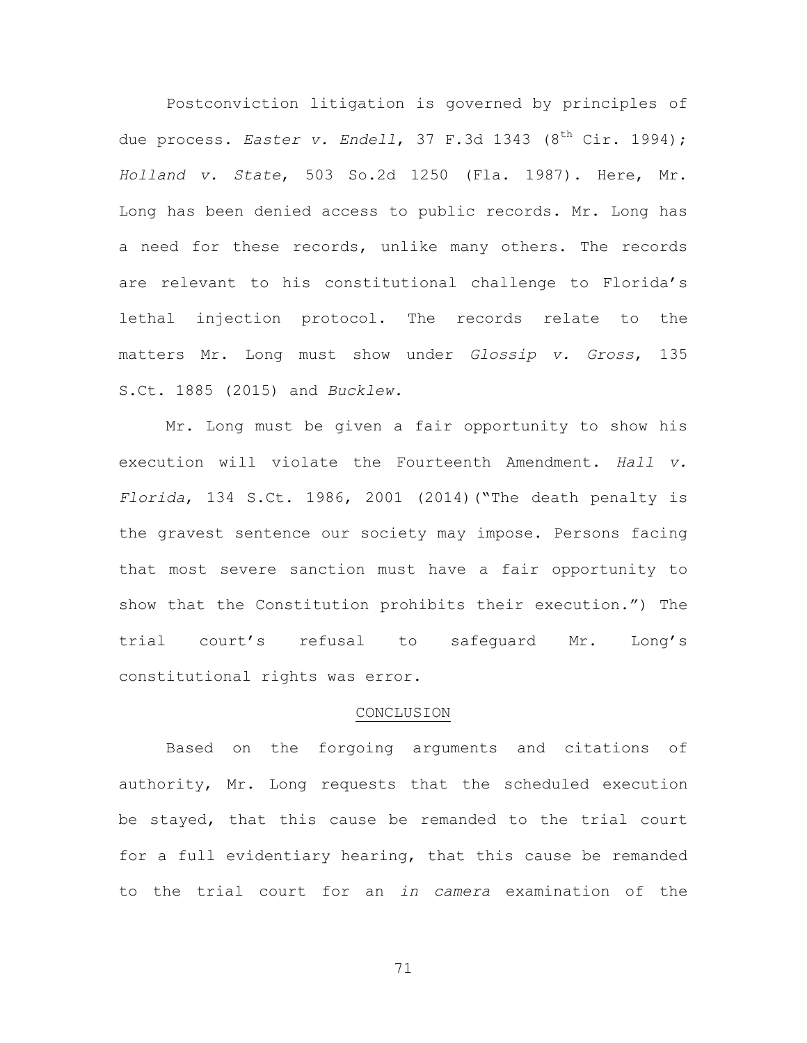Postconviction litigation is governed by principles of due process. *Easter v. Endell*, 37 F.3d 1343 (8th Cir. 1994); *Holland v. State*, 503 So.2d 1250 (Fla. 1987). Here, Mr. Long has been denied access to public records. Mr. Long has a need for these records, unlike many others. The records are relevant to his constitutional challenge to Florida's lethal injection protocol. The records relate to the matters Mr. Long must show under *Glossip v. Gross*, 135 S.Ct. 1885 (2015) and *Bucklew.*

Mr. Long must be given a fair opportunity to show his execution will violate the Fourteenth Amendment. *Hall v. Florida*, 134 S.Ct. 1986, 2001 (2014)("The death penalty is the gravest sentence our society may impose. Persons facing that most severe sanction must have a fair opportunity to show that the Constitution prohibits their execution.") The trial court's refusal to safeguard Mr. Long's constitutional rights was error.

## CONCLUSION

Based on the forgoing arguments and citations of authority, Mr. Long requests that the scheduled execution be stayed, that this cause be remanded to the trial court for a full evidentiary hearing, that this cause be remanded to the trial court for an *in camera* examination of the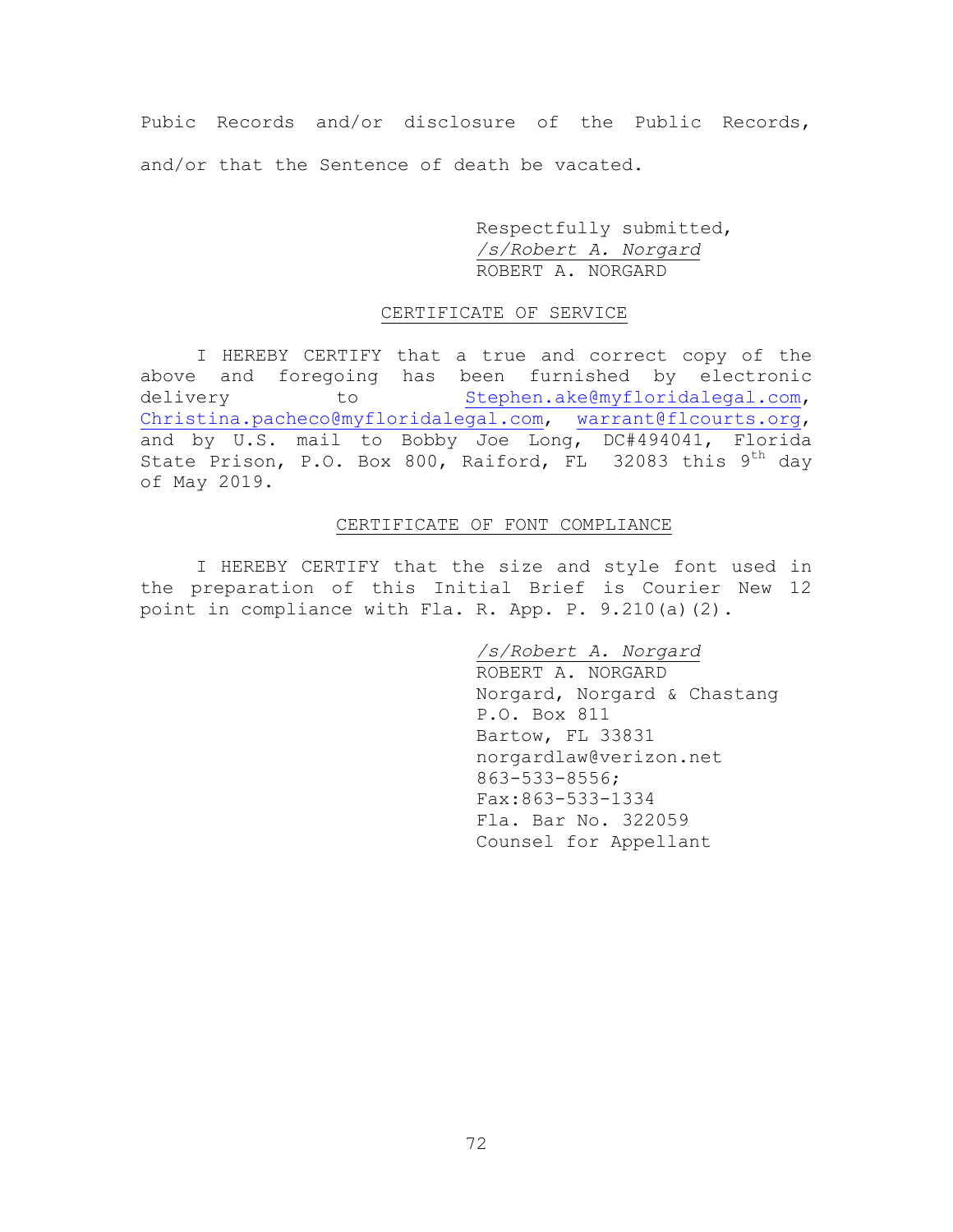Pubic Records and/or disclosure of the Public Records, and/or that the Sentence of death be vacated.

Respectfully submitted,
*/s/Robert A. Norgard*
ROBERT A. NORGARD

## CERTIFICATE OF SERVICE

I HEREBY CERTIFY that a true and correct copy of the above and foregoing has been furnished by electronic delivery to Stephen.ake@myfloridalegal.com, Christina.pacheco@myfloridalegal.com, warrant@flcourts.org, and by U.S. mail to Bobby Joe Long, DC#494041, Florida State Prison, P.O. Box 800, Raiford, FL 32083 this 9th day of May 2019.

## CERTIFICATE OF FONT COMPLIANCE

I HEREBY CERTIFY that the size and style font used in the preparation of this Initial Brief is Courier New 12 point in compliance with Fla. R. App. P. 9.210(a)(2).

*/s/Robert A. Norgard*
ROBERT A. NORGARD
Norgard, Norgard & Chastang
P.O. Box 811
Bartow, FL 33831
norgardlaw@verizon.net
863-533-8556;
Fax:863-533-1334
Fla. Bar No. 322059
Counsel for Appellant